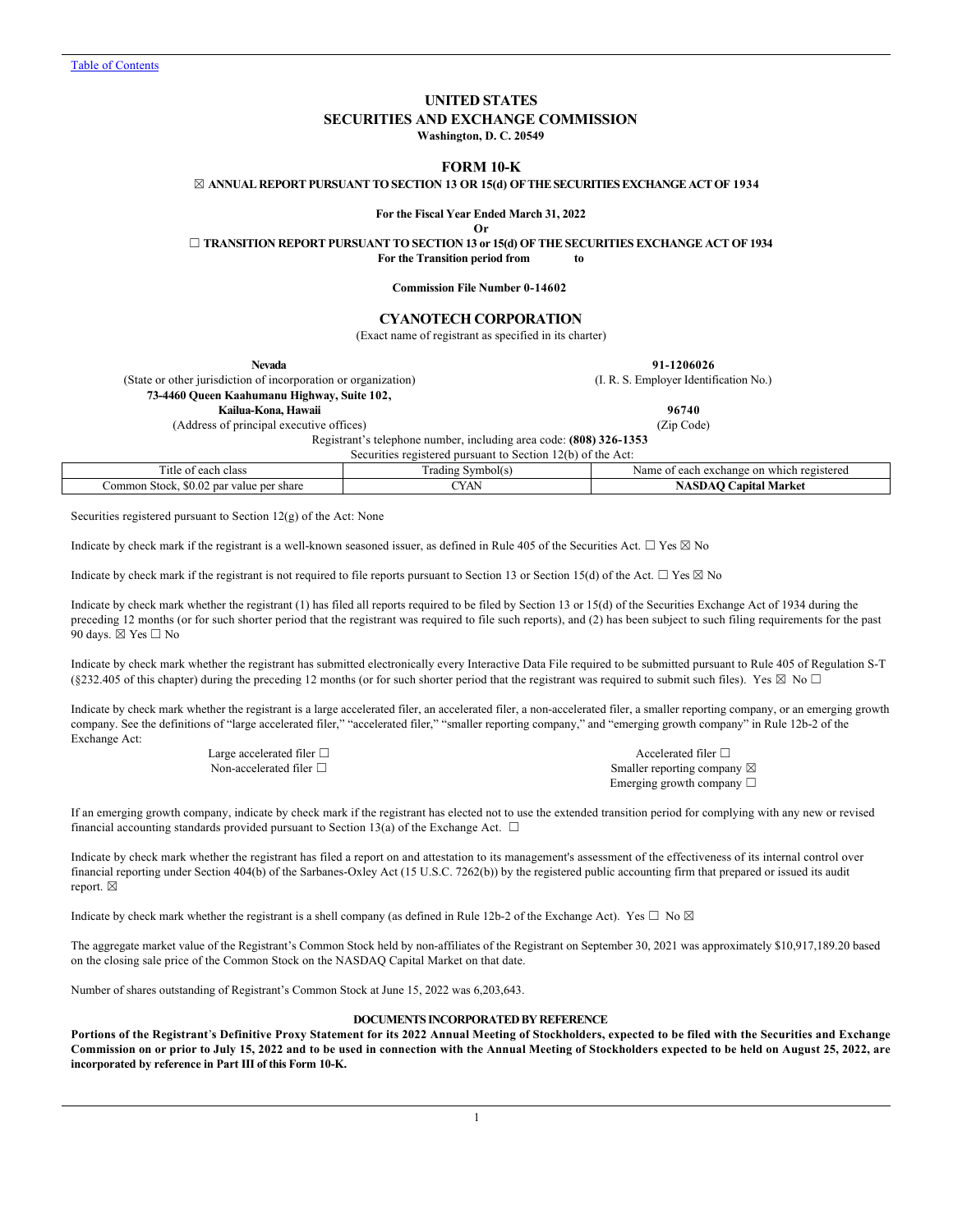[Table of Contents](#)

# UNITED STATES
# SECURITIES AND EXCHANGE COMMISSION
**Washington, D. C. 20549**

## FORM 10-K

☒ **ANNUAL REPORT PURSUANT TO SECTION 13 OR 15(d) OF THE SECURITIES EXCHANGE ACT OF 1934**

**For the Fiscal Year Ended March 31, 2022**

**Or**

☐ **TRANSITION REPORT PURSUANT TO SECTION 13 or 15(d) OF THE SECURITIES EXCHANGE ACT OF 1934**
**For the Transition period from to**

**Commission File Number 0-14602**

## CYANOTECH CORPORATION
(Exact name of registrant as specified in its charter)

| | |
|---|---|
| **Nevada** | **91-1206026** |
| (State or other jurisdiction of incorporation or organization) | (I. R. S. Employer Identification No.) |
| **73-4460 Queen Kaahumanu Highway, Suite 102,** | |
| **Kailua-Kona, Hawaii** | **96740** |
| (Address of principal executive offices) | (Zip Code) |

Registrant's telephone number, including area code: **(808) 326-1353**

Securities registered pursuant to Section 12(b) of the Act:

| Title of each class | Trading Symbol(s) | Name of each exchange on which registered |
|---|---|---|
| Common Stock, $0.02 par value per share | CYAN | **NASDAQ Capital Market** |

Securities registered pursuant to Section 12(g) of the Act: None

Indicate by check mark if the registrant is a well-known seasoned issuer, as defined in Rule 405 of the Securities Act. ☐ Yes ☒ No

Indicate by check mark if the registrant is not required to file reports pursuant to Section 13 or Section 15(d) of the Act. ☐ Yes ☒ No

Indicate by check mark whether the registrant (1) has filed all reports required to be filed by Section 13 or 15(d) of the Securities Exchange Act of 1934 during the preceding 12 months (or for such shorter period that the registrant was required to file such reports), and (2) has been subject to such filing requirements for the past 90 days. ☒ Yes ☐ No

Indicate by check mark whether the registrant has submitted electronically every Interactive Data File required to be submitted pursuant to Rule 405 of Regulation S-T (§232.405 of this chapter) during the preceding 12 months (or for such shorter period that the registrant was required to submit such files). Yes ☒ No ☐

Indicate by check mark whether the registrant is a large accelerated filer, an accelerated filer, a non-accelerated filer, a smaller reporting company, or an emerging growth company. See the definitions of "large accelerated filer," "accelerated filer," "smaller reporting company," and "emerging growth company" in Rule 12b-2 of the Exchange Act:

| | |
|---|---|
| Large accelerated filer ☐ | Accelerated filer ☐ |
| Non-accelerated filer ☐ | Smaller reporting company ☒ |
| | Emerging growth company ☐ |

If an emerging growth company, indicate by check mark if the registrant has elected not to use the extended transition period for complying with any new or revised financial accounting standards provided pursuant to Section 13(a) of the Exchange Act. ☐

Indicate by check mark whether the registrant has filed a report on and attestation to its management's assessment of the effectiveness of its internal control over financial reporting under Section 404(b) of the Sarbanes-Oxley Act (15 U.S.C. 7262(b)) by the registered public accounting firm that prepared or issued its audit report. ☒

Indicate by check mark whether the registrant is a shell company (as defined in Rule 12b-2 of the Exchange Act). Yes ☐ No ☒

The aggregate market value of the Registrant's Common Stock held by non-affiliates of the Registrant on September 30, 2021 was approximately $10,917,189.20 based on the closing sale price of the Common Stock on the NASDAQ Capital Market on that date.

Number of shares outstanding of Registrant's Common Stock at June 15, 2022 was 6,203,643.

**DOCUMENTS INCORPORATED BY REFERENCE**

**Portions of the Registrant's Definitive Proxy Statement for its 2022 Annual Meeting of Stockholders, expected to be filed with the Securities and Exchange Commission on or prior to July 15, 2022 and to be used in connection with the Annual Meeting of Stockholders expected to be held on August 25, 2022, are incorporated by reference in Part III of this Form 10-K.**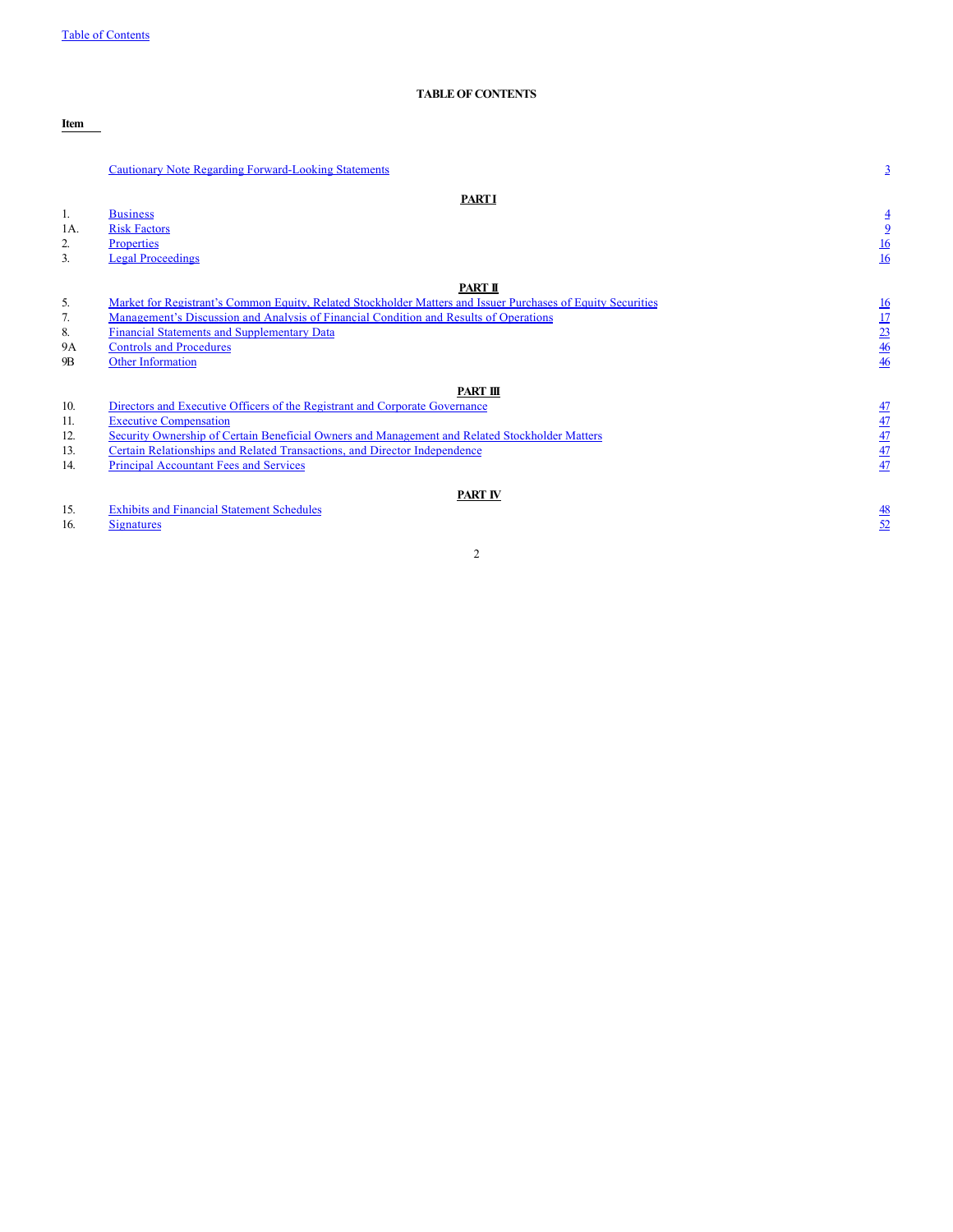## TABLE OF CONTENTS

| Item | | |
|---|---|---|
| | Cautionary Note Regarding Forward-Looking Statements | 3 |
| | **PART I** | |
| 1. | Business | 4 |
| 1A. | Risk Factors | 9 |
| 2. | Properties | 16 |
| 3. | Legal Proceedings | 16 |
| | **PART II** | |
| 5. | Market for Registrant's Common Equity, Related Stockholder Matters and Issuer Purchases of Equity Securities | 16 |
| 7. | Management's Discussion and Analysis of Financial Condition and Results of Operations | 17 |
| 8. | Financial Statements and Supplementary Data | 23 |
| 9A | Controls and Procedures | 46 |
| 9B | Other Information | 46 |
| | **PART III** | |
| 10. | Directors and Executive Officers of the Registrant and Corporate Governance | 47 |
| 11. | Executive Compensation | 47 |
| 12. | Security Ownership of Certain Beneficial Owners and Management and Related Stockholder Matters | 47 |
| 13. | Certain Relationships and Related Transactions, and Director Independence | 47 |
| 14. | Principal Accountant Fees and Services | 47 |
| | **PART IV** | |
| 15. | Exhibits and Financial Statement Schedules | 48 |
| 16. | Signatures | 52 |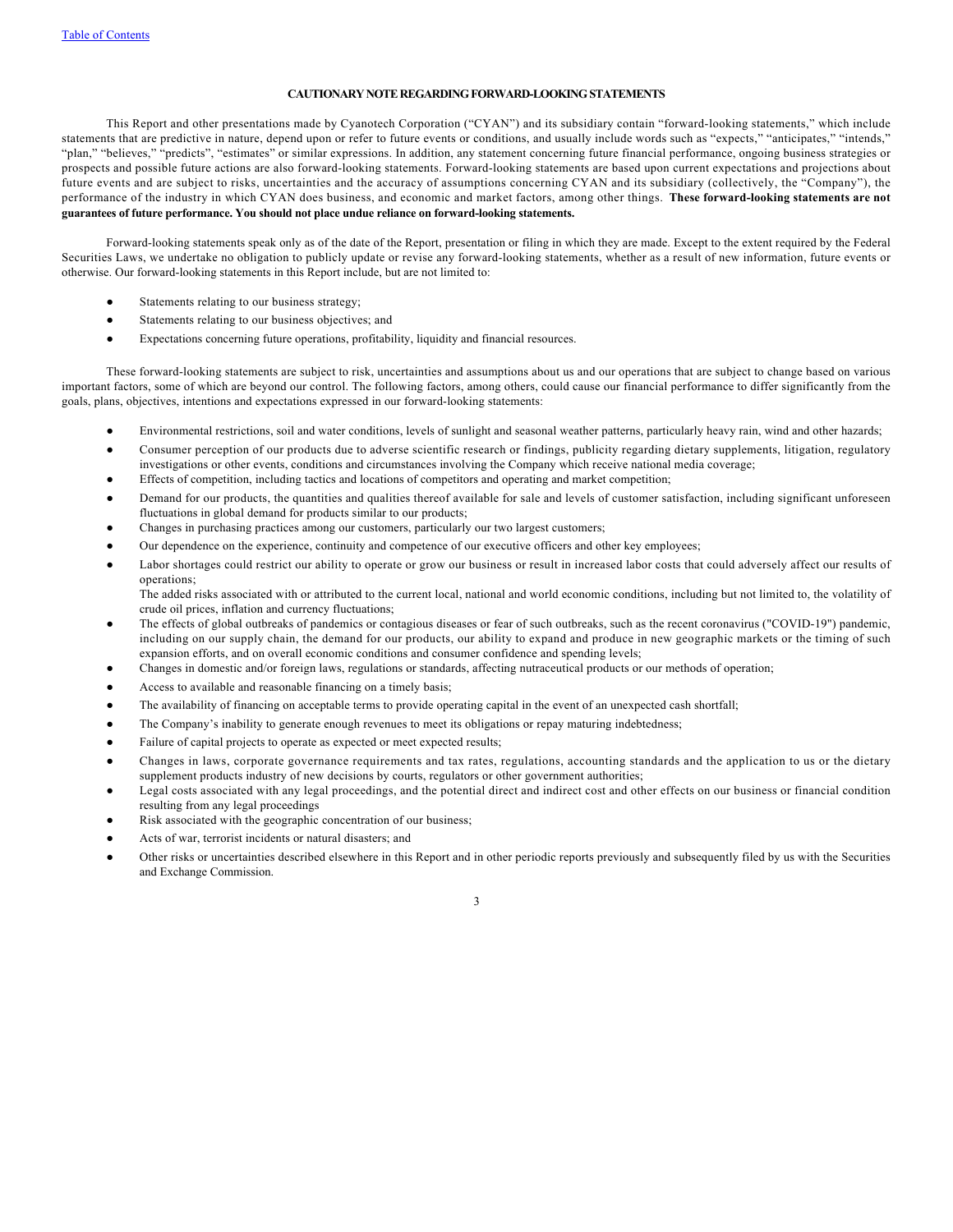## CAUTIONARY NOTE REGARDING FORWARD-LOOKING STATEMENTS

This Report and other presentations made by Cyanotech Corporation ("CYAN") and its subsidiary contain "forward-looking statements," which include statements that are predictive in nature, depend upon or refer to future events or conditions, and usually include words such as "expects," "anticipates," "intends," "plan," "believes," "predicts", "estimates" or similar expressions. In addition, any statement concerning future financial performance, ongoing business strategies or prospects and possible future actions are also forward-looking statements. Forward-looking statements are based upon current expectations and projections about future events and are subject to risks, uncertainties and the accuracy of assumptions concerning CYAN and its subsidiary (collectively, the "Company"), the performance of the industry in which CYAN does business, and economic and market factors, among other things. **These forward-looking statements are not guarantees of future performance. You should not place undue reliance on forward-looking statements.**

Forward-looking statements speak only as of the date of the Report, presentation or filing in which they are made. Except to the extent required by the Federal Securities Laws, we undertake no obligation to publicly update or revise any forward-looking statements, whether as a result of new information, future events or otherwise. Our forward-looking statements in this Report include, but are not limited to:

- Statements relating to our business strategy;
- Statements relating to our business objectives; and
- Expectations concerning future operations, profitability, liquidity and financial resources.

These forward-looking statements are subject to risk, uncertainties and assumptions about us and our operations that are subject to change based on various important factors, some of which are beyond our control. The following factors, among others, could cause our financial performance to differ significantly from the goals, plans, objectives, intentions and expectations expressed in our forward-looking statements:

- Environmental restrictions, soil and water conditions, levels of sunlight and seasonal weather patterns, particularly heavy rain, wind and other hazards;
- Consumer perception of our products due to adverse scientific research or findings, publicity regarding dietary supplements, litigation, regulatory investigations or other events, conditions and circumstances involving the Company which receive national media coverage;
- Effects of competition, including tactics and locations of competitors and operating and market competition;
- Demand for our products, the quantities and qualities thereof available for sale and levels of customer satisfaction, including significant unforeseen fluctuations in global demand for products similar to our products;
- Changes in purchasing practices among our customers, particularly our two largest customers;
- Our dependence on the experience, continuity and competence of our executive officers and other key employees;
- Labor shortages could restrict our ability to operate or grow our business or result in increased labor costs that could adversely affect our results of operations;
  The added risks associated with or attributed to the current local, national and world economic conditions, including but not limited to, the volatility of crude oil prices, inflation and currency fluctuations;
- The effects of global outbreaks of pandemics or contagious diseases or fear of such outbreaks, such as the recent coronavirus ("COVID-19") pandemic, including on our supply chain, the demand for our products, our ability to expand and produce in new geographic markets or the timing of such expansion efforts, and on overall economic conditions and consumer confidence and spending levels;
- Changes in domestic and/or foreign laws, regulations or standards, affecting nutraceutical products or our methods of operation;
- Access to available and reasonable financing on a timely basis;
- The availability of financing on acceptable terms to provide operating capital in the event of an unexpected cash shortfall;
- The Company's inability to generate enough revenues to meet its obligations or repay maturing indebtedness;
- Failure of capital projects to operate as expected or meet expected results;
- Changes in laws, corporate governance requirements and tax rates, regulations, accounting standards and the application to us or the dietary supplement products industry of new decisions by courts, regulators or other government authorities;
- Legal costs associated with any legal proceedings, and the potential direct and indirect cost and other effects on our business or financial condition resulting from any legal proceedings
- Risk associated with the geographic concentration of our business;
- Acts of war, terrorist incidents or natural disasters; and
- Other risks or uncertainties described elsewhere in this Report and in other periodic reports previously and subsequently filed by us with the Securities and Exchange Commission.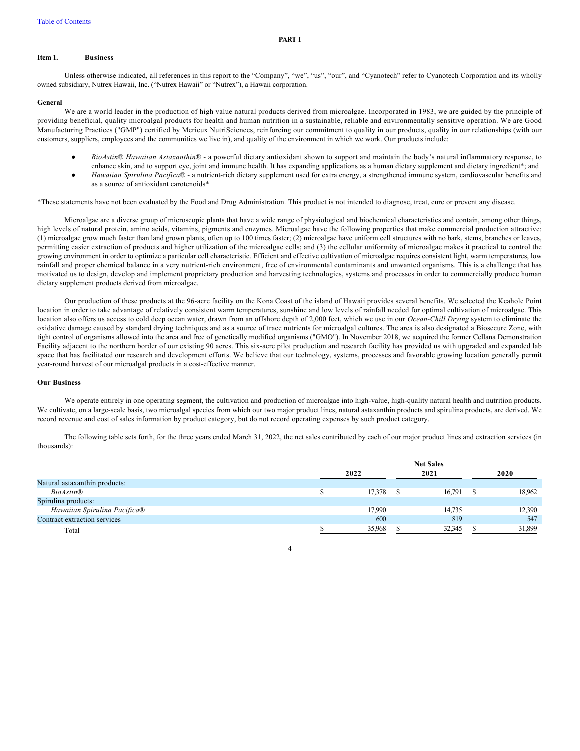[Table of Contents](#)

# PART I

## Item 1. Business

Unless otherwise indicated, all references in this report to the "Company", "we", "us", "our", and "Cyanotech" refer to Cyanotech Corporation and its wholly owned subsidiary, Nutrex Hawaii, Inc. ("Nutrex Hawaii" or "Nutrex"), a Hawaii corporation.

### General

We are a world leader in the production of high value natural products derived from microalgae. Incorporated in 1983, we are guided by the principle of providing beneficial, quality microalgal products for health and human nutrition in a sustainable, reliable and environmentally sensitive operation. We are Good Manufacturing Practices ("GMP") certified by Merieux NutriSciences, reinforcing our commitment to quality in our products, quality in our relationships (with our customers, suppliers, employees and the communities we live in), and quality of the environment in which we work. Our products include:

- *BioAstin® Hawaiian Astaxanthin®* - a powerful dietary antioxidant shown to support and maintain the body's natural inflammatory response, to enhance skin, and to support eye, joint and immune health. It has expanding applications as a human dietary supplement and dietary ingredient*; and
- *Hawaiian Spirulina Pacifica®* - a nutrient-rich dietary supplement used for extra energy, a strengthened immune system, cardiovascular benefits and as a source of antioxidant carotenoids*

*These statements have not been evaluated by the Food and Drug Administration. This product is not intended to diagnose, treat, cure or prevent any disease.

Microalgae are a diverse group of microscopic plants that have a wide range of physiological and biochemical characteristics and contain, among other things, high levels of natural protein, amino acids, vitamins, pigments and enzymes. Microalgae have the following properties that make commercial production attractive: (1) microalgae grow much faster than land grown plants, often up to 100 times faster; (2) microalgae have uniform cell structures with no bark, stems, branches or leaves, permitting easier extraction of products and higher utilization of the microalgae cells; and (3) the cellular uniformity of microalgae makes it practical to control the growing environment in order to optimize a particular cell characteristic. Efficient and effective cultivation of microalgae requires consistent light, warm temperatures, low rainfall and proper chemical balance in a very nutrient-rich environment, free of environmental contaminants and unwanted organisms. This is a challenge that has motivated us to design, develop and implement proprietary production and harvesting technologies, systems and processes in order to commercially produce human dietary supplement products derived from microalgae.

Our production of these products at the 96-acre facility on the Kona Coast of the island of Hawaii provides several benefits. We selected the Keahole Point location in order to take advantage of relatively consistent warm temperatures, sunshine and low levels of rainfall needed for optimal cultivation of microalgae. This location also offers us access to cold deep ocean water, drawn from an offshore depth of 2,000 feet, which we use in our *Ocean-Chill Drying* system to eliminate the oxidative damage caused by standard drying techniques and as a source of trace nutrients for microalgal cultures. The area is also designated a Biosecure Zone, with tight control of organisms allowed into the area and free of genetically modified organisms ("GMO"). In November 2018, we acquired the former Cellana Demonstration Facility adjacent to the northern border of our existing 90 acres. This six-acre pilot production and research facility has provided us with upgraded and expanded lab space that has facilitated our research and development efforts. We believe that our technology, systems, processes and favorable growing location generally permit year-round harvest of our microalgal products in a cost-effective manner.

### Our Business

We operate entirely in one operating segment, the cultivation and production of microalgae into high-value, high-quality natural health and nutrition products. We cultivate, on a large-scale basis, two microalgal species from which our two major product lines, natural astaxanthin products and spirulina products, are derived. We record revenue and cost of sales information by product category, but do not record operating expenses by such product category.

The following table sets forth, for the three years ended March 31, 2022, the net sales contributed by each of our major product lines and extraction services (in thousands):

| | Net Sales | | |
|---|---|---|---|
| | 2022 | 2021 | 2020 |
| Natural astaxanthin products: | | | |
| *BioAstin®* | $ 17,378 | $ 16,791 | $ 18,962 |
| Spirulina products: | | | |
| *Hawaiian Spirulina Pacifica®* | 17,990 | 14,735 | 12,390 |
| Contract extraction services | 600 | 819 | 547 |
| Total | $ 35,968 | $ 32,345 | $ 31,899 |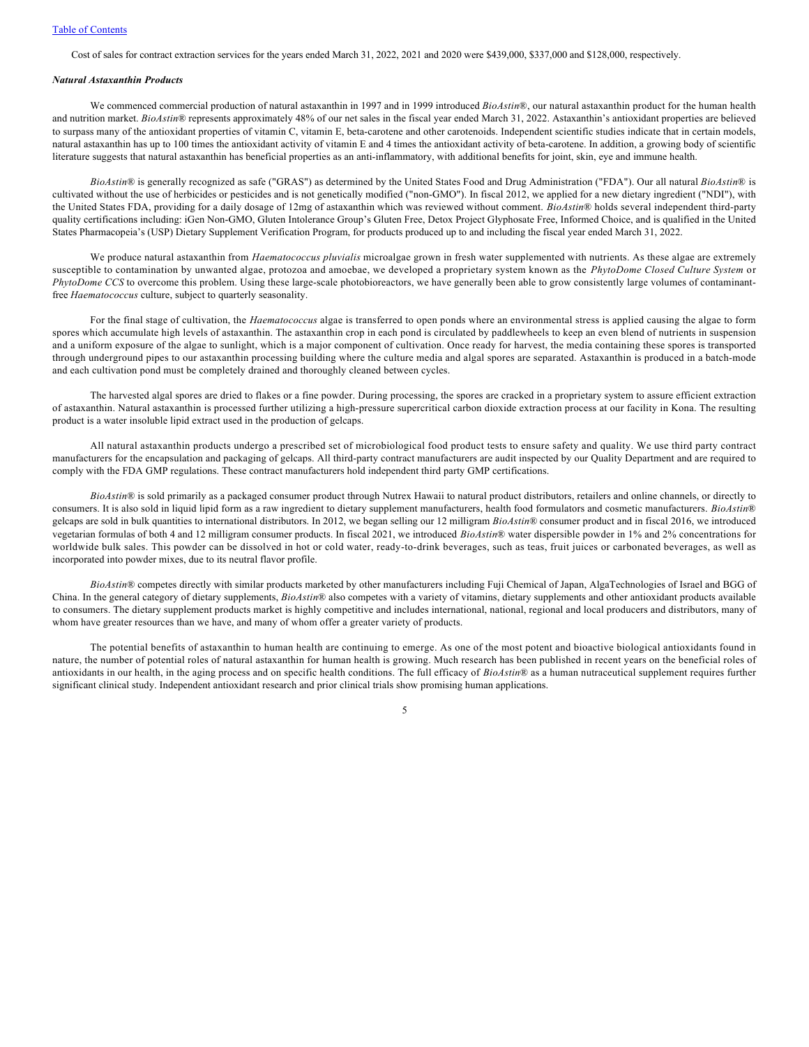Cost of sales for contract extraction services for the years ended March 31, 2022, 2021 and 2020 were $439,000, $337,000 and $128,000, respectively.

***Natural Astaxanthin Products***

We commenced commercial production of natural astaxanthin in 1997 and in 1999 introduced *BioAstin*®, our natural astaxanthin product for the human health and nutrition market. *BioAstin*® represents approximately 48% of our net sales in the fiscal year ended March 31, 2022. Astaxanthin's antioxidant properties are believed to surpass many of the antioxidant properties of vitamin C, vitamin E, beta-carotene and other carotenoids. Independent scientific studies indicate that in certain models, natural astaxanthin has up to 100 times the antioxidant activity of vitamin E and 4 times the antioxidant activity of beta-carotene. In addition, a growing body of scientific literature suggests that natural astaxanthin has beneficial properties as an anti-inflammatory, with additional benefits for joint, skin, eye and immune health.

*BioAstin*® is generally recognized as safe ("GRAS") as determined by the United States Food and Drug Administration ("FDA"). Our all natural *BioAstin*® is cultivated without the use of herbicides or pesticides and is not genetically modified ("non-GMO"). In fiscal 2012, we applied for a new dietary ingredient ("NDI"), with the United States FDA, providing for a daily dosage of 12mg of astaxanthin which was reviewed without comment. *BioAstin*® holds several independent third-party quality certifications including: iGen Non-GMO, Gluten Intolerance Group's Gluten Free, Detox Project Glyphosate Free, Informed Choice, and is qualified in the United States Pharmacopeia's (USP) Dietary Supplement Verification Program, for products produced up to and including the fiscal year ended March 31, 2022.

We produce natural astaxanthin from *Haematococcus pluvialis* microalgae grown in fresh water supplemented with nutrients. As these algae are extremely susceptible to contamination by unwanted algae, protozoa and amoebae, we developed a proprietary system known as the *PhytoDome Closed Culture System* or *PhytoDome CCS* to overcome this problem. Using these large-scale photobioreactors, we have generally been able to grow consistently large volumes of contaminant-free *Haematococcus* culture, subject to quarterly seasonality.

For the final stage of cultivation, the *Haematococcus* algae is transferred to open ponds where an environmental stress is applied causing the algae to form spores which accumulate high levels of astaxanthin. The astaxanthin crop in each pond is circulated by paddlewheels to keep an even blend of nutrients in suspension and a uniform exposure of the algae to sunlight, which is a major component of cultivation. Once ready for harvest, the media containing these spores is transported through underground pipes to our astaxanthin processing building where the culture media and algal spores are separated. Astaxanthin is produced in a batch-mode and each cultivation pond must be completely drained and thoroughly cleaned between cycles.

The harvested algal spores are dried to flakes or a fine powder. During processing, the spores are cracked in a proprietary system to assure efficient extraction of astaxanthin. Natural astaxanthin is processed further utilizing a high-pressure supercritical carbon dioxide extraction process at our facility in Kona. The resulting product is a water insoluble lipid extract used in the production of gelcaps.

All natural astaxanthin products undergo a prescribed set of microbiological food product tests to ensure safety and quality. We use third party contract manufacturers for the encapsulation and packaging of gelcaps. All third-party contract manufacturers are audit inspected by our Quality Department and are required to comply with the FDA GMP regulations. These contract manufacturers hold independent third party GMP certifications.

*BioAstin*® is sold primarily as a packaged consumer product through Nutrex Hawaii to natural product distributors, retailers and online channels, or directly to consumers. It is also sold in liquid lipid form as a raw ingredient to dietary supplement manufacturers, health food formulators and cosmetic manufacturers. *BioAstin*® gelcaps are sold in bulk quantities to international distributors. In 2012, we began selling our 12 milligram *BioAstin*® consumer product and in fiscal 2016, we introduced vegetarian formulas of both 4 and 12 milligram consumer products. In fiscal 2021, we introduced *BioAstin*® water dispersible powder in 1% and 2% concentrations for worldwide bulk sales. This powder can be dissolved in hot or cold water, ready-to-drink beverages, such as teas, fruit juices or carbonated beverages, as well as incorporated into powder mixes, due to its neutral flavor profile.

*BioAstin*® competes directly with similar products marketed by other manufacturers including Fuji Chemical of Japan, AlgaTechnologies of Israel and BGG of China. In the general category of dietary supplements, *BioAstin*® also competes with a variety of vitamins, dietary supplements and other antioxidant products available to consumers. The dietary supplement products market is highly competitive and includes international, national, regional and local producers and distributors, many of whom have greater resources than we have, and many of whom offer a greater variety of products.

The potential benefits of astaxanthin to human health are continuing to emerge. As one of the most potent and bioactive biological antioxidants found in nature, the number of potential roles of natural astaxanthin for human health is growing. Much research has been published in recent years on the beneficial roles of antioxidants in our health, in the aging process and on specific health conditions. The full efficacy of *BioAstin*® as a human nutraceutical supplement requires further significant clinical study. Independent antioxidant research and prior clinical trials show promising human applications.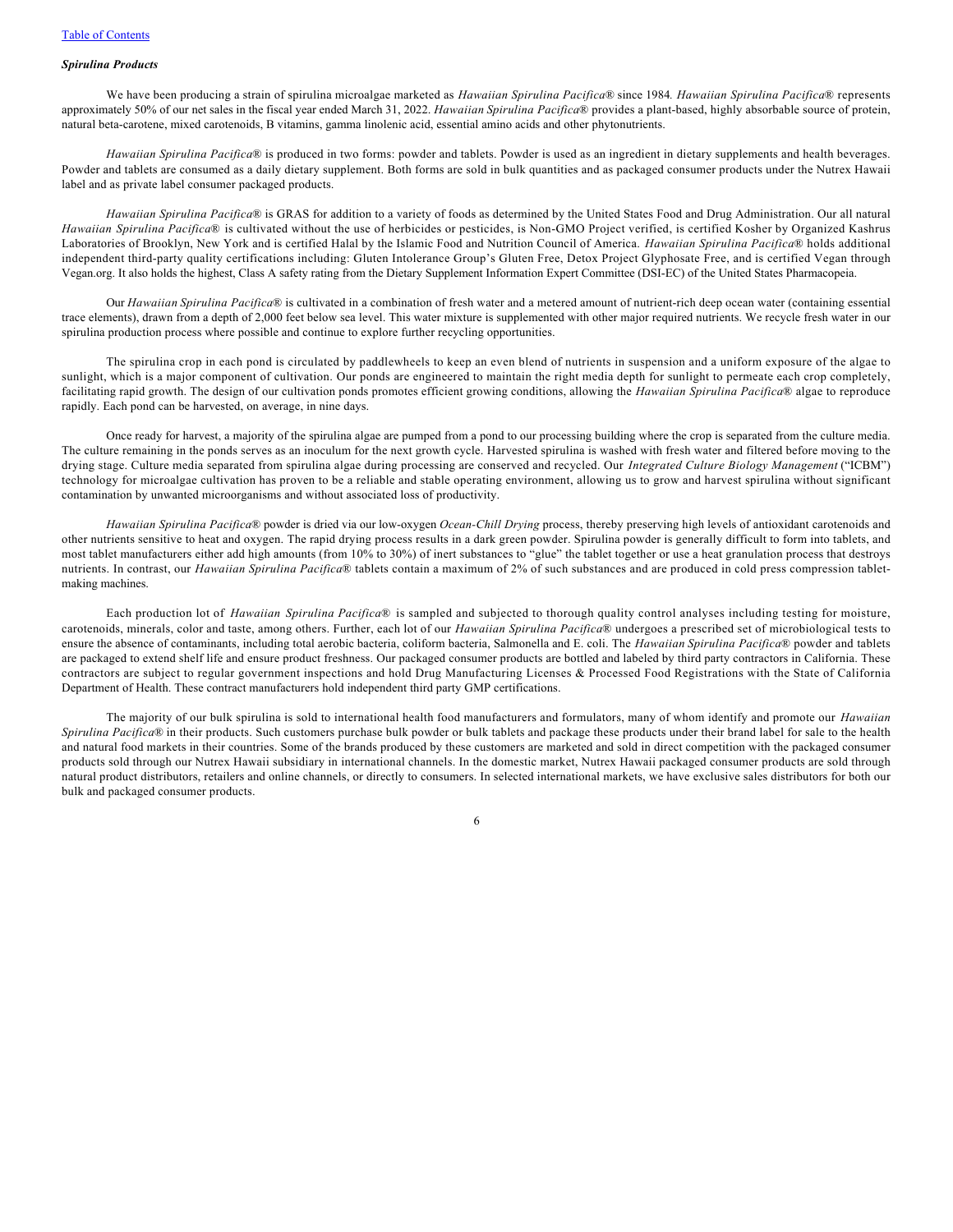### *Spirulina Products*

We have been producing a strain of spirulina microalgae marketed as *Hawaiian Spirulina Pacifica*® since 1984*. Hawaiian Spirulina Pacifica*® represents approximately 50% of our net sales in the fiscal year ended March 31, 2022. *Hawaiian Spirulina Pacifica*® provides a plant-based, highly absorbable source of protein, natural beta-carotene, mixed carotenoids, B vitamins, gamma linolenic acid, essential amino acids and other phytonutrients.

*Hawaiian Spirulina Pacifica*® is produced in two forms: powder and tablets. Powder is used as an ingredient in dietary supplements and health beverages. Powder and tablets are consumed as a daily dietary supplement. Both forms are sold in bulk quantities and as packaged consumer products under the Nutrex Hawaii label and as private label consumer packaged products.

*Hawaiian Spirulina Pacifica*® is GRAS for addition to a variety of foods as determined by the United States Food and Drug Administration. Our all natural *Hawaiian Spirulina Pacifica*® is cultivated without the use of herbicides or pesticides, is Non-GMO Project verified, is certified Kosher by Organized Kashrus Laboratories of Brooklyn, New York and is certified Halal by the Islamic Food and Nutrition Council of America. *Hawaiian Spirulina Pacifica*® holds additional independent third-party quality certifications including: Gluten Intolerance Group's Gluten Free, Detox Project Glyphosate Free, and is certified Vegan through Vegan.org. It also holds the highest, Class A safety rating from the Dietary Supplement Information Expert Committee (DSI-EC) of the United States Pharmacopeia.

Our *Hawaiian Spirulina Pacifica*® is cultivated in a combination of fresh water and a metered amount of nutrient-rich deep ocean water (containing essential trace elements), drawn from a depth of 2,000 feet below sea level. This water mixture is supplemented with other major required nutrients. We recycle fresh water in our spirulina production process where possible and continue to explore further recycling opportunities.

The spirulina crop in each pond is circulated by paddlewheels to keep an even blend of nutrients in suspension and a uniform exposure of the algae to sunlight, which is a major component of cultivation. Our ponds are engineered to maintain the right media depth for sunlight to permeate each crop completely, facilitating rapid growth. The design of our cultivation ponds promotes efficient growing conditions, allowing the *Hawaiian Spirulina Pacifica*® algae to reproduce rapidly. Each pond can be harvested, on average, in nine days.

Once ready for harvest, a majority of the spirulina algae are pumped from a pond to our processing building where the crop is separated from the culture media. The culture remaining in the ponds serves as an inoculum for the next growth cycle. Harvested spirulina is washed with fresh water and filtered before moving to the drying stage. Culture media separated from spirulina algae during processing are conserved and recycled. Our *Integrated Culture Biology Management* ("ICBM") technology for microalgae cultivation has proven to be a reliable and stable operating environment, allowing us to grow and harvest spirulina without significant contamination by unwanted microorganisms and without associated loss of productivity.

*Hawaiian Spirulina Pacifica*® powder is dried via our low-oxygen *Ocean-Chill Drying* process, thereby preserving high levels of antioxidant carotenoids and other nutrients sensitive to heat and oxygen. The rapid drying process results in a dark green powder. Spirulina powder is generally difficult to form into tablets, and most tablet manufacturers either add high amounts (from 10% to 30%) of inert substances to "glue" the tablet together or use a heat granulation process that destroys nutrients. In contrast, our *Hawaiian Spirulina Pacifica*® tablets contain a maximum of 2% of such substances and are produced in cold press compression tablet-making machines.

Each production lot of *Hawaiian Spirulina Pacifica*® is sampled and subjected to thorough quality control analyses including testing for moisture, carotenoids, minerals, color and taste, among others. Further, each lot of our *Hawaiian Spirulina Pacifica*® undergoes a prescribed set of microbiological tests to ensure the absence of contaminants, including total aerobic bacteria, coliform bacteria, Salmonella and E. coli. The *Hawaiian Spirulina Pacifica*® powder and tablets are packaged to extend shelf life and ensure product freshness. Our packaged consumer products are bottled and labeled by third party contractors in California. These contractors are subject to regular government inspections and hold Drug Manufacturing Licenses & Processed Food Registrations with the State of California Department of Health. These contract manufacturers hold independent third party GMP certifications.

The majority of our bulk spirulina is sold to international health food manufacturers and formulators, many of whom identify and promote our *Hawaiian Spirulina Pacifica*® in their products. Such customers purchase bulk powder or bulk tablets and package these products under their brand label for sale to the health and natural food markets in their countries. Some of the brands produced by these customers are marketed and sold in direct competition with the packaged consumer products sold through our Nutrex Hawaii subsidiary in international channels. In the domestic market, Nutrex Hawaii packaged consumer products are sold through natural product distributors, retailers and online channels, or directly to consumers. In selected international markets, we have exclusive sales distributors for both our bulk and packaged consumer products.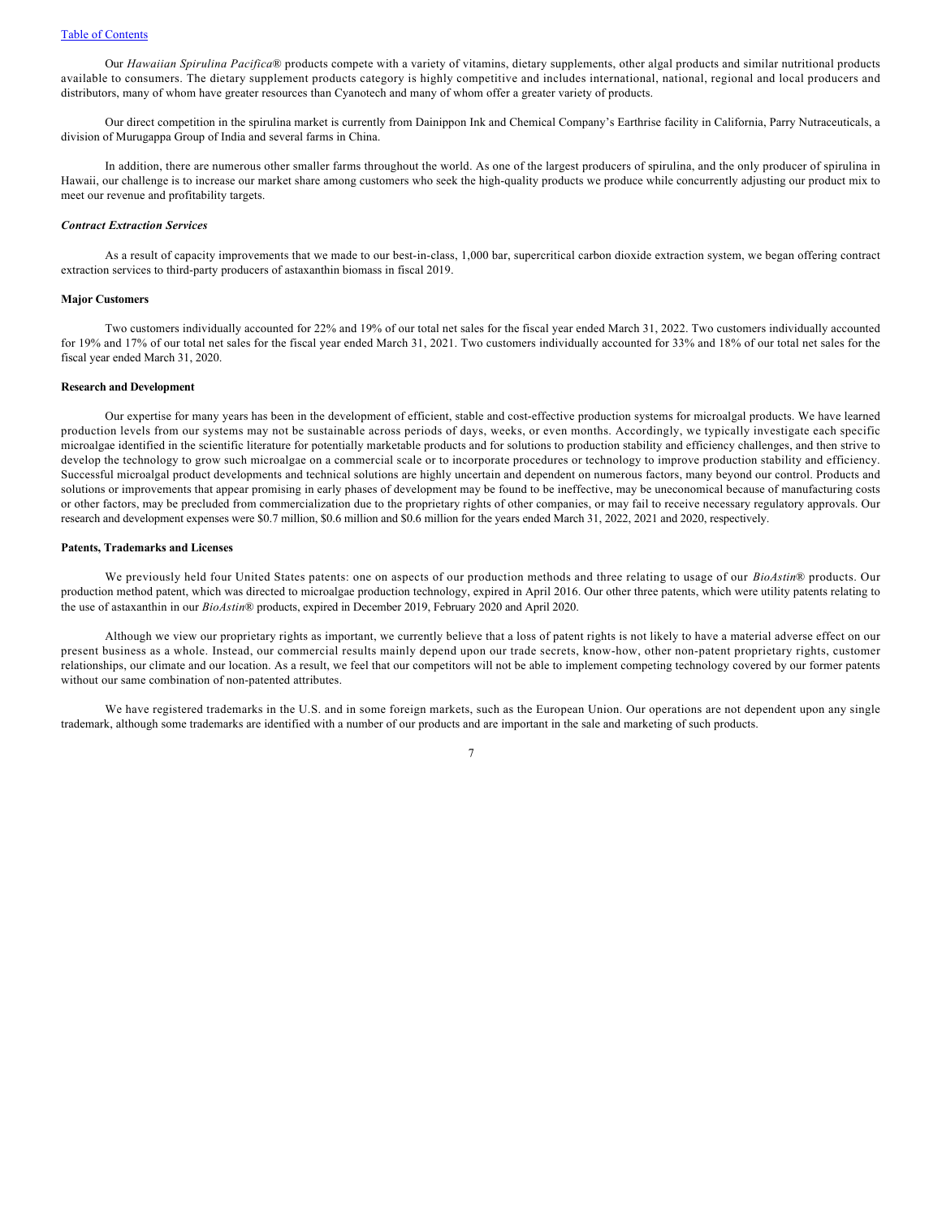Our *Hawaiian Spirulina Pacifica*® products compete with a variety of vitamins, dietary supplements, other algal products and similar nutritional products available to consumers. The dietary supplement products category is highly competitive and includes international, national, regional and local producers and distributors, many of whom have greater resources than Cyanotech and many of whom offer a greater variety of products.

Our direct competition in the spirulina market is currently from Dainippon Ink and Chemical Company's Earthrise facility in California, Parry Nutraceuticals, a division of Murugappa Group of India and several farms in China.

In addition, there are numerous other smaller farms throughout the world. As one of the largest producers of spirulina, and the only producer of spirulina in Hawaii, our challenge is to increase our market share among customers who seek the high-quality products we produce while concurrently adjusting our product mix to meet our revenue and profitability targets.

***Contract Extraction Services***

As a result of capacity improvements that we made to our best-in-class, 1,000 bar, supercritical carbon dioxide extraction system, we began offering contract extraction services to third-party producers of astaxanthin biomass in fiscal 2019.

**Major Customers**

Two customers individually accounted for 22% and 19% of our total net sales for the fiscal year ended March 31, 2022. Two customers individually accounted for 19% and 17% of our total net sales for the fiscal year ended March 31, 2021. Two customers individually accounted for 33% and 18% of our total net sales for the fiscal year ended March 31, 2020.

**Research and Development**

Our expertise for many years has been in the development of efficient, stable and cost-effective production systems for microalgal products. We have learned production levels from our systems may not be sustainable across periods of days, weeks, or even months. Accordingly, we typically investigate each specific microalgae identified in the scientific literature for potentially marketable products and for solutions to production stability and efficiency challenges, and then strive to develop the technology to grow such microalgae on a commercial scale or to incorporate procedures or technology to improve production stability and efficiency. Successful microalgal product developments and technical solutions are highly uncertain and dependent on numerous factors, many beyond our control. Products and solutions or improvements that appear promising in early phases of development may be found to be ineffective, may be uneconomical because of manufacturing costs or other factors, may be precluded from commercialization due to the proprietary rights of other companies, or may fail to receive necessary regulatory approvals. Our research and development expenses were $0.7 million, $0.6 million and $0.6 million for the years ended March 31, 2022, 2021 and 2020, respectively.

**Patents, Trademarks and Licenses**

We previously held four United States patents: one on aspects of our production methods and three relating to usage of our *BioAstin*® products. Our production method patent, which was directed to microalgae production technology, expired in April 2016. Our other three patents, which were utility patents relating to the use of astaxanthin in our *BioAstin*® products, expired in December 2019, February 2020 and April 2020.

Although we view our proprietary rights as important, we currently believe that a loss of patent rights is not likely to have a material adverse effect on our present business as a whole. Instead, our commercial results mainly depend upon our trade secrets, know-how, other non-patent proprietary rights, customer relationships, our climate and our location. As a result, we feel that our competitors will not be able to implement competing technology covered by our former patents without our same combination of non-patented attributes.

We have registered trademarks in the U.S. and in some foreign markets, such as the European Union. Our operations are not dependent upon any single trademark, although some trademarks are identified with a number of our products and are important in the sale and marketing of such products.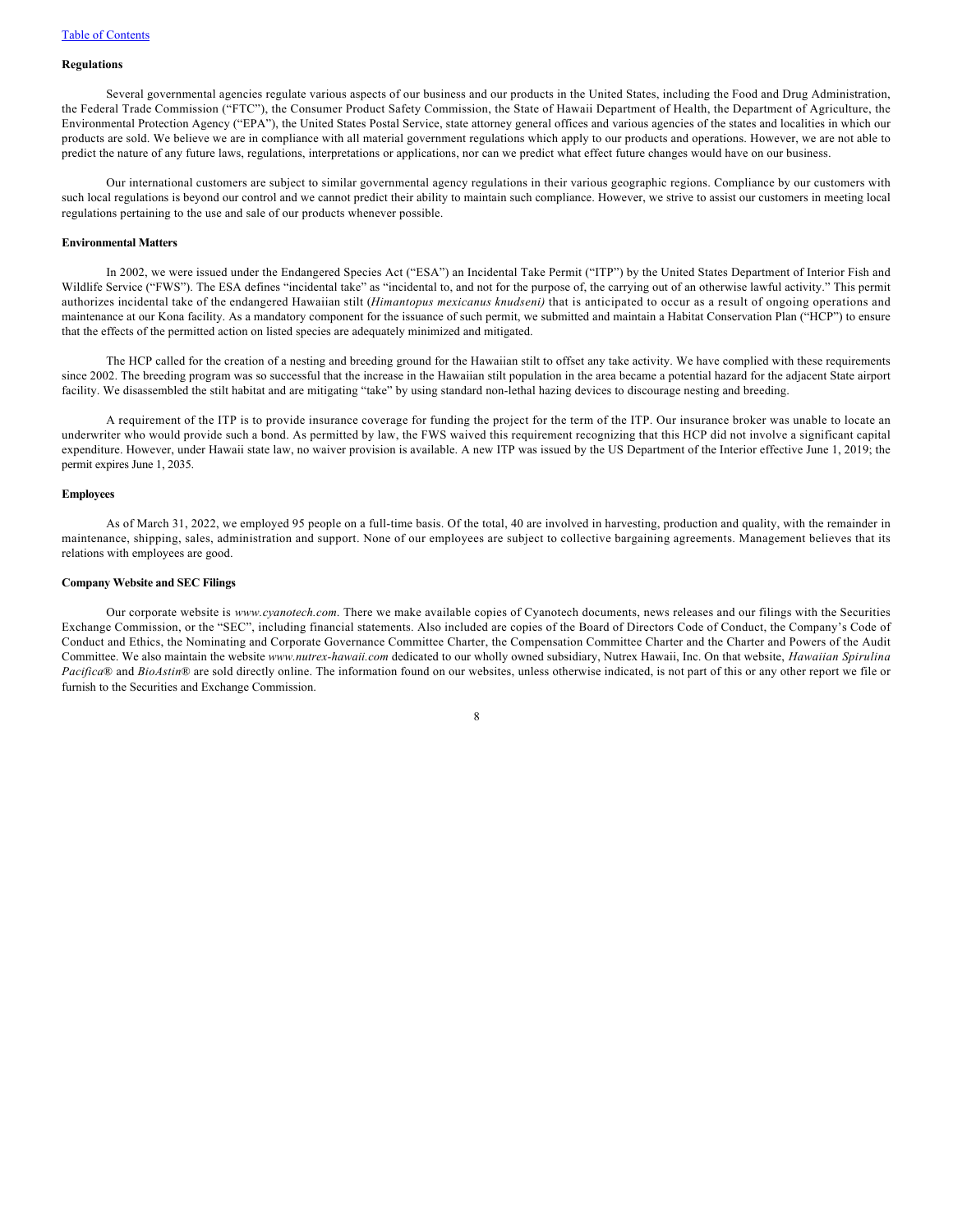### Regulations

Several governmental agencies regulate various aspects of our business and our products in the United States, including the Food and Drug Administration, the Federal Trade Commission ("FTC"), the Consumer Product Safety Commission, the State of Hawaii Department of Health, the Department of Agriculture, the Environmental Protection Agency ("EPA"), the United States Postal Service, state attorney general offices and various agencies of the states and localities in which our products are sold. We believe we are in compliance with all material government regulations which apply to our products and operations. However, we are not able to predict the nature of any future laws, regulations, interpretations or applications, nor can we predict what effect future changes would have on our business.

Our international customers are subject to similar governmental agency regulations in their various geographic regions. Compliance by our customers with such local regulations is beyond our control and we cannot predict their ability to maintain such compliance. However, we strive to assist our customers in meeting local regulations pertaining to the use and sale of our products whenever possible.

### Environmental Matters

In 2002, we were issued under the Endangered Species Act ("ESA") an Incidental Take Permit ("ITP") by the United States Department of Interior Fish and Wildlife Service ("FWS"). The ESA defines "incidental take" as "incidental to, and not for the purpose of, the carrying out of an otherwise lawful activity." This permit authorizes incidental take of the endangered Hawaiian stilt (*Himantopus mexicanus knudseni)* that is anticipated to occur as a result of ongoing operations and maintenance at our Kona facility. As a mandatory component for the issuance of such permit, we submitted and maintain a Habitat Conservation Plan ("HCP") to ensure that the effects of the permitted action on listed species are adequately minimized and mitigated.

The HCP called for the creation of a nesting and breeding ground for the Hawaiian stilt to offset any take activity. We have complied with these requirements since 2002. The breeding program was so successful that the increase in the Hawaiian stilt population in the area became a potential hazard for the adjacent State airport facility. We disassembled the stilt habitat and are mitigating "take" by using standard non-lethal hazing devices to discourage nesting and breeding.

A requirement of the ITP is to provide insurance coverage for funding the project for the term of the ITP. Our insurance broker was unable to locate an underwriter who would provide such a bond. As permitted by law, the FWS waived this requirement recognizing that this HCP did not involve a significant capital expenditure. However, under Hawaii state law, no waiver provision is available. A new ITP was issued by the US Department of the Interior effective June 1, 2019; the permit expires June 1, 2035.

### Employees

As of March 31, 2022, we employed 95 people on a full-time basis. Of the total, 40 are involved in harvesting, production and quality, with the remainder in maintenance, shipping, sales, administration and support. None of our employees are subject to collective bargaining agreements. Management believes that its relations with employees are good.

### Company Website and SEC Filings

Our corporate website is *www.cyanotech.com*. There we make available copies of Cyanotech documents, news releases and our filings with the Securities Exchange Commission, or the "SEC", including financial statements. Also included are copies of the Board of Directors Code of Conduct, the Company's Code of Conduct and Ethics, the Nominating and Corporate Governance Committee Charter, the Compensation Committee Charter and the Charter and Powers of the Audit Committee. We also maintain the website *www.nutrex-hawaii.com* dedicated to our wholly owned subsidiary, Nutrex Hawaii, Inc. On that website, *Hawaiian Spirulina Pacifica*® and *BioAstin*® are sold directly online. The information found on our websites, unless otherwise indicated, is not part of this or any other report we file or furnish to the Securities and Exchange Commission.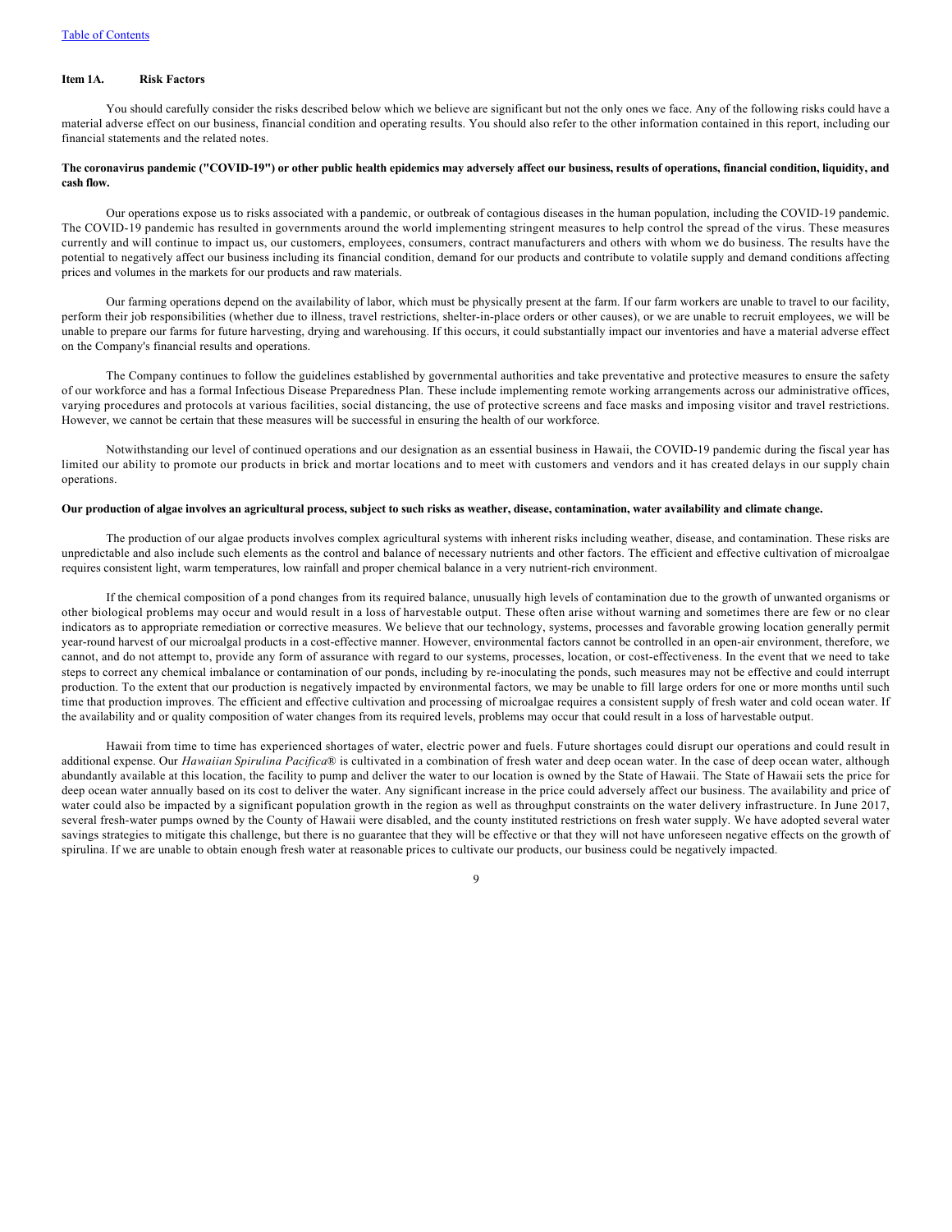## Item 1A. Risk Factors

You should carefully consider the risks described below which we believe are significant but not the only ones we face. Any of the following risks could have a material adverse effect on our business, financial condition and operating results. You should also refer to the other information contained in this report, including our financial statements and the related notes.

**The coronavirus pandemic ("COVID-19") or other public health epidemics may adversely affect our business, results of operations, financial condition, liquidity, and cash flow.**

Our operations expose us to risks associated with a pandemic, or outbreak of contagious diseases in the human population, including the COVID-19 pandemic. The COVID-19 pandemic has resulted in governments around the world implementing stringent measures to help control the spread of the virus. These measures currently and will continue to impact us, our customers, employees, consumers, contract manufacturers and others with whom we do business. The results have the potential to negatively affect our business including its financial condition, demand for our products and contribute to volatile supply and demand conditions affecting prices and volumes in the markets for our products and raw materials.

Our farming operations depend on the availability of labor, which must be physically present at the farm. If our farm workers are unable to travel to our facility, perform their job responsibilities (whether due to illness, travel restrictions, shelter-in-place orders or other causes), or we are unable to recruit employees, we will be unable to prepare our farms for future harvesting, drying and warehousing. If this occurs, it could substantially impact our inventories and have a material adverse effect on the Company's financial results and operations.

The Company continues to follow the guidelines established by governmental authorities and take preventative and protective measures to ensure the safety of our workforce and has a formal Infectious Disease Preparedness Plan. These include implementing remote working arrangements across our administrative offices, varying procedures and protocols at various facilities, social distancing, the use of protective screens and face masks and imposing visitor and travel restrictions. However, we cannot be certain that these measures will be successful in ensuring the health of our workforce.

Notwithstanding our level of continued operations and our designation as an essential business in Hawaii, the COVID-19 pandemic during the fiscal year has limited our ability to promote our products in brick and mortar locations and to meet with customers and vendors and it has created delays in our supply chain operations.

**Our production of algae involves an agricultural process, subject to such risks as weather, disease, contamination, water availability and climate change.**

The production of our algae products involves complex agricultural systems with inherent risks including weather, disease, and contamination. These risks are unpredictable and also include such elements as the control and balance of necessary nutrients and other factors. The efficient and effective cultivation of microalgae requires consistent light, warm temperatures, low rainfall and proper chemical balance in a very nutrient-rich environment.

If the chemical composition of a pond changes from its required balance, unusually high levels of contamination due to the growth of unwanted organisms or other biological problems may occur and would result in a loss of harvestable output. These often arise without warning and sometimes there are few or no clear indicators as to appropriate remediation or corrective measures. We believe that our technology, systems, processes and favorable growing location generally permit year-round harvest of our microalgal products in a cost-effective manner. However, environmental factors cannot be controlled in an open-air environment, therefore, we cannot, and do not attempt to, provide any form of assurance with regard to our systems, processes, location, or cost-effectiveness. In the event that we need to take steps to correct any chemical imbalance or contamination of our ponds, including by re-inoculating the ponds, such measures may not be effective and could interrupt production. To the extent that our production is negatively impacted by environmental factors, we may be unable to fill large orders for one or more months until such time that production improves. The efficient and effective cultivation and processing of microalgae requires a consistent supply of fresh water and cold ocean water. If the availability and or quality composition of water changes from its required levels, problems may occur that could result in a loss of harvestable output.

Hawaii from time to time has experienced shortages of water, electric power and fuels. Future shortages could disrupt our operations and could result in additional expense. Our *Hawaiian Spirulina Pacifica®* is cultivated in a combination of fresh water and deep ocean water. In the case of deep ocean water, although abundantly available at this location, the facility to pump and deliver the water to our location is owned by the State of Hawaii. The State of Hawaii sets the price for deep ocean water annually based on its cost to deliver the water. Any significant increase in the price could adversely affect our business. The availability and price of water could also be impacted by a significant population growth in the region as well as throughput constraints on the water delivery infrastructure. In June 2017, several fresh-water pumps owned by the County of Hawaii were disabled, and the county instituted restrictions on fresh water supply. We have adopted several water savings strategies to mitigate this challenge, but there is no guarantee that they will be effective or that they will not have unforeseen negative effects on the growth of spirulina. If we are unable to obtain enough fresh water at reasonable prices to cultivate our products, our business could be negatively impacted.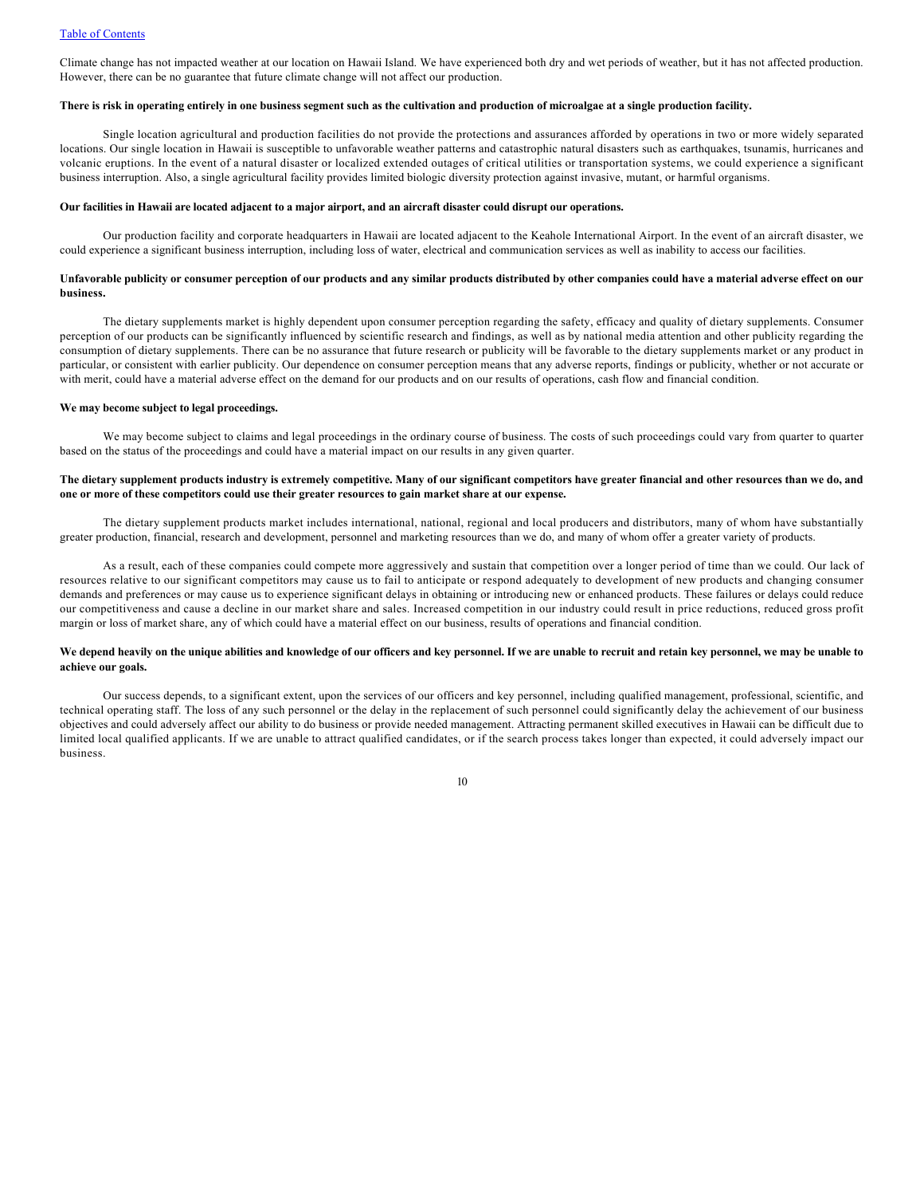Climate change has not impacted weather at our location on Hawaii Island. We have experienced both dry and wet periods of weather, but it has not affected production. However, there can be no guarantee that future climate change will not affect our production.

**There is risk in operating entirely in one business segment such as the cultivation and production of microalgae at a single production facility.**

Single location agricultural and production facilities do not provide the protections and assurances afforded by operations in two or more widely separated locations. Our single location in Hawaii is susceptible to unfavorable weather patterns and catastrophic natural disasters such as earthquakes, tsunamis, hurricanes and volcanic eruptions. In the event of a natural disaster or localized extended outages of critical utilities or transportation systems, we could experience a significant business interruption. Also, a single agricultural facility provides limited biologic diversity protection against invasive, mutant, or harmful organisms.

**Our facilities in Hawaii are located adjacent to a major airport, and an aircraft disaster could disrupt our operations.**

Our production facility and corporate headquarters in Hawaii are located adjacent to the Keahole International Airport. In the event of an aircraft disaster, we could experience a significant business interruption, including loss of water, electrical and communication services as well as inability to access our facilities.

**Unfavorable publicity or consumer perception of our products and any similar products distributed by other companies could have a material adverse effect on our business.**

The dietary supplements market is highly dependent upon consumer perception regarding the safety, efficacy and quality of dietary supplements. Consumer perception of our products can be significantly influenced by scientific research and findings, as well as by national media attention and other publicity regarding the consumption of dietary supplements. There can be no assurance that future research or publicity will be favorable to the dietary supplements market or any product in particular, or consistent with earlier publicity. Our dependence on consumer perception means that any adverse reports, findings or publicity, whether or not accurate or with merit, could have a material adverse effect on the demand for our products and on our results of operations, cash flow and financial condition.

**We may become subject to legal proceedings.**

We may become subject to claims and legal proceedings in the ordinary course of business. The costs of such proceedings could vary from quarter to quarter based on the status of the proceedings and could have a material impact on our results in any given quarter.

**The dietary supplement products industry is extremely competitive. Many of our significant competitors have greater financial and other resources than we do, and one or more of these competitors could use their greater resources to gain market share at our expense.**

The dietary supplement products market includes international, national, regional and local producers and distributors, many of whom have substantially greater production, financial, research and development, personnel and marketing resources than we do, and many of whom offer a greater variety of products.

As a result, each of these companies could compete more aggressively and sustain that competition over a longer period of time than we could. Our lack of resources relative to our significant competitors may cause us to fail to anticipate or respond adequately to development of new products and changing consumer demands and preferences or may cause us to experience significant delays in obtaining or introducing new or enhanced products. These failures or delays could reduce our competitiveness and cause a decline in our market share and sales. Increased competition in our industry could result in price reductions, reduced gross profit margin or loss of market share, any of which could have a material effect on our business, results of operations and financial condition.

**We depend heavily on the unique abilities and knowledge of our officers and key personnel. If we are unable to recruit and retain key personnel, we may be unable to achieve our goals.**

Our success depends, to a significant extent, upon the services of our officers and key personnel, including qualified management, professional, scientific, and technical operating staff. The loss of any such personnel or the delay in the replacement of such personnel could significantly delay the achievement of our business objectives and could adversely affect our ability to do business or provide needed management. Attracting permanent skilled executives in Hawaii can be difficult due to limited local qualified applicants. If we are unable to attract qualified candidates, or if the search process takes longer than expected, it could adversely impact our business.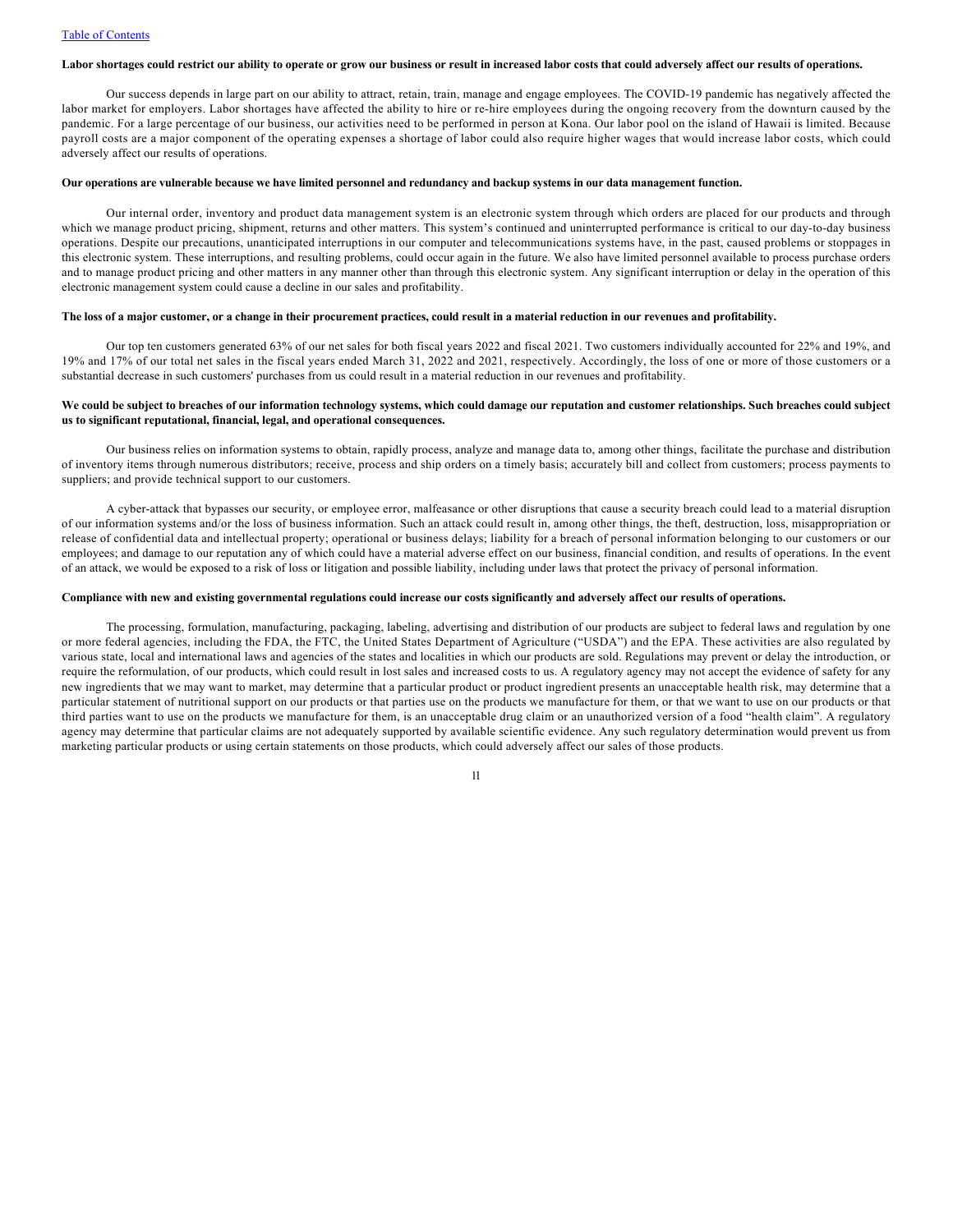**Labor shortages could restrict our ability to operate or grow our business or result in increased labor costs that could adversely affect our results of operations.**

Our success depends in large part on our ability to attract, retain, train, manage and engage employees. The COVID-19 pandemic has negatively affected the labor market for employers. Labor shortages have affected the ability to hire or re-hire employees during the ongoing recovery from the downturn caused by the pandemic. For a large percentage of our business, our activities need to be performed in person at Kona. Our labor pool on the island of Hawaii is limited. Because payroll costs are a major component of the operating expenses a shortage of labor could also require higher wages that would increase labor costs, which could adversely affect our results of operations.

**Our operations are vulnerable because we have limited personnel and redundancy and backup systems in our data management function.**

Our internal order, inventory and product data management system is an electronic system through which orders are placed for our products and through which we manage product pricing, shipment, returns and other matters. This system's continued and uninterrupted performance is critical to our day-to-day business operations. Despite our precautions, unanticipated interruptions in our computer and telecommunications systems have, in the past, caused problems or stoppages in this electronic system. These interruptions, and resulting problems, could occur again in the future. We also have limited personnel available to process purchase orders and to manage product pricing and other matters in any manner other than through this electronic system. Any significant interruption or delay in the operation of this electronic management system could cause a decline in our sales and profitability.

**The loss of a major customer, or a change in their procurement practices, could result in a material reduction in our revenues and profitability.**

Our top ten customers generated 63% of our net sales for both fiscal years 2022 and fiscal 2021. Two customers individually accounted for 22% and 19%, and 19% and 17% of our total net sales in the fiscal years ended March 31, 2022 and 2021, respectively. Accordingly, the loss of one or more of those customers or a substantial decrease in such customers' purchases from us could result in a material reduction in our revenues and profitability.

**We could be subject to breaches of our information technology systems, which could damage our reputation and customer relationships. Such breaches could subject us to significant reputational, financial, legal, and operational consequences.**

Our business relies on information systems to obtain, rapidly process, analyze and manage data to, among other things, facilitate the purchase and distribution of inventory items through numerous distributors; receive, process and ship orders on a timely basis; accurately bill and collect from customers; process payments to suppliers; and provide technical support to our customers.

A cyber-attack that bypasses our security, or employee error, malfeasance or other disruptions that cause a security breach could lead to a material disruption of our information systems and/or the loss of business information. Such an attack could result in, among other things, the theft, destruction, loss, misappropriation or release of confidential data and intellectual property; operational or business delays; liability for a breach of personal information belonging to our customers or our employees; and damage to our reputation any of which could have a material adverse effect on our business, financial condition, and results of operations. In the event of an attack, we would be exposed to a risk of loss or litigation and possible liability, including under laws that protect the privacy of personal information.

**Compliance with new and existing governmental regulations could increase our costs significantly and adversely affect our results of operations.**

The processing, formulation, manufacturing, packaging, labeling, advertising and distribution of our products are subject to federal laws and regulation by one or more federal agencies, including the FDA, the FTC, the United States Department of Agriculture ("USDA") and the EPA. These activities are also regulated by various state, local and international laws and agencies of the states and localities in which our products are sold. Regulations may prevent or delay the introduction, or require the reformulation, of our products, which could result in lost sales and increased costs to us. A regulatory agency may not accept the evidence of safety for any new ingredients that we may want to market, may determine that a particular product or product ingredient presents an unacceptable health risk, may determine that a particular statement of nutritional support on our products or that parties use on the products we manufacture for them, or that we want to use on our products or that third parties want to use on the products we manufacture for them, is an unacceptable drug claim or an unauthorized version of a food "health claim". A regulatory agency may determine that particular claims are not adequately supported by available scientific evidence. Any such regulatory determination would prevent us from marketing particular products or using certain statements on those products, which could adversely affect our sales of those products.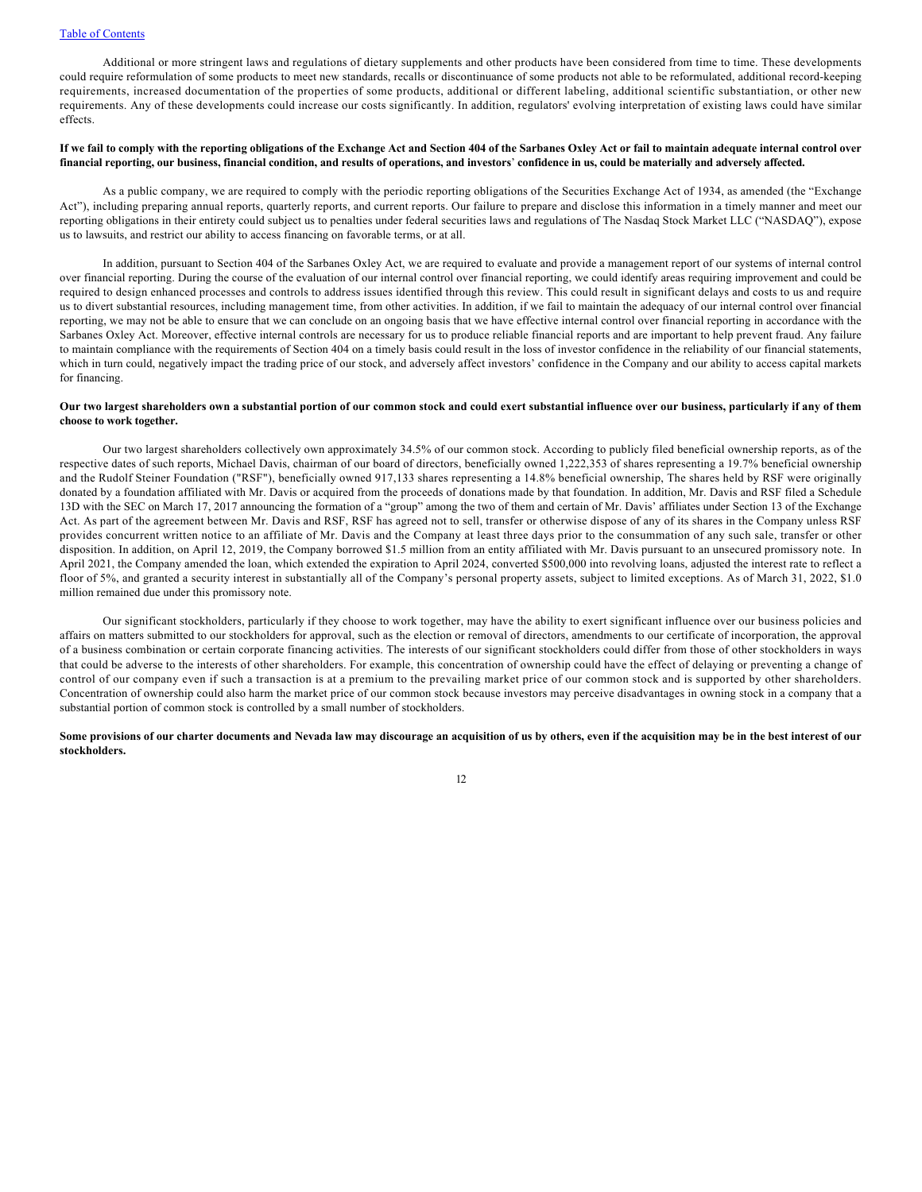Additional or more stringent laws and regulations of dietary supplements and other products have been considered from time to time. These developments could require reformulation of some products to meet new standards, recalls or discontinuance of some products not able to be reformulated, additional record-keeping requirements, increased documentation of the properties of some products, additional or different labeling, additional scientific substantiation, or other new requirements. Any of these developments could increase our costs significantly. In addition, regulators' evolving interpretation of existing laws could have similar effects.

**If we fail to comply with the reporting obligations of the Exchange Act and Section 404 of the Sarbanes Oxley Act or fail to maintain adequate internal control over financial reporting, our business, financial condition, and results of operations, and investors' confidence in us, could be materially and adversely affected.**

As a public company, we are required to comply with the periodic reporting obligations of the Securities Exchange Act of 1934, as amended (the "Exchange Act"), including preparing annual reports, quarterly reports, and current reports. Our failure to prepare and disclose this information in a timely manner and meet our reporting obligations in their entirety could subject us to penalties under federal securities laws and regulations of The Nasdaq Stock Market LLC ("NASDAQ"), expose us to lawsuits, and restrict our ability to access financing on favorable terms, or at all.

In addition, pursuant to Section 404 of the Sarbanes Oxley Act, we are required to evaluate and provide a management report of our systems of internal control over financial reporting. During the course of the evaluation of our internal control over financial reporting, we could identify areas requiring improvement and could be required to design enhanced processes and controls to address issues identified through this review. This could result in significant delays and costs to us and require us to divert substantial resources, including management time, from other activities. In addition, if we fail to maintain the adequacy of our internal control over financial reporting, we may not be able to ensure that we can conclude on an ongoing basis that we have effective internal control over financial reporting in accordance with the Sarbanes Oxley Act. Moreover, effective internal controls are necessary for us to produce reliable financial reports and are important to help prevent fraud. Any failure to maintain compliance with the requirements of Section 404 on a timely basis could result in the loss of investor confidence in the reliability of our financial statements, which in turn could, negatively impact the trading price of our stock, and adversely affect investors' confidence in the Company and our ability to access capital markets for financing.

**Our two largest shareholders own a substantial portion of our common stock and could exert substantial influence over our business, particularly if any of them choose to work together.**

Our two largest shareholders collectively own approximately 34.5% of our common stock. According to publicly filed beneficial ownership reports, as of the respective dates of such reports, Michael Davis, chairman of our board of directors, beneficially owned 1,222,353 of shares representing a 19.7% beneficial ownership and the Rudolf Steiner Foundation ("RSF"), beneficially owned 917,133 shares representing a 14.8% beneficial ownership, The shares held by RSF were originally donated by a foundation affiliated with Mr. Davis or acquired from the proceeds of donations made by that foundation. In addition, Mr. Davis and RSF filed a Schedule 13D with the SEC on March 17, 2017 announcing the formation of a "group" among the two of them and certain of Mr. Davis' affiliates under Section 13 of the Exchange Act. As part of the agreement between Mr. Davis and RSF, RSF has agreed not to sell, transfer or otherwise dispose of any of its shares in the Company unless RSF provides concurrent written notice to an affiliate of Mr. Davis and the Company at least three days prior to the consummation of any such sale, transfer or other disposition. In addition, on April 12, 2019, the Company borrowed $1.5 million from an entity affiliated with Mr. Davis pursuant to an unsecured promissory note. In April 2021, the Company amended the loan, which extended the expiration to April 2024, converted $500,000 into revolving loans, adjusted the interest rate to reflect a floor of 5%, and granted a security interest in substantially all of the Company's personal property assets, subject to limited exceptions. As of March 31, 2022, $1.0 million remained due under this promissory note.

Our significant stockholders, particularly if they choose to work together, may have the ability to exert significant influence over our business policies and affairs on matters submitted to our stockholders for approval, such as the election or removal of directors, amendments to our certificate of incorporation, the approval of a business combination or certain corporate financing activities. The interests of our significant stockholders could differ from those of other stockholders in ways that could be adverse to the interests of other shareholders. For example, this concentration of ownership could have the effect of delaying or preventing a change of control of our company even if such a transaction is at a premium to the prevailing market price of our common stock and is supported by other shareholders. Concentration of ownership could also harm the market price of our common stock because investors may perceive disadvantages in owning stock in a company that a substantial portion of common stock is controlled by a small number of stockholders.

**Some provisions of our charter documents and Nevada law may discourage an acquisition of us by others, even if the acquisition may be in the best interest of our stockholders.**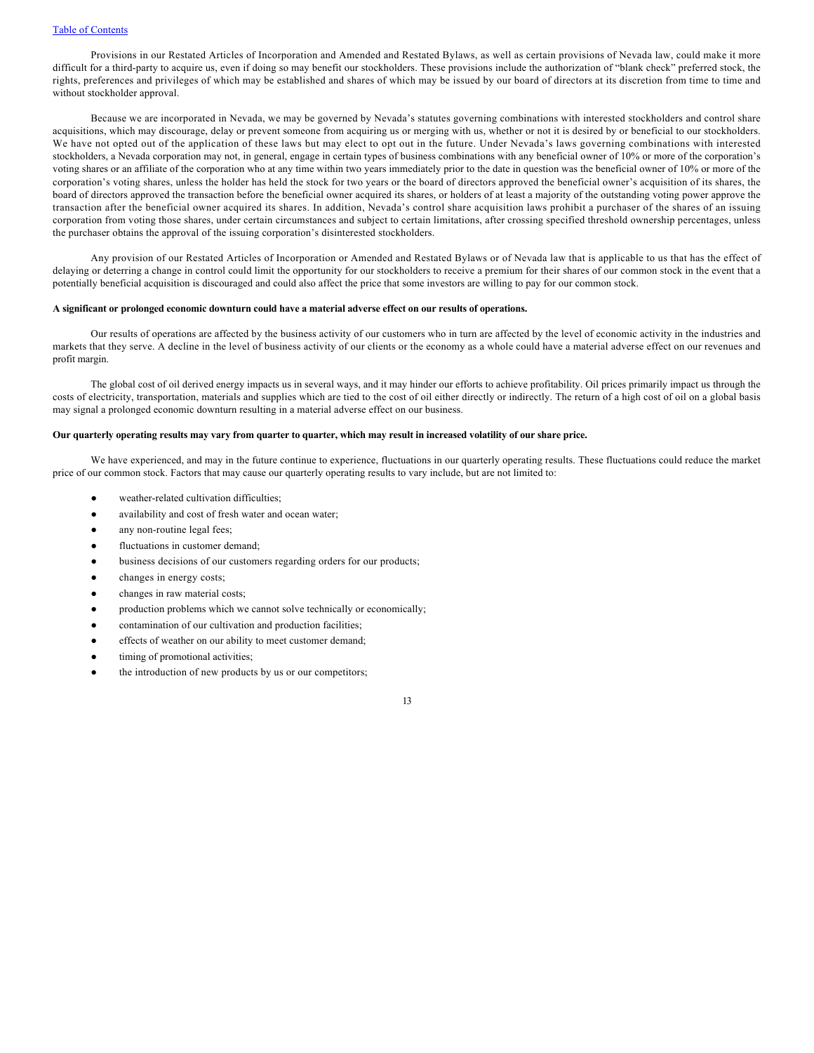Provisions in our Restated Articles of Incorporation and Amended and Restated Bylaws, as well as certain provisions of Nevada law, could make it more difficult for a third-party to acquire us, even if doing so may benefit our stockholders. These provisions include the authorization of "blank check" preferred stock, the rights, preferences and privileges of which may be established and shares of which may be issued by our board of directors at its discretion from time to time and without stockholder approval.

Because we are incorporated in Nevada, we may be governed by Nevada's statutes governing combinations with interested stockholders and control share acquisitions, which may discourage, delay or prevent someone from acquiring us or merging with us, whether or not it is desired by or beneficial to our stockholders. We have not opted out of the application of these laws but may elect to opt out in the future. Under Nevada's laws governing combinations with interested stockholders, a Nevada corporation may not, in general, engage in certain types of business combinations with any beneficial owner of 10% or more of the corporation's voting shares or an affiliate of the corporation who at any time within two years immediately prior to the date in question was the beneficial owner of 10% or more of the corporation's voting shares, unless the holder has held the stock for two years or the board of directors approved the beneficial owner's acquisition of its shares, the board of directors approved the transaction before the beneficial owner acquired its shares, or holders of at least a majority of the outstanding voting power approve the transaction after the beneficial owner acquired its shares. In addition, Nevada's control share acquisition laws prohibit a purchaser of the shares of an issuing corporation from voting those shares, under certain circumstances and subject to certain limitations, after crossing specified threshold ownership percentages, unless the purchaser obtains the approval of the issuing corporation's disinterested stockholders.

Any provision of our Restated Articles of Incorporation or Amended and Restated Bylaws or of Nevada law that is applicable to us that has the effect of delaying or deterring a change in control could limit the opportunity for our stockholders to receive a premium for their shares of our common stock in the event that a potentially beneficial acquisition is discouraged and could also affect the price that some investors are willing to pay for our common stock.

**A significant or prolonged economic downturn could have a material adverse effect on our results of operations.**

Our results of operations are affected by the business activity of our customers who in turn are affected by the level of economic activity in the industries and markets that they serve. A decline in the level of business activity of our clients or the economy as a whole could have a material adverse effect on our revenues and profit margin.

The global cost of oil derived energy impacts us in several ways, and it may hinder our efforts to achieve profitability. Oil prices primarily impact us through the costs of electricity, transportation, materials and supplies which are tied to the cost of oil either directly or indirectly. The return of a high cost of oil on a global basis may signal a prolonged economic downturn resulting in a material adverse effect on our business.

**Our quarterly operating results may vary from quarter to quarter, which may result in increased volatility of our share price.**

We have experienced, and may in the future continue to experience, fluctuations in our quarterly operating results. These fluctuations could reduce the market price of our common stock. Factors that may cause our quarterly operating results to vary include, but are not limited to:

- weather-related cultivation difficulties;
- availability and cost of fresh water and ocean water;
- any non-routine legal fees;
- fluctuations in customer demand;
- business decisions of our customers regarding orders for our products;
- changes in energy costs;
- changes in raw material costs;
- production problems which we cannot solve technically or economically;
- contamination of our cultivation and production facilities;
- effects of weather on our ability to meet customer demand;
- timing of promotional activities;
- the introduction of new products by us or our competitors;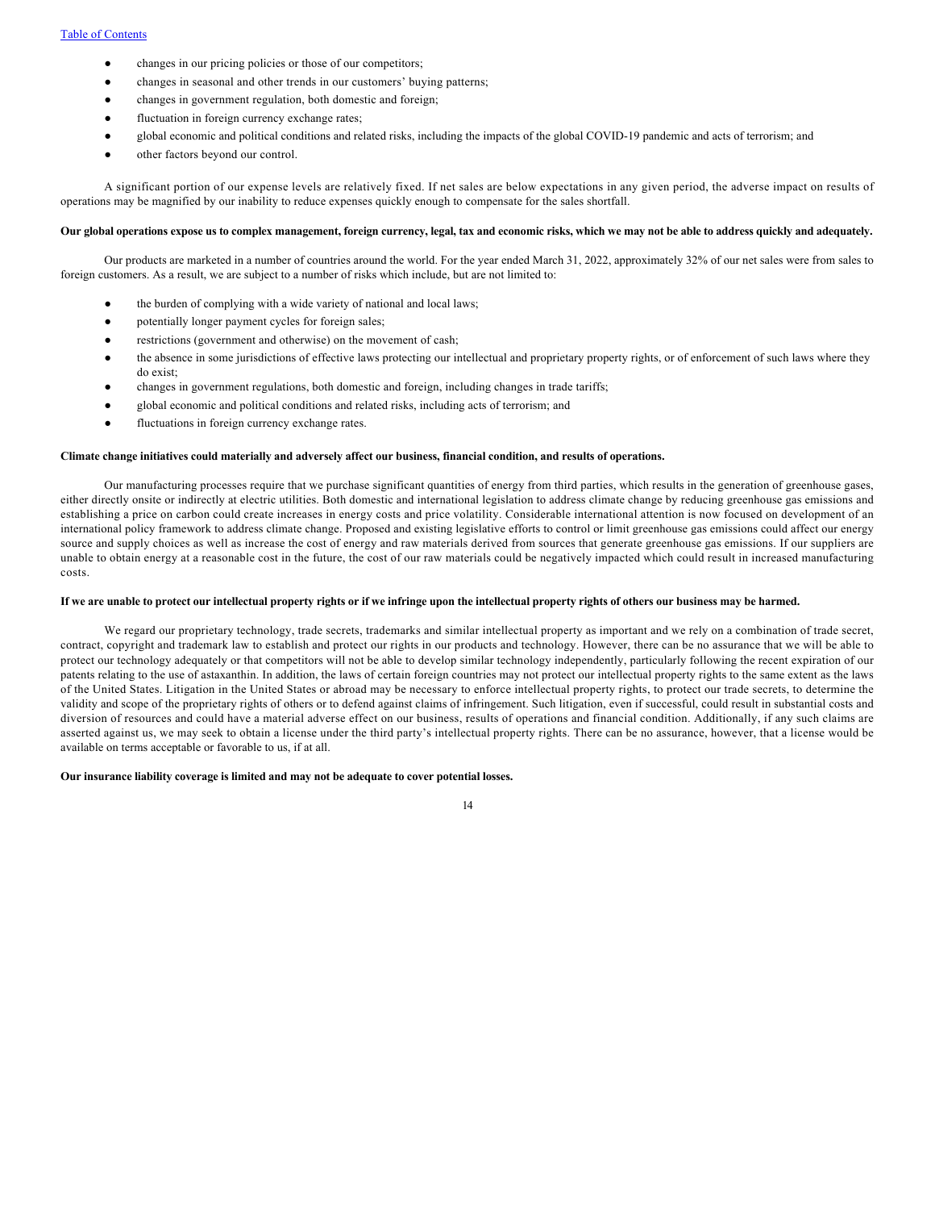- changes in our pricing policies or those of our competitors;
- changes in seasonal and other trends in our customers' buying patterns;
- changes in government regulation, both domestic and foreign;
- fluctuation in foreign currency exchange rates;
- global economic and political conditions and related risks, including the impacts of the global COVID-19 pandemic and acts of terrorism; and
- other factors beyond our control.

A significant portion of our expense levels are relatively fixed. If net sales are below expectations in any given period, the adverse impact on results of operations may be magnified by our inability to reduce expenses quickly enough to compensate for the sales shortfall.

**Our global operations expose us to complex management, foreign currency, legal, tax and economic risks, which we may not be able to address quickly and adequately.**

Our products are marketed in a number of countries around the world. For the year ended March 31, 2022, approximately 32% of our net sales were from sales to foreign customers. As a result, we are subject to a number of risks which include, but are not limited to:

- the burden of complying with a wide variety of national and local laws;
- potentially longer payment cycles for foreign sales;
- restrictions (government and otherwise) on the movement of cash;
- the absence in some jurisdictions of effective laws protecting our intellectual and proprietary property rights, or of enforcement of such laws where they do exist;
- changes in government regulations, both domestic and foreign, including changes in trade tariffs;
- global economic and political conditions and related risks, including acts of terrorism; and
- fluctuations in foreign currency exchange rates.

**Climate change initiatives could materially and adversely affect our business, financial condition, and results of operations.**

Our manufacturing processes require that we purchase significant quantities of energy from third parties, which results in the generation of greenhouse gases, either directly onsite or indirectly at electric utilities. Both domestic and international legislation to address climate change by reducing greenhouse gas emissions and establishing a price on carbon could create increases in energy costs and price volatility. Considerable international attention is now focused on development of an international policy framework to address climate change. Proposed and existing legislative efforts to control or limit greenhouse gas emissions could affect our energy source and supply choices as well as increase the cost of energy and raw materials derived from sources that generate greenhouse gas emissions. If our suppliers are unable to obtain energy at a reasonable cost in the future, the cost of our raw materials could be negatively impacted which could result in increased manufacturing costs.

**If we are unable to protect our intellectual property rights or if we infringe upon the intellectual property rights of others our business may be harmed.**

We regard our proprietary technology, trade secrets, trademarks and similar intellectual property as important and we rely on a combination of trade secret, contract, copyright and trademark law to establish and protect our rights in our products and technology. However, there can be no assurance that we will be able to protect our technology adequately or that competitors will not be able to develop similar technology independently, particularly following the recent expiration of our patents relating to the use of astaxanthin. In addition, the laws of certain foreign countries may not protect our intellectual property rights to the same extent as the laws of the United States. Litigation in the United States or abroad may be necessary to enforce intellectual property rights, to protect our trade secrets, to determine the validity and scope of the proprietary rights of others or to defend against claims of infringement. Such litigation, even if successful, could result in substantial costs and diversion of resources and could have a material adverse effect on our business, results of operations and financial condition. Additionally, if any such claims are asserted against us, we may seek to obtain a license under the third party's intellectual property rights. There can be no assurance, however, that a license would be available on terms acceptable or favorable to us, if at all.

**Our insurance liability coverage is limited and may not be adequate to cover potential losses.**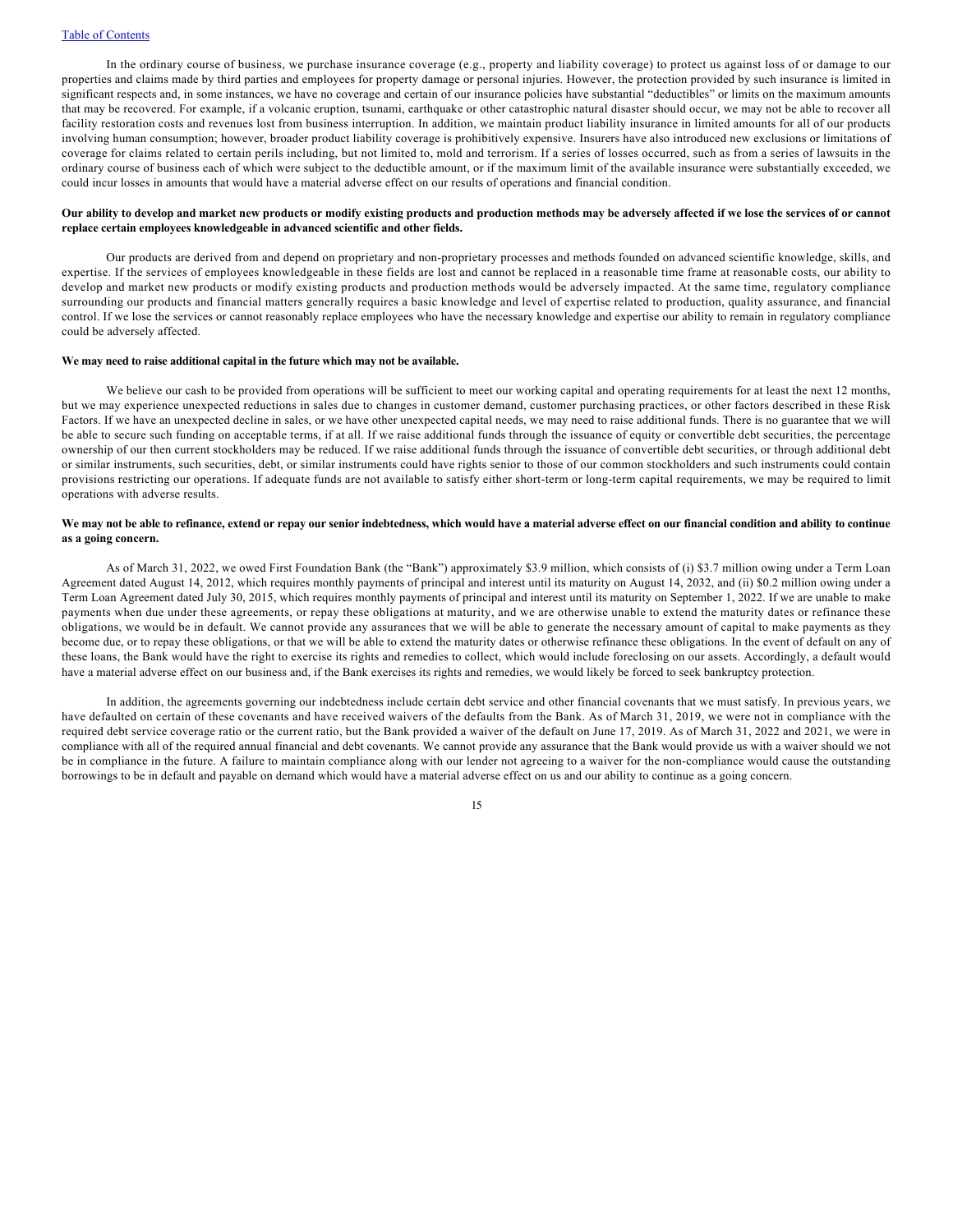In the ordinary course of business, we purchase insurance coverage (e.g., property and liability coverage) to protect us against loss of or damage to our properties and claims made by third parties and employees for property damage or personal injuries. However, the protection provided by such insurance is limited in significant respects and, in some instances, we have no coverage and certain of our insurance policies have substantial "deductibles" or limits on the maximum amounts that may be recovered. For example, if a volcanic eruption, tsunami, earthquake or other catastrophic natural disaster should occur, we may not be able to recover all facility restoration costs and revenues lost from business interruption. In addition, we maintain product liability insurance in limited amounts for all of our products involving human consumption; however, broader product liability coverage is prohibitively expensive. Insurers have also introduced new exclusions or limitations of coverage for claims related to certain perils including, but not limited to, mold and terrorism. If a series of losses occurred, such as from a series of lawsuits in the ordinary course of business each of which were subject to the deductible amount, or if the maximum limit of the available insurance were substantially exceeded, we could incur losses in amounts that would have a material adverse effect on our results of operations and financial condition.

**Our ability to develop and market new products or modify existing products and production methods may be adversely affected if we lose the services of or cannot replace certain employees knowledgeable in advanced scientific and other fields.**

Our products are derived from and depend on proprietary and non-proprietary processes and methods founded on advanced scientific knowledge, skills, and expertise. If the services of employees knowledgeable in these fields are lost and cannot be replaced in a reasonable time frame at reasonable costs, our ability to develop and market new products or modify existing products and production methods would be adversely impacted. At the same time, regulatory compliance surrounding our products and financial matters generally requires a basic knowledge and level of expertise related to production, quality assurance, and financial control. If we lose the services or cannot reasonably replace employees who have the necessary knowledge and expertise our ability to remain in regulatory compliance could be adversely affected.

**We may need to raise additional capital in the future which may not be available.**

We believe our cash to be provided from operations will be sufficient to meet our working capital and operating requirements for at least the next 12 months, but we may experience unexpected reductions in sales due to changes in customer demand, customer purchasing practices, or other factors described in these Risk Factors. If we have an unexpected decline in sales, or we have other unexpected capital needs, we may need to raise additional funds. There is no guarantee that we will be able to secure such funding on acceptable terms, if at all. If we raise additional funds through the issuance of equity or convertible debt securities, the percentage ownership of our then current stockholders may be reduced. If we raise additional funds through the issuance of convertible debt securities, or through additional debt or similar instruments, such securities, debt, or similar instruments could have rights senior to those of our common stockholders and such instruments could contain provisions restricting our operations. If adequate funds are not available to satisfy either short-term or long-term capital requirements, we may be required to limit operations with adverse results.

**We may not be able to refinance, extend or repay our senior indebtedness, which would have a material adverse effect on our financial condition and ability to continue as a going concern.**

As of March 31, 2022, we owed First Foundation Bank (the "Bank") approximately $3.9 million, which consists of (i) $3.7 million owing under a Term Loan Agreement dated August 14, 2012, which requires monthly payments of principal and interest until its maturity on August 14, 2032, and (ii) $0.2 million owing under a Term Loan Agreement dated July 30, 2015, which requires monthly payments of principal and interest until its maturity on September 1, 2022. If we are unable to make payments when due under these agreements, or repay these obligations at maturity, and we are otherwise unable to extend the maturity dates or refinance these obligations, we would be in default. We cannot provide any assurances that we will be able to generate the necessary amount of capital to make payments as they become due, or to repay these obligations, or that we will be able to extend the maturity dates or otherwise refinance these obligations. In the event of default on any of these loans, the Bank would have the right to exercise its rights and remedies to collect, which would include foreclosing on our assets. Accordingly, a default would have a material adverse effect on our business and, if the Bank exercises its rights and remedies, we would likely be forced to seek bankruptcy protection.

In addition, the agreements governing our indebtedness include certain debt service and other financial covenants that we must satisfy. In previous years, we have defaulted on certain of these covenants and have received waivers of the defaults from the Bank. As of March 31, 2019, we were not in compliance with the required debt service coverage ratio or the current ratio, but the Bank provided a waiver of the default on June 17, 2019. As of March 31, 2022 and 2021, we were in compliance with all of the required annual financial and debt covenants. We cannot provide any assurance that the Bank would provide us with a waiver should we not be in compliance in the future. A failure to maintain compliance along with our lender not agreeing to a waiver for the non-compliance would cause the outstanding borrowings to be in default and payable on demand which would have a material adverse effect on us and our ability to continue as a going concern.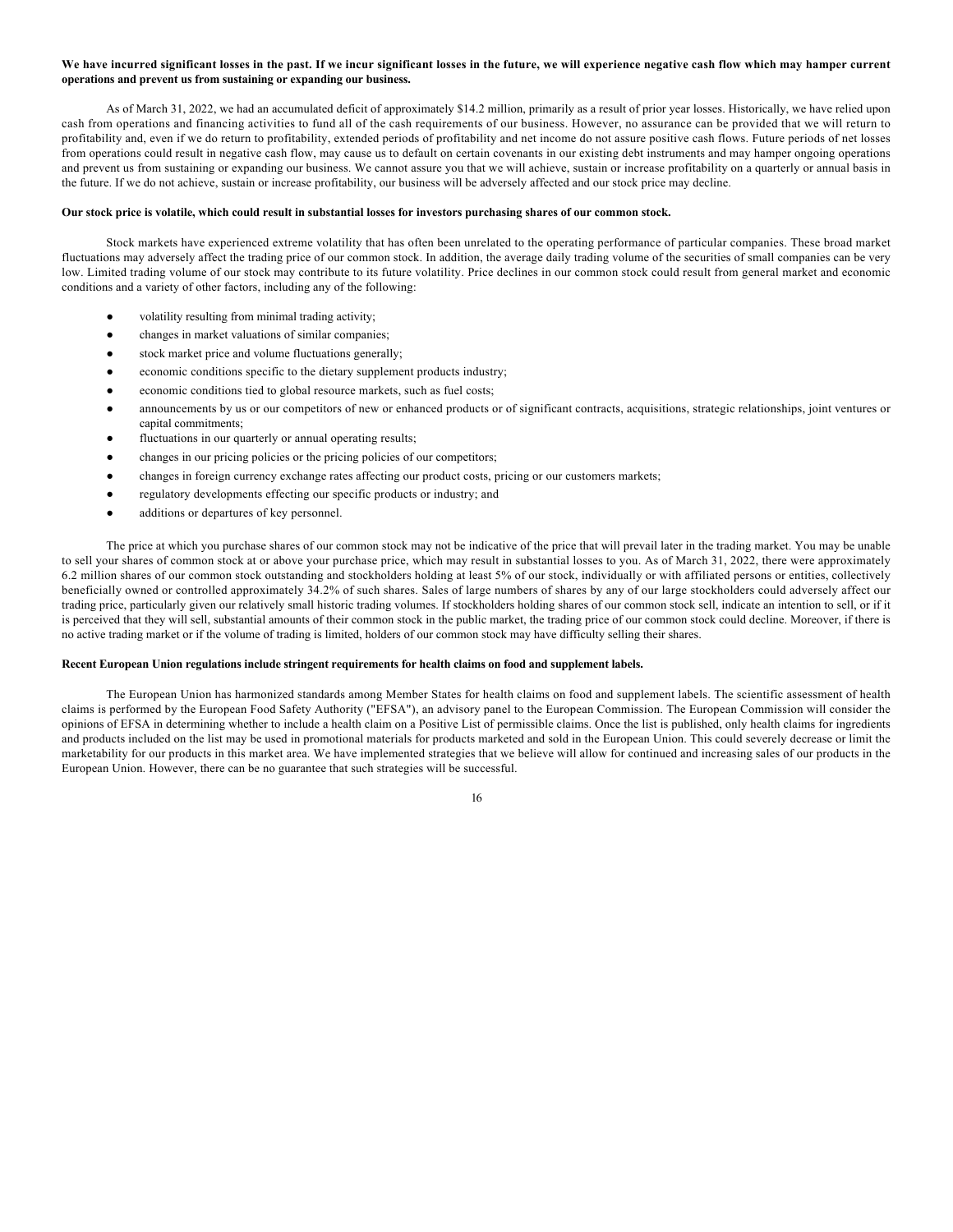**We have incurred significant losses in the past. If we incur significant losses in the future, we will experience negative cash flow which may hamper current operations and prevent us from sustaining or expanding our business.**

As of March 31, 2022, we had an accumulated deficit of approximately $14.2 million, primarily as a result of prior year losses. Historically, we have relied upon cash from operations and financing activities to fund all of the cash requirements of our business. However, no assurance can be provided that we will return to profitability and, even if we do return to profitability, extended periods of profitability and net income do not assure positive cash flows. Future periods of net losses from operations could result in negative cash flow, may cause us to default on certain covenants in our existing debt instruments and may hamper ongoing operations and prevent us from sustaining or expanding our business. We cannot assure you that we will achieve, sustain or increase profitability on a quarterly or annual basis in the future. If we do not achieve, sustain or increase profitability, our business will be adversely affected and our stock price may decline.

**Our stock price is volatile, which could result in substantial losses for investors purchasing shares of our common stock.**

Stock markets have experienced extreme volatility that has often been unrelated to the operating performance of particular companies. These broad market fluctuations may adversely affect the trading price of our common stock. In addition, the average daily trading volume of the securities of small companies can be very low. Limited trading volume of our stock may contribute to its future volatility. Price declines in our common stock could result from general market and economic conditions and a variety of other factors, including any of the following:

- volatility resulting from minimal trading activity;
- changes in market valuations of similar companies;
- stock market price and volume fluctuations generally;
- economic conditions specific to the dietary supplement products industry;
- economic conditions tied to global resource markets, such as fuel costs;
- announcements by us or our competitors of new or enhanced products or of significant contracts, acquisitions, strategic relationships, joint ventures or capital commitments;
- fluctuations in our quarterly or annual operating results;
- changes in our pricing policies or the pricing policies of our competitors;
- changes in foreign currency exchange rates affecting our product costs, pricing or our customers markets;
- regulatory developments effecting our specific products or industry; and
- additions or departures of key personnel.

The price at which you purchase shares of our common stock may not be indicative of the price that will prevail later in the trading market. You may be unable to sell your shares of common stock at or above your purchase price, which may result in substantial losses to you. As of March 31, 2022, there were approximately 6.2 million shares of our common stock outstanding and stockholders holding at least 5% of our stock, individually or with affiliated persons or entities, collectively beneficially owned or controlled approximately 34.2% of such shares. Sales of large numbers of shares by any of our large stockholders could adversely affect our trading price, particularly given our relatively small historic trading volumes. If stockholders holding shares of our common stock sell, indicate an intention to sell, or if it is perceived that they will sell, substantial amounts of their common stock in the public market, the trading price of our common stock could decline. Moreover, if there is no active trading market or if the volume of trading is limited, holders of our common stock may have difficulty selling their shares.

**Recent European Union regulations include stringent requirements for health claims on food and supplement labels.**

The European Union has harmonized standards among Member States for health claims on food and supplement labels. The scientific assessment of health claims is performed by the European Food Safety Authority ("EFSA"), an advisory panel to the European Commission. The European Commission will consider the opinions of EFSA in determining whether to include a health claim on a Positive List of permissible claims. Once the list is published, only health claims for ingredients and products included on the list may be used in promotional materials for products marketed and sold in the European Union. This could severely decrease or limit the marketability for our products in this market area. We have implemented strategies that we believe will allow for continued and increasing sales of our products in the European Union. However, there can be no guarantee that such strategies will be successful.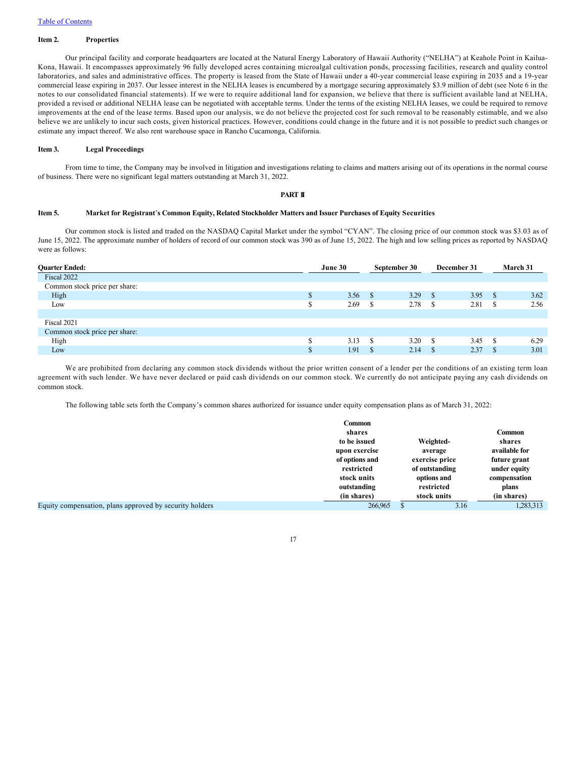[Table of Contents](#)

## Item 2. Properties

Our principal facility and corporate headquarters are located at the Natural Energy Laboratory of Hawaii Authority ("NELHA") at Keahole Point in Kailua-Kona, Hawaii. It encompasses approximately 96 fully developed acres containing microalgal cultivation ponds, processing facilities, research and quality control laboratories, and sales and administrative offices. The property is leased from the State of Hawaii under a 40-year commercial lease expiring in 2035 and a 19-year commercial lease expiring in 2037. Our lessee interest in the NELHA leases is encumbered by a mortgage securing approximately $3.9 million of debt (see Note 6 in the notes to our consolidated financial statements). If we were to require additional land for expansion, we believe that there is sufficient available land at NELHA, provided a revised or additional NELHA lease can be negotiated with acceptable terms. Under the terms of the existing NELHA leases, we could be required to remove improvements at the end of the lease terms. Based upon our analysis, we do not believe the projected cost for such removal to be reasonably estimable, and we also believe we are unlikely to incur such costs, given historical practices. However, conditions could change in the future and it is not possible to predict such changes or estimate any impact thereof. We also rent warehouse space in Rancho Cucamonga, California.

## Item 3. Legal Proceedings

From time to time, the Company may be involved in litigation and investigations relating to claims and matters arising out of its operations in the normal course of business. There were no significant legal matters outstanding at March 31, 2022.

# PART II

## Item 5. Market for Registrant's Common Equity, Related Stockholder Matters and Issuer Purchases of Equity Securities

Our common stock is listed and traded on the NASDAQ Capital Market under the symbol "CYAN". The closing price of our common stock was $3.03 as of June 15, 2022. The approximate number of holders of record of our common stock was 390 as of June 15, 2022. The high and low selling prices as reported by NASDAQ were as follows:

| Quarter Ended: | June 30 | September 30 | December 31 | March 31 |
|---|---|---|---|---|
| Fiscal 2022 | | | | |
| Common stock price per share: | | | | |
| High | $ 3.56 | $ 3.29 | $ 3.95 | $ 3.62 |
| Low | $ 2.69 | $ 2.78 | $ 2.81 | $ 2.56 |
| | | | | |
| Fiscal 2021 | | | | |
| Common stock price per share: | | | | |
| High | $ 3.13 | $ 3.20 | $ 3.45 | $ 6.29 |
| Low | $ 1.91 | $ 2.14 | $ 2.37 | $ 3.01 |

We are prohibited from declaring any common stock dividends without the prior written consent of a lender per the conditions of an existing term loan agreement with such lender. We have never declared or paid cash dividends on our common stock. We currently do not anticipate paying any cash dividends on common stock.

The following table sets forth the Company's common shares authorized for issuance under equity compensation plans as of March 31, 2022:

| | Common shares to be issued upon exercise of options and restricted stock units outstanding (in shares) | Weighted-average exercise price of outstanding options and restricted stock units | Common shares available for future grant under equity compensation plans (in shares) |
|---|---|---|---|
| Equity compensation, plans approved by security holders | 266,965 | $ 3.16 | 1,283,313 |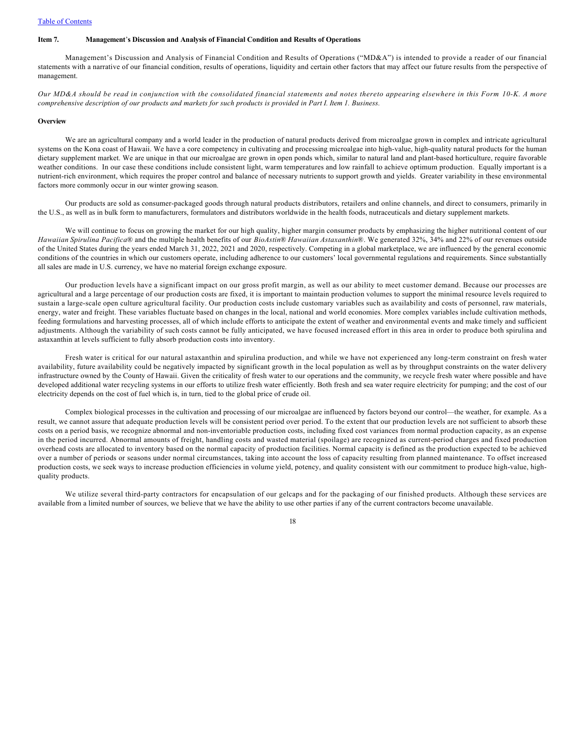## Item 7. Management's Discussion and Analysis of Financial Condition and Results of Operations

Management's Discussion and Analysis of Financial Condition and Results of Operations ("MD&A") is intended to provide a reader of our financial statements with a narrative of our financial condition, results of operations, liquidity and certain other factors that may affect our future results from the perspective of management.

*Our MD&A should be read in conjunction with the consolidated financial statements and notes thereto appearing elsewhere in this Form 10-K. A more comprehensive description of our products and markets for such products is provided in Part I. Item 1. Business.*

### Overview

We are an agricultural company and a world leader in the production of natural products derived from microalgae grown in complex and intricate agricultural systems on the Kona coast of Hawaii. We have a core competency in cultivating and processing microalgae into high-value, high-quality natural products for the human dietary supplement market. We are unique in that our microalgae are grown in open ponds which, similar to natural land and plant-based horticulture, require favorable weather conditions. In our case these conditions include consistent light, warm temperatures and low rainfall to achieve optimum production. Equally important is a nutrient-rich environment, which requires the proper control and balance of necessary nutrients to support growth and yields. Greater variability in these environmental factors more commonly occur in our winter growing season.

Our products are sold as consumer-packaged goods through natural products distributors, retailers and online channels, and direct to consumers, primarily in the U.S., as well as in bulk form to manufacturers, formulators and distributors worldwide in the health foods, nutraceuticals and dietary supplement markets.

We will continue to focus on growing the market for our high quality, higher margin consumer products by emphasizing the higher nutritional content of our *Hawaiian Spirulina Pacifica*® and the multiple health benefits of our *BioAstin*® *Hawaiian Astaxanthin*®. We generated 32%, 34% and 22% of our revenues outside of the United States during the years ended March 31, 2022, 2021 and 2020, respectively. Competing in a global marketplace, we are influenced by the general economic conditions of the countries in which our customers operate, including adherence to our customers' local governmental regulations and requirements. Since substantially all sales are made in U.S. currency, we have no material foreign exchange exposure.

Our production levels have a significant impact on our gross profit margin, as well as our ability to meet customer demand. Because our processes are agricultural and a large percentage of our production costs are fixed, it is important to maintain production volumes to support the minimal resource levels required to sustain a large-scale open culture agricultural facility. Our production costs include customary variables such as availability and costs of personnel, raw materials, energy, water and freight. These variables fluctuate based on changes in the local, national and world economies. More complex variables include cultivation methods, feeding formulations and harvesting processes, all of which include efforts to anticipate the extent of weather and environmental events and make timely and sufficient adjustments. Although the variability of such costs cannot be fully anticipated, we have focused increased effort in this area in order to produce both spirulina and astaxanthin at levels sufficient to fully absorb production costs into inventory.

Fresh water is critical for our natural astaxanthin and spirulina production, and while we have not experienced any long-term constraint on fresh water availability, future availability could be negatively impacted by significant growth in the local population as well as by throughput constraints on the water delivery infrastructure owned by the County of Hawaii. Given the criticality of fresh water to our operations and the community, we recycle fresh water where possible and have developed additional water recycling systems in our efforts to utilize fresh water efficiently. Both fresh and sea water require electricity for pumping; and the cost of our electricity depends on the cost of fuel which is, in turn, tied to the global price of crude oil.

Complex biological processes in the cultivation and processing of our microalgae are influenced by factors beyond our control—the weather, for example. As a result, we cannot assure that adequate production levels will be consistent period over period. To the extent that our production levels are not sufficient to absorb these costs on a period basis, we recognize abnormal and non-inventoriable production costs, including fixed cost variances from normal production capacity, as an expense in the period incurred. Abnormal amounts of freight, handling costs and wasted material (spoilage) are recognized as current-period charges and fixed production overhead costs are allocated to inventory based on the normal capacity of production facilities. Normal capacity is defined as the production expected to be achieved over a number of periods or seasons under normal circumstances, taking into account the loss of capacity resulting from planned maintenance. To offset increased production costs, we seek ways to increase production efficiencies in volume yield, potency, and quality consistent with our commitment to produce high-value, high-quality products.

We utilize several third-party contractors for encapsulation of our gelcaps and for the packaging of our finished products. Although these services are available from a limited number of sources, we believe that we have the ability to use other parties if any of the current contractors become unavailable.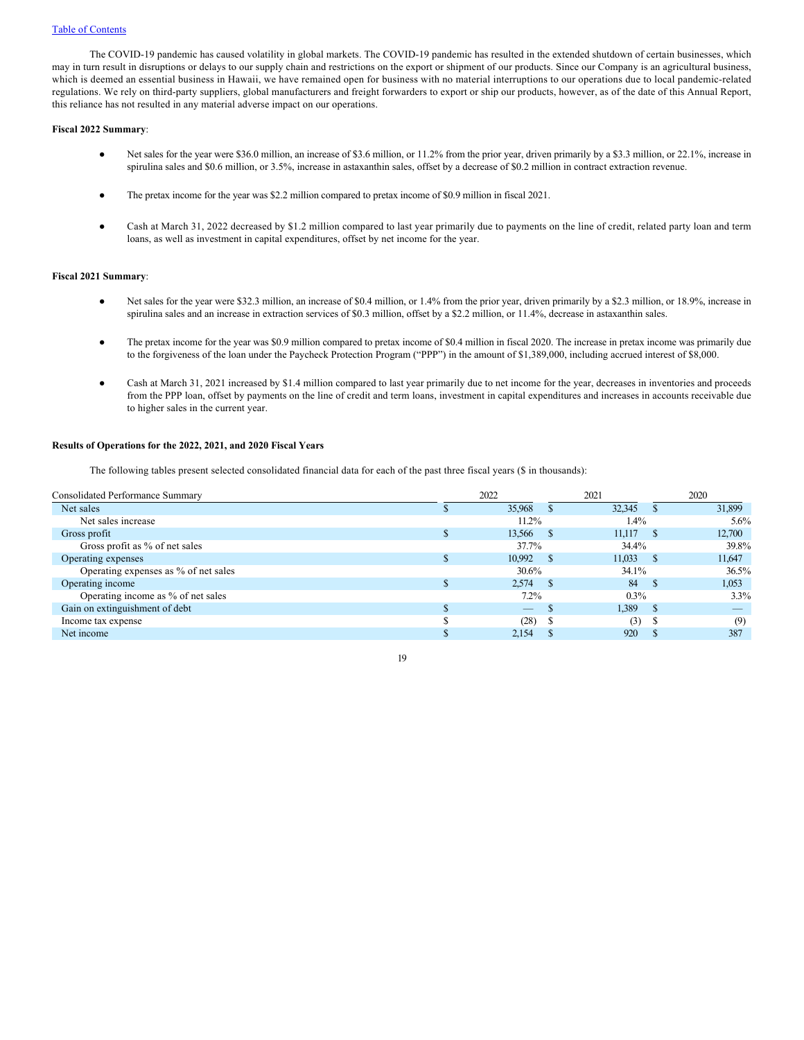The COVID-19 pandemic has caused volatility in global markets. The COVID-19 pandemic has resulted in the extended shutdown of certain businesses, which may in turn result in disruptions or delays to our supply chain and restrictions on the export or shipment of our products. Since our Company is an agricultural business, which is deemed an essential business in Hawaii, we have remained open for business with no material interruptions to our operations due to local pandemic-related regulations. We rely on third-party suppliers, global manufacturers and freight forwarders to export or ship our products, however, as of the date of this Annual Report, this reliance has not resulted in any material adverse impact on our operations.

**Fiscal 2022 Summary**:

- Net sales for the year were $36.0 million, an increase of $3.6 million, or 11.2% from the prior year, driven primarily by a $3.3 million, or 22.1%, increase in spirulina sales and $0.6 million, or 3.5%, increase in astaxanthin sales, offset by a decrease of $0.2 million in contract extraction revenue.

- The pretax income for the year was $2.2 million compared to pretax income of $0.9 million in fiscal 2021.

- Cash at March 31, 2022 decreased by $1.2 million compared to last year primarily due to payments on the line of credit, related party loan and term loans, as well as investment in capital expenditures, offset by net income for the year.

**Fiscal 2021 Summary**:

- Net sales for the year were $32.3 million, an increase of $0.4 million, or 1.4% from the prior year, driven primarily by a $2.3 million, or 18.9%, increase in spirulina sales and an increase in extraction services of $0.3 million, offset by a $2.2 million, or 11.4%, decrease in astaxanthin sales.

- The pretax income for the year was $0.9 million compared to pretax income of $0.4 million in fiscal 2020. The increase in pretax income was primarily due to the forgiveness of the loan under the Paycheck Protection Program ("PPP") in the amount of $1,389,000, including accrued interest of $8,000.

- Cash at March 31, 2021 increased by $1.4 million compared to last year primarily due to net income for the year, decreases in inventories and proceeds from the PPP loan, offset by payments on the line of credit and term loans, investment in capital expenditures and increases in accounts receivable due to higher sales in the current year.

**Results of Operations for the 2022, 2021, and 2020 Fiscal Years**

The following tables present selected consolidated financial data for each of the past three fiscal years ($ in thousands):

| Consolidated Performance Summary | 2022 | 2021 | 2020 |
|---|---|---|---|
| Net sales | $ 35,968 | $ 32,345 | $ 31,899 |
| Net sales increase | 11.2% | 1.4% | 5.6% |
| Gross profit | $ 13,566 | $ 11,117 | $ 12,700 |
| Gross profit as % of net sales | 37.7% | 34.4% | 39.8% |
| Operating expenses | $ 10,992 | $ 11,033 | $ 11,647 |
| Operating expenses as % of net sales | 30.6% | 34.1% | 36.5% |
| Operating income | $ 2,574 | $ 84 | $ 1,053 |
| Operating income as % of net sales | 7.2% | 0.3% | 3.3% |
| Gain on extinguishment of debt | $ — | $ 1,389 | $ — |
| Income tax expense | $ (28) | $ (3) | $ (9) |
| Net income | $ 2,154 | $ 920 | $ 387 |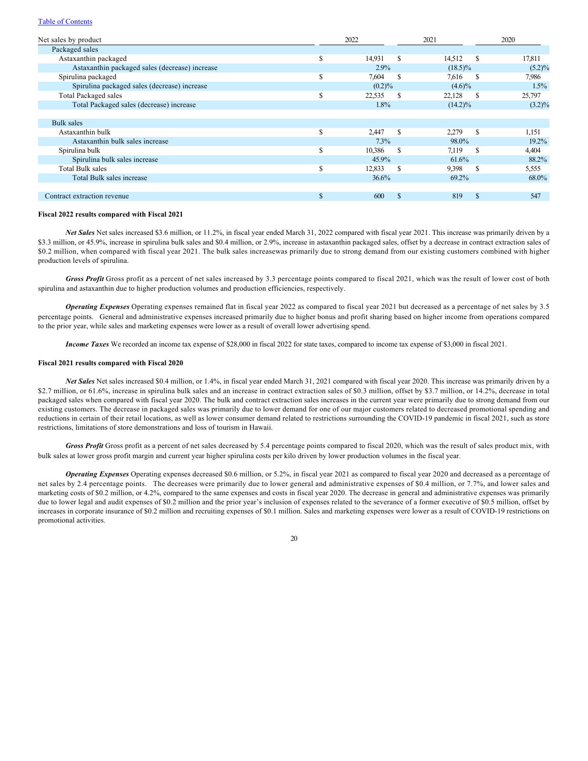| Net sales by product | 2022 | 2021 | 2020 |
|---|---|---|---|
| Packaged sales | | | |
| Astaxanthin packaged | $ 14,931 | $ 14,512 | $ 17,811 |
| Astaxanthin packaged sales (decrease) increase | 2.9% | (18.5)% | (5.2)% |
| Spirulina packaged | $ 7,604 | $ 7,616 | $ 7,986 |
| Spirulina packaged sales (decrease) increase | (0.2)% | (4.6)% | 1.5% |
| Total Packaged sales | $ 22,535 | $ 22,128 | $ 25,797 |
| Total Packaged sales (decrease) increase | 1.8% | (14.2)% | (3.2)% |
| | | | |
| Bulk sales | | | |
| Astaxanthin bulk | $ 2,447 | $ 2,279 | $ 1,151 |
| Astaxanthin bulk sales increase | 7.3% | 98.0% | 19.2% |
| Spirulina bulk | $ 10,386 | $ 7,119 | $ 4,404 |
| Spirulina bulk sales increase | 45.9% | 61.6% | 88.2% |
| Total Bulk sales | $ 12,833 | $ 9,398 | $ 5,555 |
| Total Bulk sales increase | 36.6% | 69.2% | 68.0% |
| | | | |
| Contract extraction revenue | $ 600 | $ 819 | $ 547 |

**Fiscal 2022 results compared with Fiscal 2021**

***Net Sales*** Net sales increased $3.6 million, or 11.2%, in fiscal year ended March 31, 2022 compared with fiscal year 2021. This increase was primarily driven by a $3.3 million, or 45.9%, increase in spirulina bulk sales and $0.4 million, or 2.9%, increase in astaxanthin packaged sales, offset by a decrease in contract extraction sales of $0.2 million, when compared with fiscal year 2021. The bulk sales increasewas primarily due to strong demand from our existing customers combined with higher production levels of spirulina.

***Gross Profit*** Gross profit as a percent of net sales increased by 3.3 percentage points compared to fiscal 2021, which was the result of lower cost of both spirulina and astaxanthin due to higher production volumes and production efficiencies, respectively.

***Operating Expenses*** Operating expenses remained flat in fiscal year 2022 as compared to fiscal year 2021 but decreased as a percentage of net sales by 3.5 percentage points. General and administrative expenses increased primarily due to higher bonus and profit sharing based on higher income from operations compared to the prior year, while sales and marketing expenses were lower as a result of overall lower advertising spend.

***Income Taxes*** We recorded an income tax expense of $28,000 in fiscal 2022 for state taxes, compared to income tax expense of $3,000 in fiscal 2021.

**Fiscal 2021 results compared with Fiscal 2020**

***Net Sales*** Net sales increased $0.4 million, or 1.4%, in fiscal year ended March 31, 2021 compared with fiscal year 2020. This increase was primarily driven by a $2.7 million, or 61.6%, increase in spirulina bulk sales and an increase in contract extraction sales of $0.3 million, offset by $3.7 million, or 14.2%, decrease in total packaged sales when compared with fiscal year 2020. The bulk and contract extraction sales increases in the current year were primarily due to strong demand from our existing customers. The decrease in packaged sales was primarily due to lower demand for one of our major customers related to decreased promotional spending and reductions in certain of their retail locations, as well as lower consumer demand related to restrictions surrounding the COVID-19 pandemic in fiscal 2021, such as store restrictions, limitations of store demonstrations and loss of tourism in Hawaii.

***Gross Profit*** Gross profit as a percent of net sales decreased by 5.4 percentage points compared to fiscal 2020, which was the result of sales product mix, with bulk sales at lower gross profit margin and current year higher spirulina costs per kilo driven by lower production volumes in the fiscal year.

***Operating Expenses*** Operating expenses decreased $0.6 million, or 5.2%, in fiscal year 2021 as compared to fiscal year 2020 and decreased as a percentage of net sales by 2.4 percentage points. The decreases were primarily due to lower general and administrative expenses of $0.4 million, or 7.7%, and lower sales and marketing costs of $0.2 million, or 4.2%, compared to the same expenses and costs in fiscal year 2020. The decrease in general and administrative expenses was primarily due to lower legal and audit expenses of $0.2 million and the prior year's inclusion of expenses related to the severance of a former executive of $0.5 million, offset by increases in corporate insurance of $0.2 million and recruiting expenses of $0.1 million. Sales and marketing expenses were lower as a result of COVID-19 restrictions on promotional activities.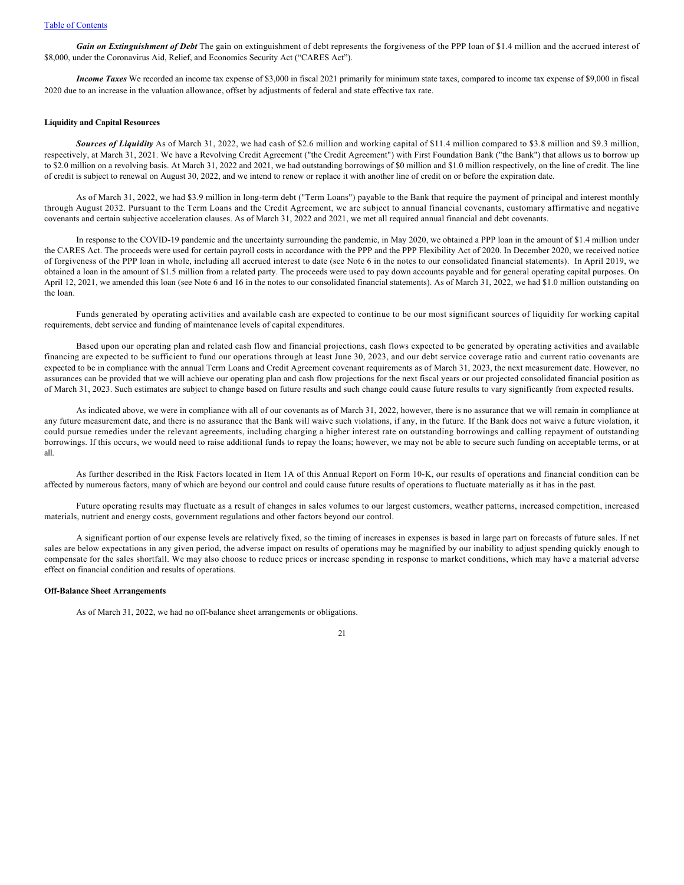***Gain on Extinguishment of Debt*** The gain on extinguishment of debt represents the forgiveness of the PPP loan of $1.4 million and the accrued interest of $8,000, under the Coronavirus Aid, Relief, and Economics Security Act ("CARES Act").

***Income Taxes*** We recorded an income tax expense of $3,000 in fiscal 2021 primarily for minimum state taxes, compared to income tax expense of $9,000 in fiscal 2020 due to an increase in the valuation allowance, offset by adjustments of federal and state effective tax rate.

**Liquidity and Capital Resources**

***Sources of Liquidity*** As of March 31, 2022, we had cash of $2.6 million and working capital of $11.4 million compared to $3.8 million and $9.3 million, respectively, at March 31, 2021. We have a Revolving Credit Agreement ("the Credit Agreement") with First Foundation Bank ("the Bank") that allows us to borrow up to $2.0 million on a revolving basis. At March 31, 2022 and 2021, we had outstanding borrowings of $0 million and $1.0 million respectively, on the line of credit. The line of credit is subject to renewal on August 30, 2022, and we intend to renew or replace it with another line of credit on or before the expiration date.

As of March 31, 2022, we had $3.9 million in long-term debt ("Term Loans") payable to the Bank that require the payment of principal and interest monthly through August 2032. Pursuant to the Term Loans and the Credit Agreement, we are subject to annual financial covenants, customary affirmative and negative covenants and certain subjective acceleration clauses. As of March 31, 2022 and 2021, we met all required annual financial and debt covenants.

In response to the COVID-19 pandemic and the uncertainty surrounding the pandemic, in May 2020, we obtained a PPP loan in the amount of $1.4 million under the CARES Act. The proceeds were used for certain payroll costs in accordance with the PPP and the PPP Flexibility Act of 2020. In December 2020, we received notice of forgiveness of the PPP loan in whole, including all accrued interest to date (see Note 6 in the notes to our consolidated financial statements). In April 2019, we obtained a loan in the amount of $1.5 million from a related party. The proceeds were used to pay down accounts payable and for general operating capital purposes. On April 12, 2021, we amended this loan (see Note 6 and 16 in the notes to our consolidated financial statements). As of March 31, 2022, we had $1.0 million outstanding on the loan.

Funds generated by operating activities and available cash are expected to continue to be our most significant sources of liquidity for working capital requirements, debt service and funding of maintenance levels of capital expenditures.

Based upon our operating plan and related cash flow and financial projections, cash flows expected to be generated by operating activities and available financing are expected to be sufficient to fund our operations through at least June 30, 2023, and our debt service coverage ratio and current ratio covenants are expected to be in compliance with the annual Term Loans and Credit Agreement covenant requirements as of March 31, 2023, the next measurement date. However, no assurances can be provided that we will achieve our operating plan and cash flow projections for the next fiscal years or our projected consolidated financial position as of March 31, 2023. Such estimates are subject to change based on future results and such change could cause future results to vary significantly from expected results.

As indicated above, we were in compliance with all of our covenants as of March 31, 2022, however, there is no assurance that we will remain in compliance at any future measurement date, and there is no assurance that the Bank will waive such violations, if any, in the future. If the Bank does not waive a future violation, it could pursue remedies under the relevant agreements, including charging a higher interest rate on outstanding borrowings and calling repayment of outstanding borrowings. If this occurs, we would need to raise additional funds to repay the loans; however, we may not be able to secure such funding on acceptable terms, or at all.

As further described in the Risk Factors located in Item 1A of this Annual Report on Form 10-K, our results of operations and financial condition can be affected by numerous factors, many of which are beyond our control and could cause future results of operations to fluctuate materially as it has in the past.

Future operating results may fluctuate as a result of changes in sales volumes to our largest customers, weather patterns, increased competition, increased materials, nutrient and energy costs, government regulations and other factors beyond our control.

A significant portion of our expense levels are relatively fixed, so the timing of increases in expenses is based in large part on forecasts of future sales. If net sales are below expectations in any given period, the adverse impact on results of operations may be magnified by our inability to adjust spending quickly enough to compensate for the sales shortfall. We may also choose to reduce prices or increase spending in response to market conditions, which may have a material adverse effect on financial condition and results of operations.

**Off-Balance Sheet Arrangements**

As of March 31, 2022, we had no off-balance sheet arrangements or obligations.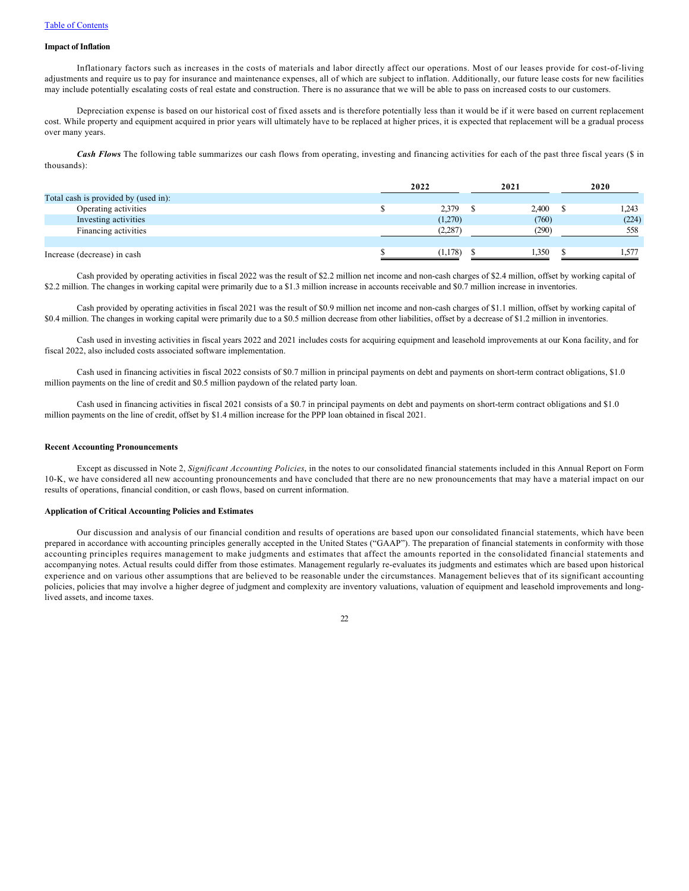**Impact of Inflation**

Inflationary factors such as increases in the costs of materials and labor directly affect our operations. Most of our leases provide for cost-of-living adjustments and require us to pay for insurance and maintenance expenses, all of which are subject to inflation. Additionally, our future lease costs for new facilities may include potentially escalating costs of real estate and construction. There is no assurance that we will be able to pass on increased costs to our customers.

Depreciation expense is based on our historical cost of fixed assets and is therefore potentially less than it would be if it were based on current replacement cost. While property and equipment acquired in prior years will ultimately have to be replaced at higher prices, it is expected that replacement will be a gradual process over many years.

***Cash Flows*** The following table summarizes our cash flows from operating, investing and financing activities for each of the past three fiscal years ($ in thousands):

| | 2022 | 2021 | 2020 |
|---|---|---|---|
| Total cash is provided by (used in): | | | |
| Operating activities | $ 2,379 | $ 2,400 | $ 1,243 |
| Investing activities | (1,270) | (760) | (224) |
| Financing activities | (2,287) | (290) | 558 |
| Increase (decrease) in cash | $ (1,178) | $ 1,350 | $ 1,577 |

Cash provided by operating activities in fiscal 2022 was the result of $2.2 million net income and non-cash charges of $2.4 million, offset by working capital of $2.2 million. The changes in working capital were primarily due to a $1.3 million increase in accounts receivable and $0.7 million increase in inventories.

Cash provided by operating activities in fiscal 2021 was the result of $0.9 million net income and non-cash charges of $1.1 million, offset by working capital of $0.4 million. The changes in working capital were primarily due to a $0.5 million decrease from other liabilities, offset by a decrease of $1.2 million in inventories.

Cash used in investing activities in fiscal years 2022 and 2021 includes costs for acquiring equipment and leasehold improvements at our Kona facility, and for fiscal 2022, also included costs associated software implementation.

Cash used in financing activities in fiscal 2022 consists of $0.7 million in principal payments on debt and payments on short-term contract obligations, $1.0 million payments on the line of credit and $0.5 million paydown of the related party loan.

Cash used in financing activities in fiscal 2021 consists of a $0.7 in principal payments on debt and payments on short-term contract obligations and $1.0 million payments on the line of credit, offset by $1.4 million increase for the PPP loan obtained in fiscal 2021.

**Recent Accounting Pronouncements**

Except as discussed in Note 2, *Significant Accounting Policies*, in the notes to our consolidated financial statements included in this Annual Report on Form 10-K, we have considered all new accounting pronouncements and have concluded that there are no new pronouncements that may have a material impact on our results of operations, financial condition, or cash flows, based on current information.

**Application of Critical Accounting Policies and Estimates**

Our discussion and analysis of our financial condition and results of operations are based upon our consolidated financial statements, which have been prepared in accordance with accounting principles generally accepted in the United States ("GAAP"). The preparation of financial statements in conformity with those accounting principles requires management to make judgments and estimates that affect the amounts reported in the consolidated financial statements and accompanying notes. Actual results could differ from those estimates. Management regularly re-evaluates its judgments and estimates which are based upon historical experience and on various other assumptions that are believed to be reasonable under the circumstances. Management believes that of its significant accounting policies, policies that may involve a higher degree of judgment and complexity are inventory valuations, valuation of equipment and leasehold improvements and long-lived assets, and income taxes.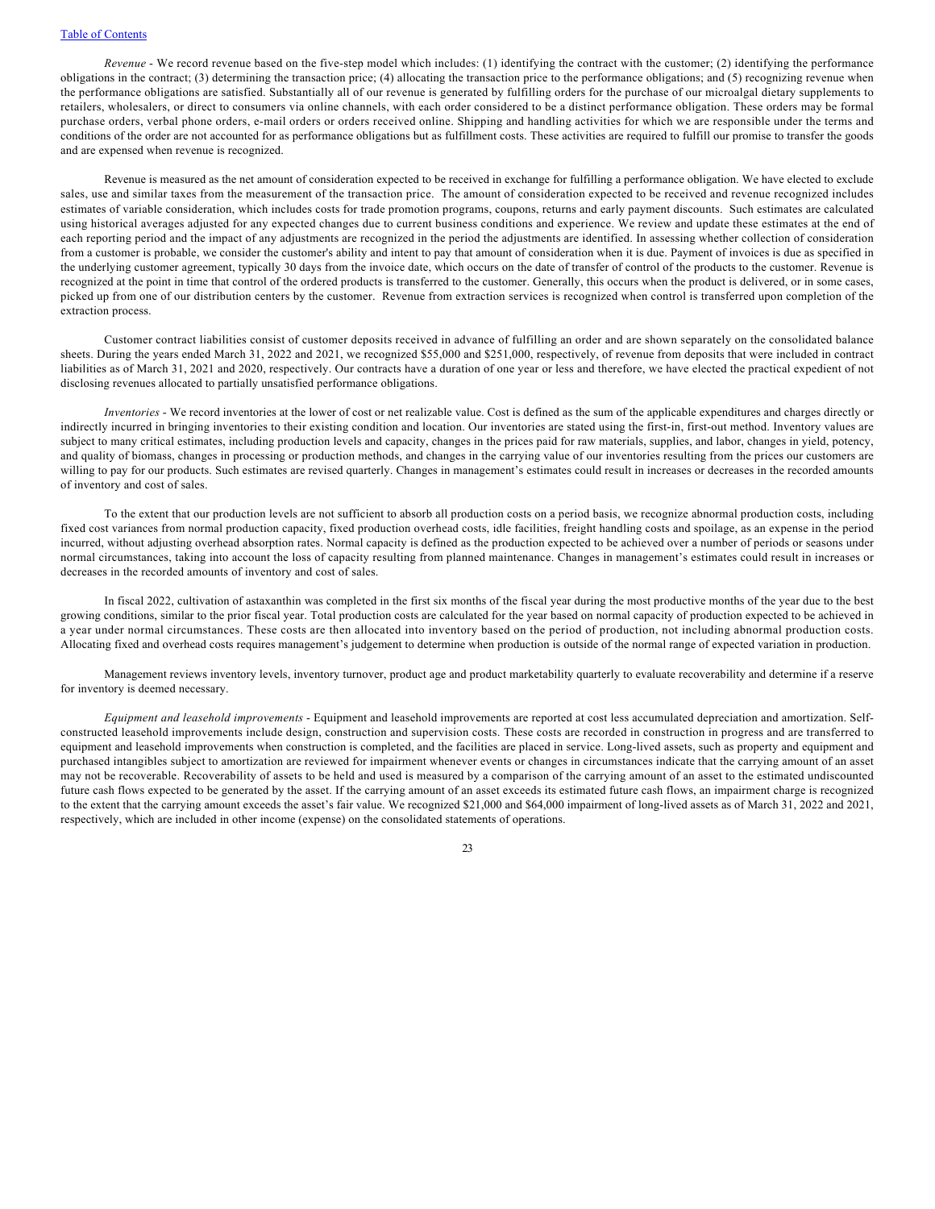*Revenue* - We record revenue based on the five-step model which includes: (1) identifying the contract with the customer; (2) identifying the performance obligations in the contract; (3) determining the transaction price; (4) allocating the transaction price to the performance obligations; and (5) recognizing revenue when the performance obligations are satisfied. Substantially all of our revenue is generated by fulfilling orders for the purchase of our microalgal dietary supplements to retailers, wholesalers, or direct to consumers via online channels, with each order considered to be a distinct performance obligation. These orders may be formal purchase orders, verbal phone orders, e-mail orders or orders received online. Shipping and handling activities for which we are responsible under the terms and conditions of the order are not accounted for as performance obligations but as fulfillment costs. These activities are required to fulfill our promise to transfer the goods and are expensed when revenue is recognized.

Revenue is measured as the net amount of consideration expected to be received in exchange for fulfilling a performance obligation. We have elected to exclude sales, use and similar taxes from the measurement of the transaction price. The amount of consideration expected to be received and revenue recognized includes estimates of variable consideration, which includes costs for trade promotion programs, coupons, returns and early payment discounts. Such estimates are calculated using historical averages adjusted for any expected changes due to current business conditions and experience. We review and update these estimates at the end of each reporting period and the impact of any adjustments are recognized in the period the adjustments are identified. In assessing whether collection of consideration from a customer is probable, we consider the customer's ability and intent to pay that amount of consideration when it is due. Payment of invoices is due as specified in the underlying customer agreement, typically 30 days from the invoice date, which occurs on the date of transfer of control of the products to the customer. Revenue is recognized at the point in time that control of the ordered products is transferred to the customer. Generally, this occurs when the product is delivered, or in some cases, picked up from one of our distribution centers by the customer. Revenue from extraction services is recognized when control is transferred upon completion of the extraction process.

Customer contract liabilities consist of customer deposits received in advance of fulfilling an order and are shown separately on the consolidated balance sheets. During the years ended March 31, 2022 and 2021, we recognized $55,000 and $251,000, respectively, of revenue from deposits that were included in contract liabilities as of March 31, 2021 and 2020, respectively. Our contracts have a duration of one year or less and therefore, we have elected the practical expedient of not disclosing revenues allocated to partially unsatisfied performance obligations.

*Inventories* - We record inventories at the lower of cost or net realizable value. Cost is defined as the sum of the applicable expenditures and charges directly or indirectly incurred in bringing inventories to their existing condition and location. Our inventories are stated using the first-in, first-out method. Inventory values are subject to many critical estimates, including production levels and capacity, changes in the prices paid for raw materials, supplies, and labor, changes in yield, potency, and quality of biomass, changes in processing or production methods, and changes in the carrying value of our inventories resulting from the prices our customers are willing to pay for our products. Such estimates are revised quarterly. Changes in management's estimates could result in increases or decreases in the recorded amounts of inventory and cost of sales.

To the extent that our production levels are not sufficient to absorb all production costs on a period basis, we recognize abnormal production costs, including fixed cost variances from normal production capacity, fixed production overhead costs, idle facilities, freight handling costs and spoilage, as an expense in the period incurred, without adjusting overhead absorption rates. Normal capacity is defined as the production expected to be achieved over a number of periods or seasons under normal circumstances, taking into account the loss of capacity resulting from planned maintenance. Changes in management's estimates could result in increases or decreases in the recorded amounts of inventory and cost of sales.

In fiscal 2022, cultivation of astaxanthin was completed in the first six months of the fiscal year during the most productive months of the year due to the best growing conditions, similar to the prior fiscal year. Total production costs are calculated for the year based on normal capacity of production expected to be achieved in a year under normal circumstances. These costs are then allocated into inventory based on the period of production, not including abnormal production costs. Allocating fixed and overhead costs requires management's judgement to determine when production is outside of the normal range of expected variation in production.

Management reviews inventory levels, inventory turnover, product age and product marketability quarterly to evaluate recoverability and determine if a reserve for inventory is deemed necessary.

*Equipment and leasehold improvements* - Equipment and leasehold improvements are reported at cost less accumulated depreciation and amortization. Self-constructed leasehold improvements include design, construction and supervision costs. These costs are recorded in construction in progress and are transferred to equipment and leasehold improvements when construction is completed, and the facilities are placed in service. Long-lived assets, such as property and equipment and purchased intangibles subject to amortization are reviewed for impairment whenever events or changes in circumstances indicate that the carrying amount of an asset may not be recoverable. Recoverability of assets to be held and used is measured by a comparison of the carrying amount of an asset to the estimated undiscounted future cash flows expected to be generated by the asset. If the carrying amount of an asset exceeds its estimated future cash flows, an impairment charge is recognized to the extent that the carrying amount exceeds the asset's fair value. We recognized $21,000 and $64,000 impairment of long-lived assets as of March 31, 2022 and 2021, respectively, which are included in other income (expense) on the consolidated statements of operations.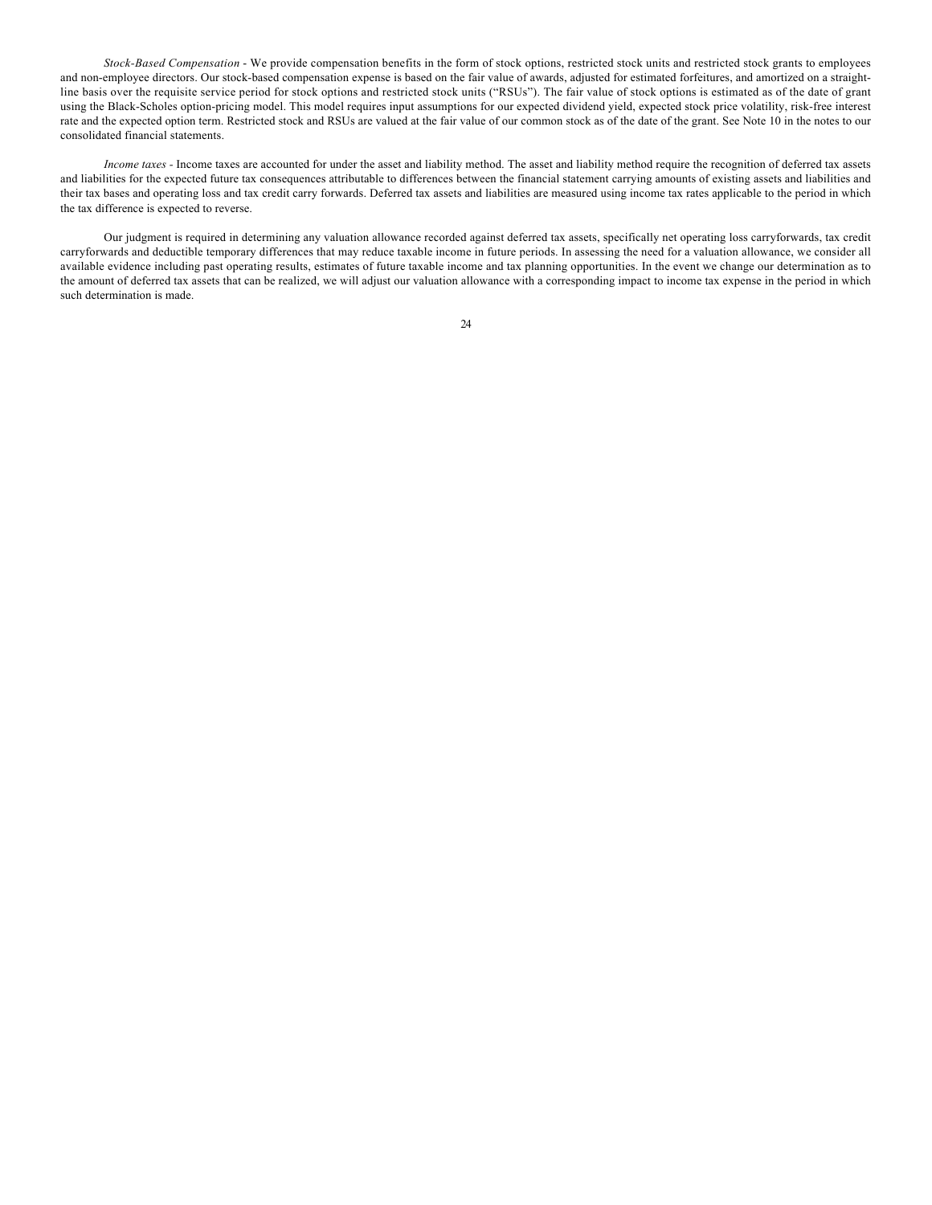*Stock-Based Compensation* - We provide compensation benefits in the form of stock options, restricted stock units and restricted stock grants to employees and non-employee directors. Our stock-based compensation expense is based on the fair value of awards, adjusted for estimated forfeitures, and amortized on a straight-line basis over the requisite service period for stock options and restricted stock units ("RSUs"). The fair value of stock options is estimated as of the date of grant using the Black-Scholes option-pricing model. This model requires input assumptions for our expected dividend yield, expected stock price volatility, risk-free interest rate and the expected option term. Restricted stock and RSUs are valued at the fair value of our common stock as of the date of the grant. See Note 10 in the notes to our consolidated financial statements.

*Income taxes* - Income taxes are accounted for under the asset and liability method. The asset and liability method require the recognition of deferred tax assets and liabilities for the expected future tax consequences attributable to differences between the financial statement carrying amounts of existing assets and liabilities and their tax bases and operating loss and tax credit carry forwards. Deferred tax assets and liabilities are measured using income tax rates applicable to the period in which the tax difference is expected to reverse.

Our judgment is required in determining any valuation allowance recorded against deferred tax assets, specifically net operating loss carryforwards, tax credit carryforwards and deductible temporary differences that may reduce taxable income in future periods. In assessing the need for a valuation allowance, we consider all available evidence including past operating results, estimates of future taxable income and tax planning opportunities. In the event we change our determination as to the amount of deferred tax assets that can be realized, we will adjust our valuation allowance with a corresponding impact to income tax expense in the period in which such determination is made.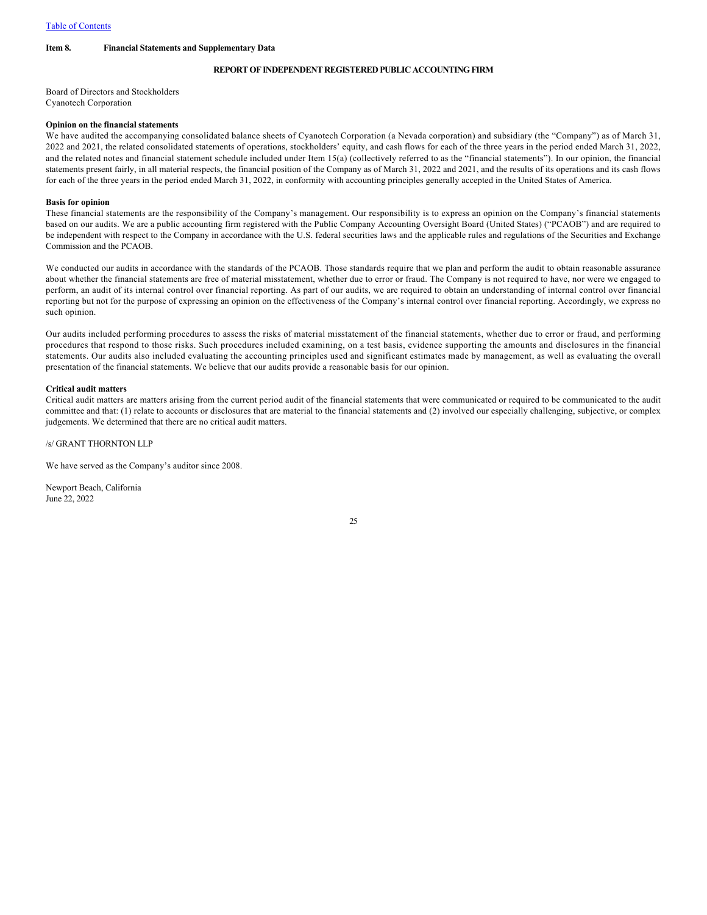**Item 8. Financial Statements and Supplementary Data**

## REPORT OF INDEPENDENT REGISTERED PUBLIC ACCOUNTING FIRM

Board of Directors and Stockholders
Cyanotech Corporation

**Opinion on the financial statements**

We have audited the accompanying consolidated balance sheets of Cyanotech Corporation (a Nevada corporation) and subsidiary (the "Company") as of March 31, 2022 and 2021, the related consolidated statements of operations, stockholders' equity, and cash flows for each of the three years in the period ended March 31, 2022, and the related notes and financial statement schedule included under Item 15(a) (collectively referred to as the "financial statements"). In our opinion, the financial statements present fairly, in all material respects, the financial position of the Company as of March 31, 2022 and 2021, and the results of its operations and its cash flows for each of the three years in the period ended March 31, 2022, in conformity with accounting principles generally accepted in the United States of America.

**Basis for opinion**

These financial statements are the responsibility of the Company's management. Our responsibility is to express an opinion on the Company's financial statements based on our audits. We are a public accounting firm registered with the Public Company Accounting Oversight Board (United States) ("PCAOB") and are required to be independent with respect to the Company in accordance with the U.S. federal securities laws and the applicable rules and regulations of the Securities and Exchange Commission and the PCAOB.

We conducted our audits in accordance with the standards of the PCAOB. Those standards require that we plan and perform the audit to obtain reasonable assurance about whether the financial statements are free of material misstatement, whether due to error or fraud. The Company is not required to have, nor were we engaged to perform, an audit of its internal control over financial reporting. As part of our audits, we are required to obtain an understanding of internal control over financial reporting but not for the purpose of expressing an opinion on the effectiveness of the Company's internal control over financial reporting. Accordingly, we express no such opinion.

Our audits included performing procedures to assess the risks of material misstatement of the financial statements, whether due to error or fraud, and performing procedures that respond to those risks. Such procedures included examining, on a test basis, evidence supporting the amounts and disclosures in the financial statements. Our audits also included evaluating the accounting principles used and significant estimates made by management, as well as evaluating the overall presentation of the financial statements. We believe that our audits provide a reasonable basis for our opinion.

**Critical audit matters**

Critical audit matters are matters arising from the current period audit of the financial statements that were communicated or required to be communicated to the audit committee and that: (1) relate to accounts or disclosures that are material to the financial statements and (2) involved our especially challenging, subjective, or complex judgements. We determined that there are no critical audit matters.

/s/ GRANT THORNTON LLP

We have served as the Company's auditor since 2008.

Newport Beach, California
June 22, 2022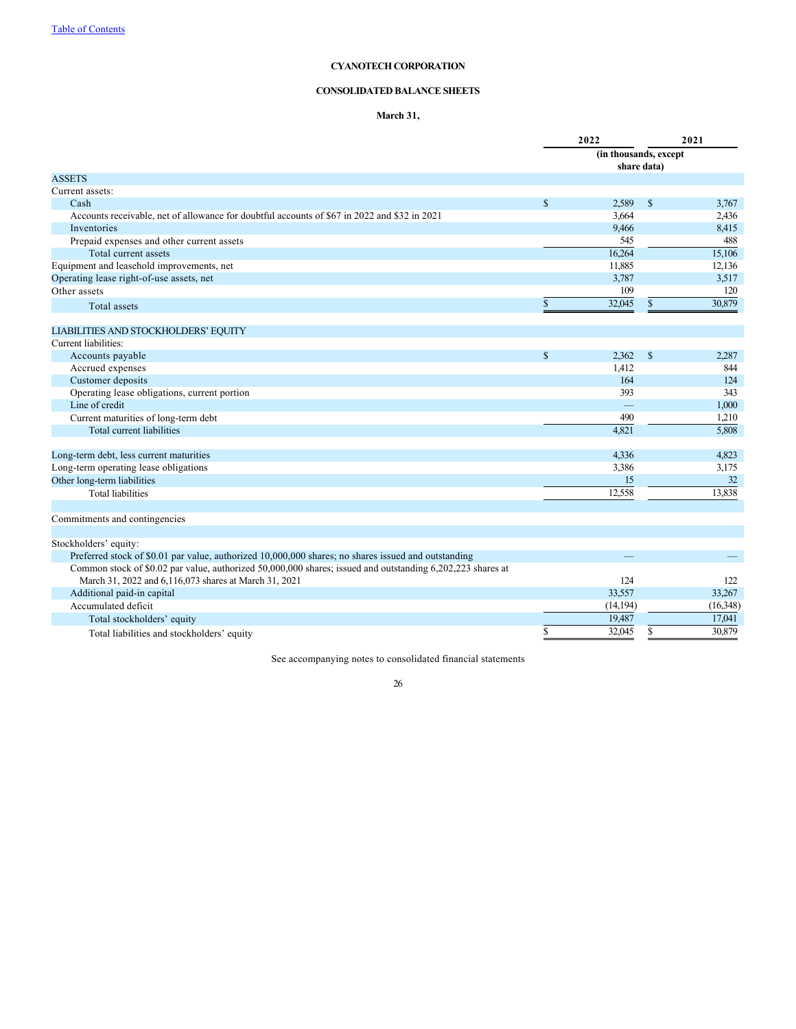[Table of Contents](#)

**CYANOTECH CORPORATION**

**CONSOLIDATED BALANCE SHEETS**

**March 31,**

| | 2022 | 2021 |
|---|---|---|
| | (in thousands, except share data) | |
| ASSETS | | |
| Current assets: | | |
| Cash | $ 2,589 | $ 3,767 |
| Accounts receivable, net of allowance for doubtful accounts of $67 in 2022 and $32 in 2021 | 3,664 | 2,436 |
| Inventories | 9,466 | 8,415 |
| Prepaid expenses and other current assets | 545 | 488 |
| Total current assets | 16,264 | 15,106 |
| Equipment and leasehold improvements, net | 11,885 | 12,136 |
| Operating lease right-of-use assets, net | 3,787 | 3,517 |
| Other assets | 109 | 120 |
| Total assets | $ 32,045 | $ 30,879 |
| | | |
| LIABILITIES AND STOCKHOLDERS' EQUITY | | |
| Current liabilities: | | |
| Accounts payable | $ 2,362 | $ 2,287 |
| Accrued expenses | 1,412 | 844 |
| Customer deposits | 164 | 124 |
| Operating lease obligations, current portion | 393 | 343 |
| Line of credit | — | 1,000 |
| Current maturities of long-term debt | 490 | 1,210 |
| Total current liabilities | 4,821 | 5,808 |
| | | |
| Long-term debt, less current maturities | 4,336 | 4,823 |
| Long-term operating lease obligations | 3,386 | 3,175 |
| Other long-term liabilities | 15 | 32 |
| Total liabilities | 12,558 | 13,838 |
| | | |
| Commitments and contingencies | | |
| | | |
| Stockholders' equity: | | |
| Preferred stock of $0.01 par value, authorized 10,000,000 shares; no shares issued and outstanding | — | — |
| Common stock of $0.02 par value, authorized 50,000,000 shares; issued and outstanding 6,202,223 shares at March 31, 2022 and 6,116,073 shares at March 31, 2021 | 124 | 122 |
| Additional paid-in capital | 33,557 | 33,267 |
| Accumulated deficit | (14,194) | (16,348) |
| Total stockholders' equity | 19,487 | 17,041 |
| Total liabilities and stockholders' equity | $ 32,045 | $ 30,879 |

See accompanying notes to consolidated financial statements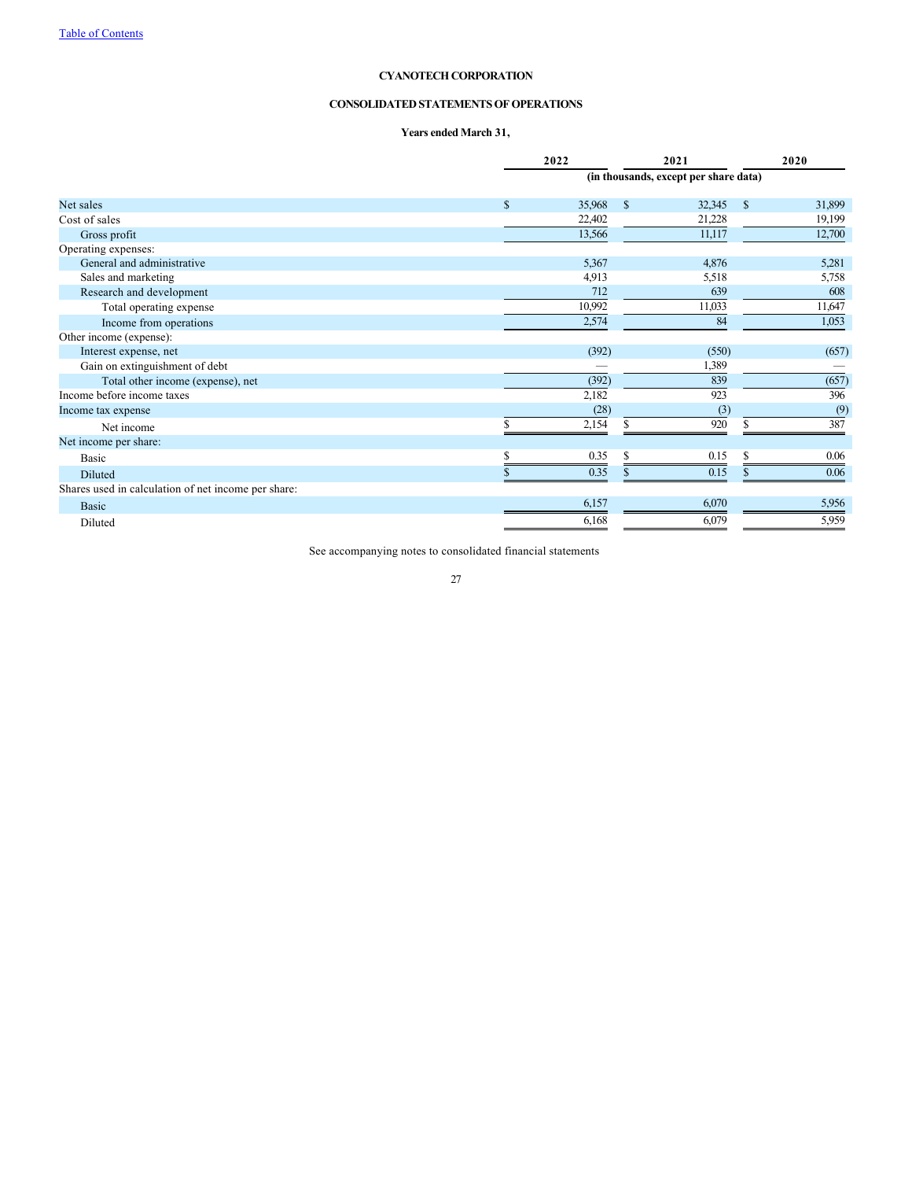Table of Contents

# CYANOTECH CORPORATION

## CONSOLIDATED STATEMENTS OF OPERATIONS

### Years ended March 31,

| | 2022 | 2021 | 2020 |
|---|---|---|---|
| | (in thousands, except per share data) | | |
| Net sales | $ 35,968 | $ 32,345 | $ 31,899 |
| Cost of sales | 22,402 | 21,228 | 19,199 |
| Gross profit | 13,566 | 11,117 | 12,700 |
| Operating expenses: | | | |
| General and administrative | 5,367 | 4,876 | 5,281 |
| Sales and marketing | 4,913 | 5,518 | 5,758 |
| Research and development | 712 | 639 | 608 |
| Total operating expense | 10,992 | 11,033 | 11,647 |
| Income from operations | 2,574 | 84 | 1,053 |
| Other income (expense): | | | |
| Interest expense, net | (392) | (550) | (657) |
| Gain on extinguishment of debt | — | 1,389 | — |
| Total other income (expense), net | (392) | 839 | (657) |
| Income before income taxes | 2,182 | 923 | 396 |
| Income tax expense | (28) | (3) | (9) |
| Net income | $ 2,154 | $ 920 | $ 387 |
| Net income per share: | | | |
| Basic | $ 0.35 | $ 0.15 | $ 0.06 |
| Diluted | $ 0.35 | $ 0.15 | $ 0.06 |
| Shares used in calculation of net income per share: | | | |
| Basic | 6,157 | 6,070 | 5,956 |
| Diluted | 6,168 | 6,079 | 5,959 |

See accompanying notes to consolidated financial statements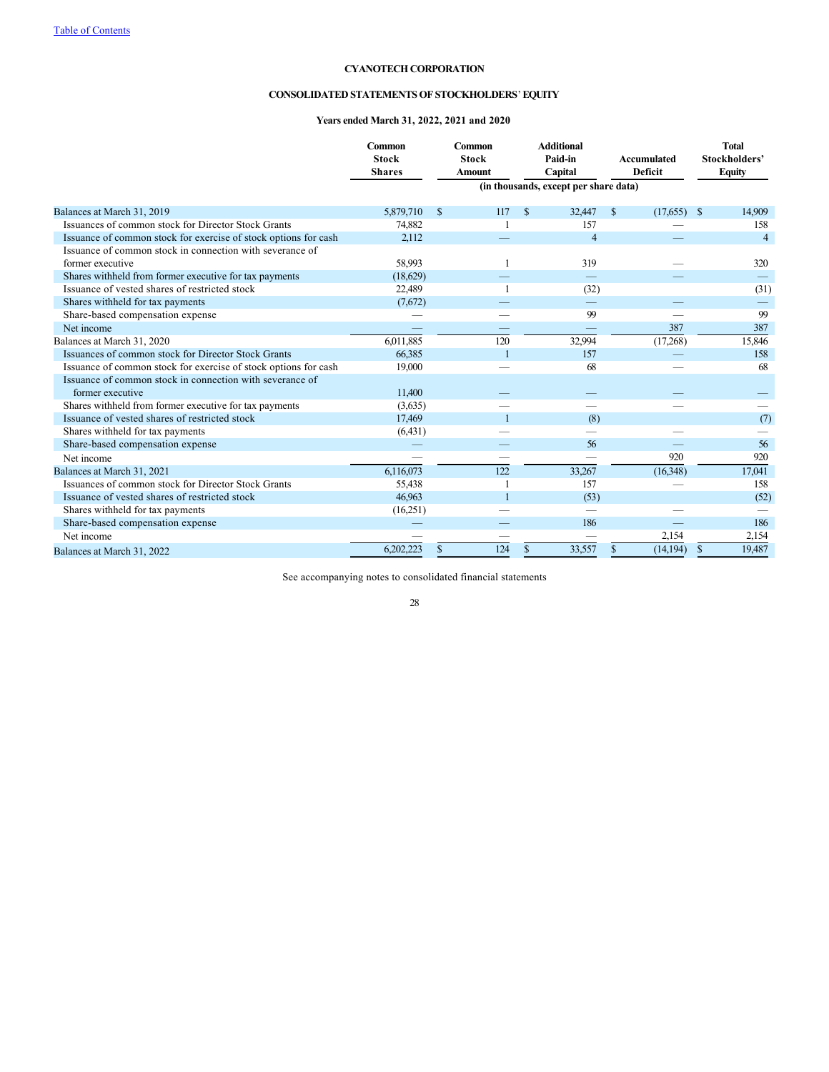Table of Contents

# CYANOTECH CORPORATION

## CONSOLIDATED STATEMENTS OF STOCKHOLDERS` EQUITY

### Years ended March 31, 2022, 2021 and 2020

| | Common Stock Shares | Common Stock Amount | Additional Paid-in Capital | Accumulated Deficit | Total Stockholders' Equity |
|---|---|---|---|---|---|
| | | (in thousands, except per share data) | | | |
| Balances at March 31, 2019 | 5,879,710 | $ 117 | $ 32,447 | $ (17,655) | $ 14,909 |
| Issuances of common stock for Director Stock Grants | 74,882 | 1 | 157 | — | 158 |
| Issuance of common stock for exercise of stock options for cash | 2,112 | — | 4 | — | 4 |
| Issuance of common stock in connection with severance of former executive | 58,993 | 1 | 319 | — | 320 |
| Shares withheld from former executive for tax payments | (18,629) | — | — | — | — |
| Issuance of vested shares of restricted stock | 22,489 | 1 | (32) | | (31) |
| Shares withheld for tax payments | (7,672) | — | — | — | — |
| Share-based compensation expense | — | — | 99 | — | 99 |
| Net income | — | — | — | 387 | 387 |
| Balances at March 31, 2020 | 6,011,885 | 120 | 32,994 | (17,268) | 15,846 |
| Issuances of common stock for Director Stock Grants | 66,385 | 1 | 157 | — | 158 |
| Issuance of common stock for exercise of stock options for cash | 19,000 | — | 68 | — | 68 |
| Issuance of common stock in connection with severance of former executive | 11,400 | — | — | — | — |
| Shares withheld from former executive for tax payments | (3,635) | — | — | — | — |
| Issuance of vested shares of restricted stock | 17,469 | 1 | (8) | | (7) |
| Shares withheld for tax payments | (6,431) | — | — | — | — |
| Share-based compensation expense | — | — | 56 | — | 56 |
| Net income | — | — | — | 920 | 920 |
| Balances at March 31, 2021 | 6,116,073 | 122 | 33,267 | (16,348) | 17,041 |
| Issuances of common stock for Director Stock Grants | 55,438 | 1 | 157 | — | 158 |
| Issuance of vested shares of restricted stock | 46,963 | 1 | (53) | | (52) |
| Shares withheld for tax payments | (16,251) | — | — | — | — |
| Share-based compensation expense | — | — | 186 | — | 186 |
| Net income | — | — | — | 2,154 | 2,154 |
| Balances at March 31, 2022 | 6,202,223 | $ 124 | $ 33,557 | $ (14,194) | $ 19,487 |

See accompanying notes to consolidated financial statements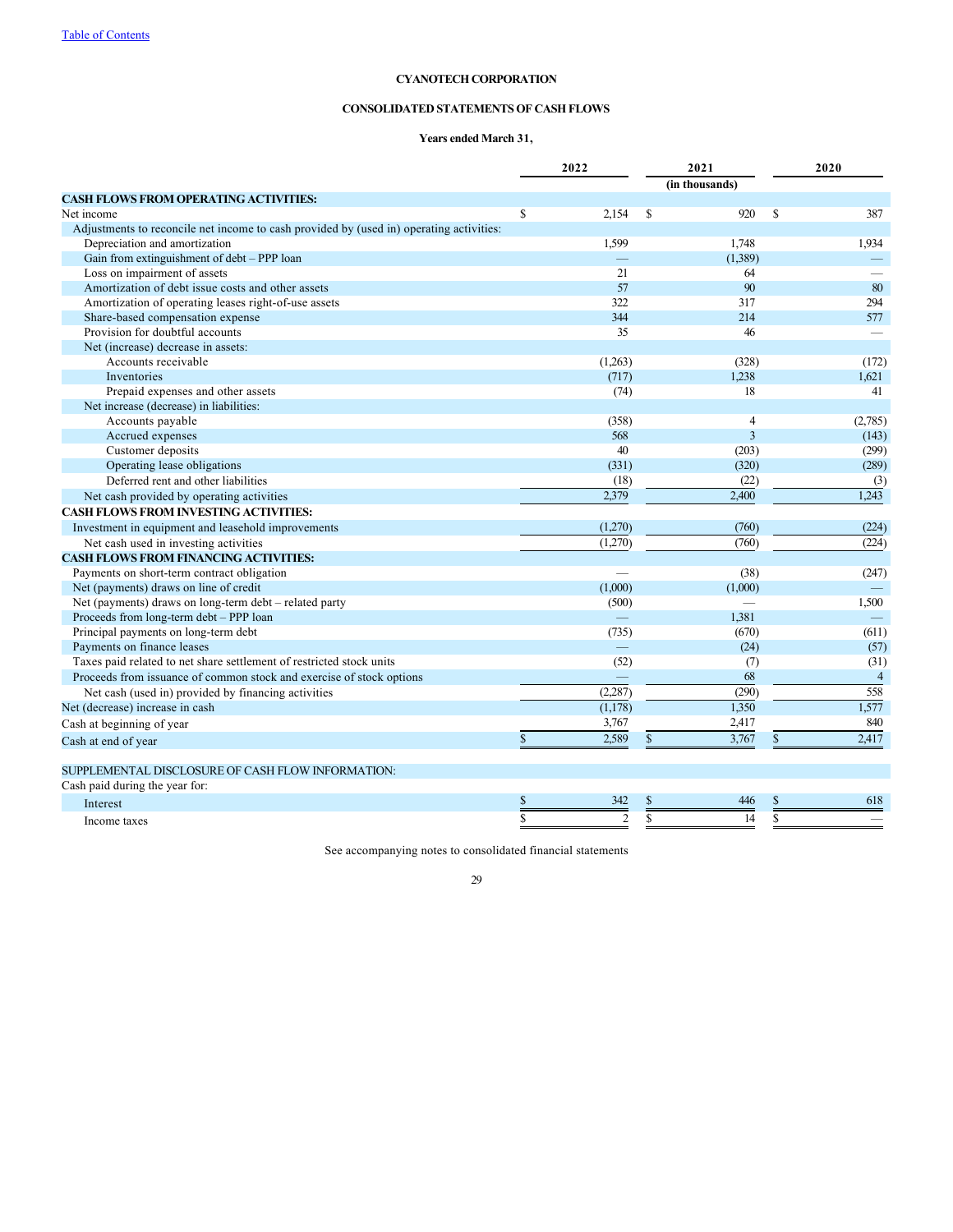[Table of Contents](#)

**CYANOTECH CORPORATION**

**CONSOLIDATED STATEMENTS OF CASH FLOWS**

**Years ended March 31,**

| | 2022 | 2021 | 2020 |
|---|---|---|---|
| | | (in thousands) | |
| **CASH FLOWS FROM OPERATING ACTIVITIES:** | | | |
| Net income | $ 2,154 | $ 920 | $ 387 |
| Adjustments to reconcile net income to cash provided by (used in) operating activities: | | | |
| Depreciation and amortization | 1,599 | 1,748 | 1,934 |
| Gain from extinguishment of debt – PPP loan | — | (1,389) | — |
| Loss on impairment of assets | 21 | 64 | — |
| Amortization of debt issue costs and other assets | 57 | 90 | 80 |
| Amortization of operating leases right-of-use assets | 322 | 317 | 294 |
| Share-based compensation expense | 344 | 214 | 577 |
| Provision for doubtful accounts | 35 | 46 | — |
| Net (increase) decrease in assets: | | | |
| Accounts receivable | (1,263) | (328) | (172) |
| Inventories | (717) | 1,238 | 1,621 |
| Prepaid expenses and other assets | (74) | 18 | 41 |
| Net increase (decrease) in liabilities: | | | |
| Accounts payable | (358) | 4 | (2,785) |
| Accrued expenses | 568 | 3 | (143) |
| Customer deposits | 40 | (203) | (299) |
| Operating lease obligations | (331) | (320) | (289) |
| Deferred rent and other liabilities | (18) | (22) | (3) |
| Net cash provided by operating activities | 2,379 | 2,400 | 1,243 |
| **CASH FLOWS FROM INVESTING ACTIVITIES:** | | | |
| Investment in equipment and leasehold improvements | (1,270) | (760) | (224) |
| Net cash used in investing activities | (1,270) | (760) | (224) |
| **CASH FLOWS FROM FINANCING ACTIVITIES:** | | | |
| Payments on short-term contract obligation | — | (38) | (247) |
| Net (payments) draws on line of credit | (1,000) | (1,000) | — |
| Net (payments) draws on long-term debt – related party | (500) | — | 1,500 |
| Proceeds from long-term debt – PPP loan | — | 1,381 | — |
| Principal payments on long-term debt | (735) | (670) | (611) |
| Payments on finance leases | — | (24) | (57) |
| Taxes paid related to net share settlement of restricted stock units | (52) | (7) | (31) |
| Proceeds from issuance of common stock and exercise of stock options | — | 68 | 4 |
| Net cash (used in) provided by financing activities | (2,287) | (290) | 558 |
| Net (decrease) increase in cash | (1,178) | 1,350 | 1,577 |
| Cash at beginning of year | 3,767 | 2,417 | 840 |
| Cash at end of year | $ 2,589 | $ 3,767 | $ 2,417 |
| | | | |
| SUPPLEMENTAL DISCLOSURE OF CASH FLOW INFORMATION: | | | |
| Cash paid during the year for: | | | |
| Interest | $ 342 | $ 446 | $ 618 |
| Income taxes | $ 2 | $ 14 | $ — |

See accompanying notes to consolidated financial statements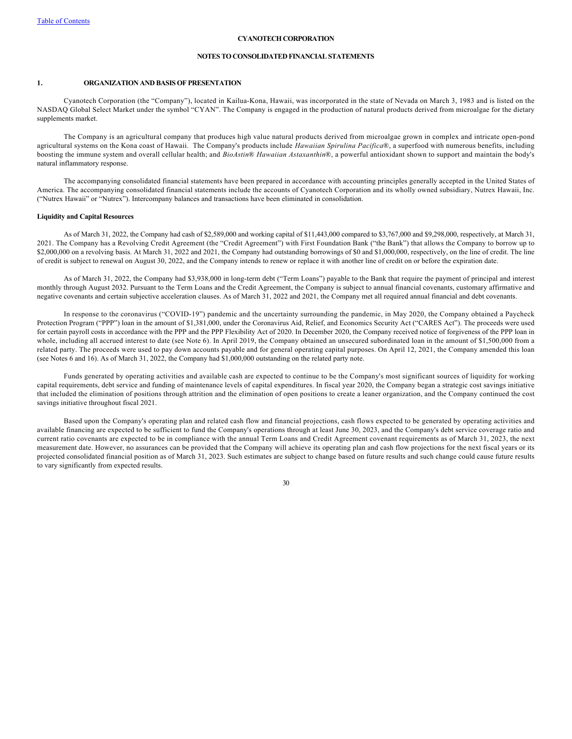**CYANOTECH CORPORATION**

**NOTES TO CONSOLIDATED FINANCIAL STATEMENTS**

## 1. ORGANIZATION AND BASIS OF PRESENTATION

Cyanotech Corporation (the "Company"), located in Kailua-Kona, Hawaii, was incorporated in the state of Nevada on March 3, 1983 and is listed on the NASDAQ Global Select Market under the symbol "CYAN". The Company is engaged in the production of natural products derived from microalgae for the dietary supplements market.

The Company is an agricultural company that produces high value natural products derived from microalgae grown in complex and intricate open-pond agricultural systems on the Kona coast of Hawaii. The Company's products include *Hawaiian Spirulina Pacifica*®, a superfood with numerous benefits, including boosting the immune system and overall cellular health; and *BioAstin*® *Hawaiian Astaxanthin*®, a powerful antioxidant shown to support and maintain the body's natural inflammatory response.

The accompanying consolidated financial statements have been prepared in accordance with accounting principles generally accepted in the United States of America. The accompanying consolidated financial statements include the accounts of Cyanotech Corporation and its wholly owned subsidiary, Nutrex Hawaii, Inc. ("Nutrex Hawaii" or "Nutrex"). Intercompany balances and transactions have been eliminated in consolidation.

**Liquidity and Capital Resources**

As of March 31, 2022, the Company had cash of $2,589,000 and working capital of $11,443,000 compared to $3,767,000 and $9,298,000, respectively, at March 31, 2021. The Company has a Revolving Credit Agreement (the "Credit Agreement") with First Foundation Bank ("the Bank") that allows the Company to borrow up to $2,000,000 on a revolving basis. At March 31, 2022 and 2021, the Company had outstanding borrowings of $0 and $1,000,000, respectively, on the line of credit. The line of credit is subject to renewal on August 30, 2022, and the Company intends to renew or replace it with another line of credit on or before the expiration date.

As of March 31, 2022, the Company had $3,938,000 in long-term debt ("Term Loans") payable to the Bank that require the payment of principal and interest monthly through August 2032. Pursuant to the Term Loans and the Credit Agreement, the Company is subject to annual financial covenants, customary affirmative and negative covenants and certain subjective acceleration clauses. As of March 31, 2022 and 2021, the Company met all required annual financial and debt covenants.

In response to the coronavirus ("COVID-19") pandemic and the uncertainty surrounding the pandemic, in May 2020, the Company obtained a Paycheck Protection Program ("PPP") loan in the amount of $1,381,000, under the Coronavirus Aid, Relief, and Economics Security Act ("CARES Act"). The proceeds were used for certain payroll costs in accordance with the PPP and the PPP Flexibility Act of 2020. In December 2020, the Company received notice of forgiveness of the PPP loan in whole, including all accrued interest to date (see Note 6). In April 2019, the Company obtained an unsecured subordinated loan in the amount of $1,500,000 from a related party. The proceeds were used to pay down accounts payable and for general operating capital purposes. On April 12, 2021, the Company amended this loan (see Notes 6 and 16). As of March 31, 2022, the Company had $1,000,000 outstanding on the related party note.

Funds generated by operating activities and available cash are expected to continue to be the Company's most significant sources of liquidity for working capital requirements, debt service and funding of maintenance levels of capital expenditures. In fiscal year 2020, the Company began a strategic cost savings initiative that included the elimination of positions through attrition and the elimination of open positions to create a leaner organization, and the Company continued the cost savings initiative throughout fiscal 2021.

Based upon the Company's operating plan and related cash flow and financial projections, cash flows expected to be generated by operating activities and available financing are expected to be sufficient to fund the Company's operations through at least June 30, 2023, and the Company's debt service coverage ratio and current ratio covenants are expected to be in compliance with the annual Term Loans and Credit Agreement covenant requirements as of March 31, 2023, the next measurement date. However, no assurances can be provided that the Company will achieve its operating plan and cash flow projections for the next fiscal years or its projected consolidated financial position as of March 31, 2023. Such estimates are subject to change based on future results and such change could cause future results to vary significantly from expected results.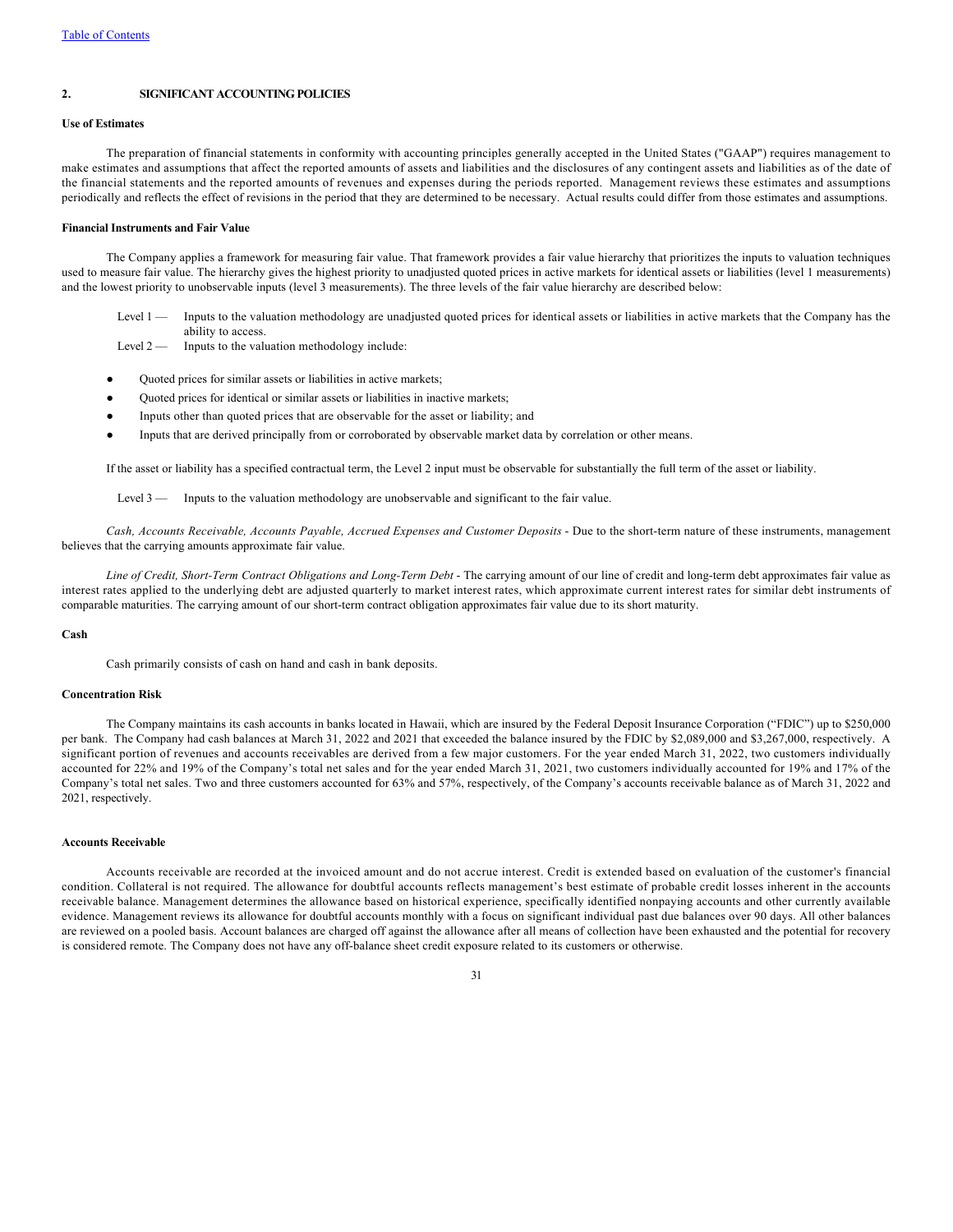[Table of Contents](#)

## 2. SIGNIFICANT ACCOUNTING POLICIES

### Use of Estimates

The preparation of financial statements in conformity with accounting principles generally accepted in the United States ("GAAP") requires management to make estimates and assumptions that affect the reported amounts of assets and liabilities and the disclosures of any contingent assets and liabilities as of the date of the financial statements and the reported amounts of revenues and expenses during the periods reported. Management reviews these estimates and assumptions periodically and reflects the effect of revisions in the period that they are determined to be necessary. Actual results could differ from those estimates and assumptions.

### Financial Instruments and Fair Value

The Company applies a framework for measuring fair value. That framework provides a fair value hierarchy that prioritizes the inputs to valuation techniques used to measure fair value. The hierarchy gives the highest priority to unadjusted quoted prices in active markets for identical assets or liabilities (level 1 measurements) and the lowest priority to unobservable inputs (level 3 measurements). The three levels of the fair value hierarchy are described below:

Level 1 — Inputs to the valuation methodology are unadjusted quoted prices for identical assets or liabilities in active markets that the Company has the ability to access.

Level 2 — Inputs to the valuation methodology include:

- Quoted prices for similar assets or liabilities in active markets;
- Quoted prices for identical or similar assets or liabilities in inactive markets;
- Inputs other than quoted prices that are observable for the asset or liability; and
- Inputs that are derived principally from or corroborated by observable market data by correlation or other means.

If the asset or liability has a specified contractual term, the Level 2 input must be observable for substantially the full term of the asset or liability.

Level 3 — Inputs to the valuation methodology are unobservable and significant to the fair value.

*Cash, Accounts Receivable, Accounts Payable, Accrued Expenses and Customer Deposits* - Due to the short-term nature of these instruments, management believes that the carrying amounts approximate fair value.

*Line of Credit, Short-Term Contract Obligations and Long-Term Debt* - The carrying amount of our line of credit and long-term debt approximates fair value as interest rates applied to the underlying debt are adjusted quarterly to market interest rates, which approximate current interest rates for similar debt instruments of comparable maturities. The carrying amount of our short-term contract obligation approximates fair value due to its short maturity.

### Cash

Cash primarily consists of cash on hand and cash in bank deposits.

### Concentration Risk

The Company maintains its cash accounts in banks located in Hawaii, which are insured by the Federal Deposit Insurance Corporation ("FDIC") up to $250,000 per bank. The Company had cash balances at March 31, 2022 and 2021 that exceeded the balance insured by the FDIC by $2,089,000 and $3,267,000, respectively. A significant portion of revenues and accounts receivables are derived from a few major customers. For the year ended March 31, 2022, two customers individually accounted for 22% and 19% of the Company's total net sales and for the year ended March 31, 2021, two customers individually accounted for 19% and 17% of the Company's total net sales. Two and three customers accounted for 63% and 57%, respectively, of the Company's accounts receivable balance as of March 31, 2022 and 2021, respectively.

### Accounts Receivable

Accounts receivable are recorded at the invoiced amount and do not accrue interest. Credit is extended based on evaluation of the customer's financial condition. Collateral is not required. The allowance for doubtful accounts reflects management's best estimate of probable credit losses inherent in the accounts receivable balance. Management determines the allowance based on historical experience, specifically identified nonpaying accounts and other currently available evidence. Management reviews its allowance for doubtful accounts monthly with a focus on significant individual past due balances over 90 days. All other balances are reviewed on a pooled basis. Account balances are charged off against the allowance after all means of collection have been exhausted and the potential for recovery is considered remote. The Company does not have any off-balance sheet credit exposure related to its customers or otherwise.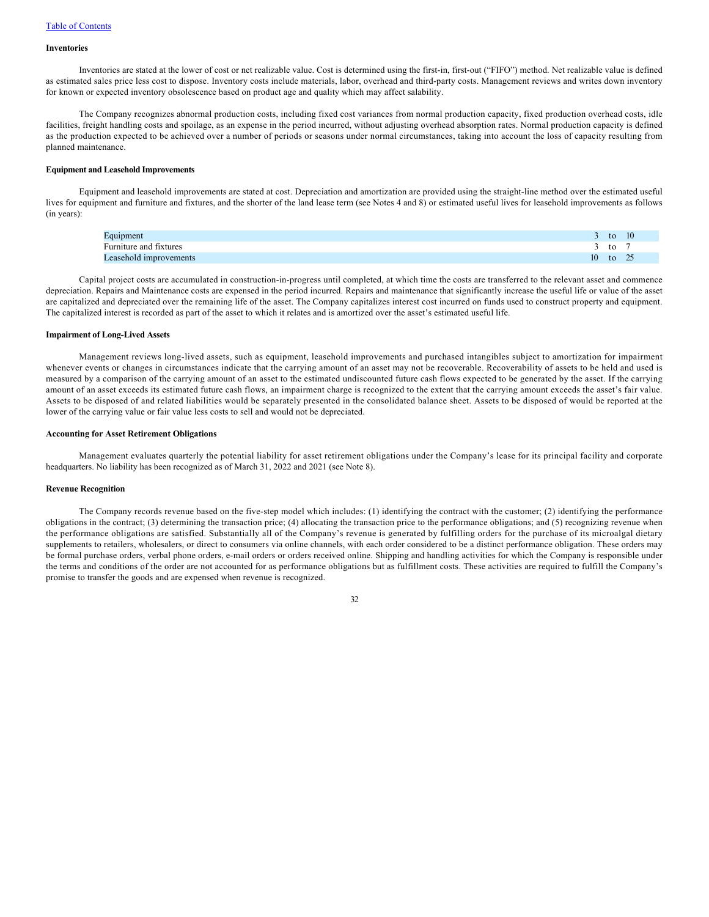### Inventories

Inventories are stated at the lower of cost or net realizable value. Cost is determined using the first-in, first-out ("FIFO") method. Net realizable value is defined as estimated sales price less cost to dispose. Inventory costs include materials, labor, overhead and third-party costs. Management reviews and writes down inventory for known or expected inventory obsolescence based on product age and quality which may affect salability.

The Company recognizes abnormal production costs, including fixed cost variances from normal production capacity, fixed production overhead costs, idle facilities, freight handling costs and spoilage, as an expense in the period incurred, without adjusting overhead absorption rates. Normal production capacity is defined as the production expected to be achieved over a number of periods or seasons under normal circumstances, taking into account the loss of capacity resulting from planned maintenance.

### Equipment and Leasehold Improvements

Equipment and leasehold improvements are stated at cost. Depreciation and amortization are provided using the straight-line method over the estimated useful lives for equipment and furniture and fixtures, and the shorter of the land lease term (see Notes 4 and 8) or estimated useful lives for leasehold improvements as follows (in years):

| | | | |
|---|---|---|---|
| Equipment | 3 | to | 10 |
| Furniture and fixtures | 3 | to | 7 |
| Leasehold improvements | 10 | to | 25 |

Capital project costs are accumulated in construction-in-progress until completed, at which time the costs are transferred to the relevant asset and commence depreciation. Repairs and Maintenance costs are expensed in the period incurred. Repairs and maintenance that significantly increase the useful life or value of the asset are capitalized and depreciated over the remaining life of the asset. The Company capitalizes interest cost incurred on funds used to construct property and equipment. The capitalized interest is recorded as part of the asset to which it relates and is amortized over the asset's estimated useful life.

### Impairment of Long-Lived Assets

Management reviews long-lived assets, such as equipment, leasehold improvements and purchased intangibles subject to amortization for impairment whenever events or changes in circumstances indicate that the carrying amount of an asset may not be recoverable. Recoverability of assets to be held and used is measured by a comparison of the carrying amount of an asset to the estimated undiscounted future cash flows expected to be generated by the asset. If the carrying amount of an asset exceeds its estimated future cash flows, an impairment charge is recognized to the extent that the carrying amount exceeds the asset's fair value. Assets to be disposed of and related liabilities would be separately presented in the consolidated balance sheet. Assets to be disposed of would be reported at the lower of the carrying value or fair value less costs to sell and would not be depreciated.

### Accounting for Asset Retirement Obligations

Management evaluates quarterly the potential liability for asset retirement obligations under the Company's lease for its principal facility and corporate headquarters. No liability has been recognized as of March 31, 2022 and 2021 (see Note 8).

### Revenue Recognition

The Company records revenue based on the five-step model which includes: (1) identifying the contract with the customer; (2) identifying the performance obligations in the contract; (3) determining the transaction price; (4) allocating the transaction price to the performance obligations; and (5) recognizing revenue when the performance obligations are satisfied. Substantially all of the Company's revenue is generated by fulfilling orders for the purchase of its microalgal dietary supplements to retailers, wholesalers, or direct to consumers via online channels, with each order considered to be a distinct performance obligation. These orders may be formal purchase orders, verbal phone orders, e-mail orders or orders received online. Shipping and handling activities for which the Company is responsible under the terms and conditions of the order are not accounted for as performance obligations but as fulfillment costs. These activities are required to fulfill the Company's promise to transfer the goods and are expensed when revenue is recognized.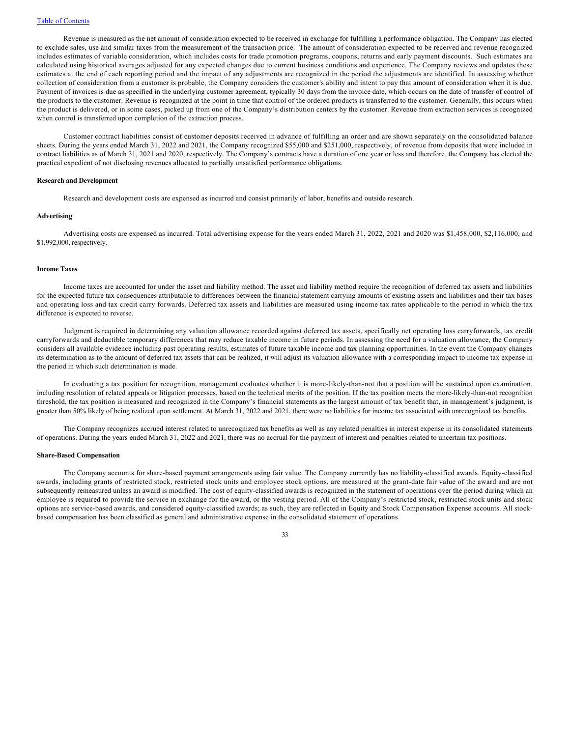Revenue is measured as the net amount of consideration expected to be received in exchange for fulfilling a performance obligation. The Company has elected to exclude sales, use and similar taxes from the measurement of the transaction price. The amount of consideration expected to be received and revenue recognized includes estimates of variable consideration, which includes costs for trade promotion programs, coupons, returns and early payment discounts. Such estimates are calculated using historical averages adjusted for any expected changes due to current business conditions and experience. The Company reviews and updates these estimates at the end of each reporting period and the impact of any adjustments are recognized in the period the adjustments are identified. In assessing whether collection of consideration from a customer is probable, the Company considers the customer's ability and intent to pay that amount of consideration when it is due. Payment of invoices is due as specified in the underlying customer agreement, typically 30 days from the invoice date, which occurs on the date of transfer of control of the products to the customer. Revenue is recognized at the point in time that control of the ordered products is transferred to the customer. Generally, this occurs when the product is delivered, or in some cases, picked up from one of the Company's distribution centers by the customer. Revenue from extraction services is recognized when control is transferred upon completion of the extraction process.

Customer contract liabilities consist of customer deposits received in advance of fulfilling an order and are shown separately on the consolidated balance sheets. During the years ended March 31, 2022 and 2021, the Company recognized $55,000 and $251,000, respectively, of revenue from deposits that were included in contract liabilities as of March 31, 2021 and 2020, respectively. The Company's contracts have a duration of one year or less and therefore, the Company has elected the practical expedient of not disclosing revenues allocated to partially unsatisfied performance obligations.

**Research and Development**

Research and development costs are expensed as incurred and consist primarily of labor, benefits and outside research.

**Advertising**

Advertising costs are expensed as incurred. Total advertising expense for the years ended March 31, 2022, 2021 and 2020 was $1,458,000, $2,116,000, and $1,992,000, respectively.

**Income Taxes**

Income taxes are accounted for under the asset and liability method. The asset and liability method require the recognition of deferred tax assets and liabilities for the expected future tax consequences attributable to differences between the financial statement carrying amounts of existing assets and liabilities and their tax bases and operating loss and tax credit carry forwards. Deferred tax assets and liabilities are measured using income tax rates applicable to the period in which the tax difference is expected to reverse.

Judgment is required in determining any valuation allowance recorded against deferred tax assets, specifically net operating loss carryforwards, tax credit carryforwards and deductible temporary differences that may reduce taxable income in future periods. In assessing the need for a valuation allowance, the Company considers all available evidence including past operating results, estimates of future taxable income and tax planning opportunities. In the event the Company changes its determination as to the amount of deferred tax assets that can be realized, it will adjust its valuation allowance with a corresponding impact to income tax expense in the period in which such determination is made.

In evaluating a tax position for recognition, management evaluates whether it is more-likely-than-not that a position will be sustained upon examination, including resolution of related appeals or litigation processes, based on the technical merits of the position. If the tax position meets the more-likely-than-not recognition threshold, the tax position is measured and recognized in the Company's financial statements as the largest amount of tax benefit that, in management's judgment, is greater than 50% likely of being realized upon settlement. At March 31, 2022 and 2021, there were no liabilities for income tax associated with unrecognized tax benefits.

The Company recognizes accrued interest related to unrecognized tax benefits as well as any related penalties in interest expense in its consolidated statements of operations. During the years ended March 31, 2022 and 2021, there was no accrual for the payment of interest and penalties related to uncertain tax positions.

**Share-Based Compensation**

The Company accounts for share-based payment arrangements using fair value. The Company currently has no liability-classified awards. Equity-classified awards, including grants of restricted stock, restricted stock units and employee stock options, are measured at the grant-date fair value of the award and are not subsequently remeasured unless an award is modified. The cost of equity-classified awards is recognized in the statement of operations over the period during which an employee is required to provide the service in exchange for the award, or the vesting period. All of the Company's restricted stock, restricted stock units and stock options are service-based awards, and considered equity-classified awards; as such, they are reflected in Equity and Stock Compensation Expense accounts. All stock-based compensation has been classified as general and administrative expense in the consolidated statement of operations.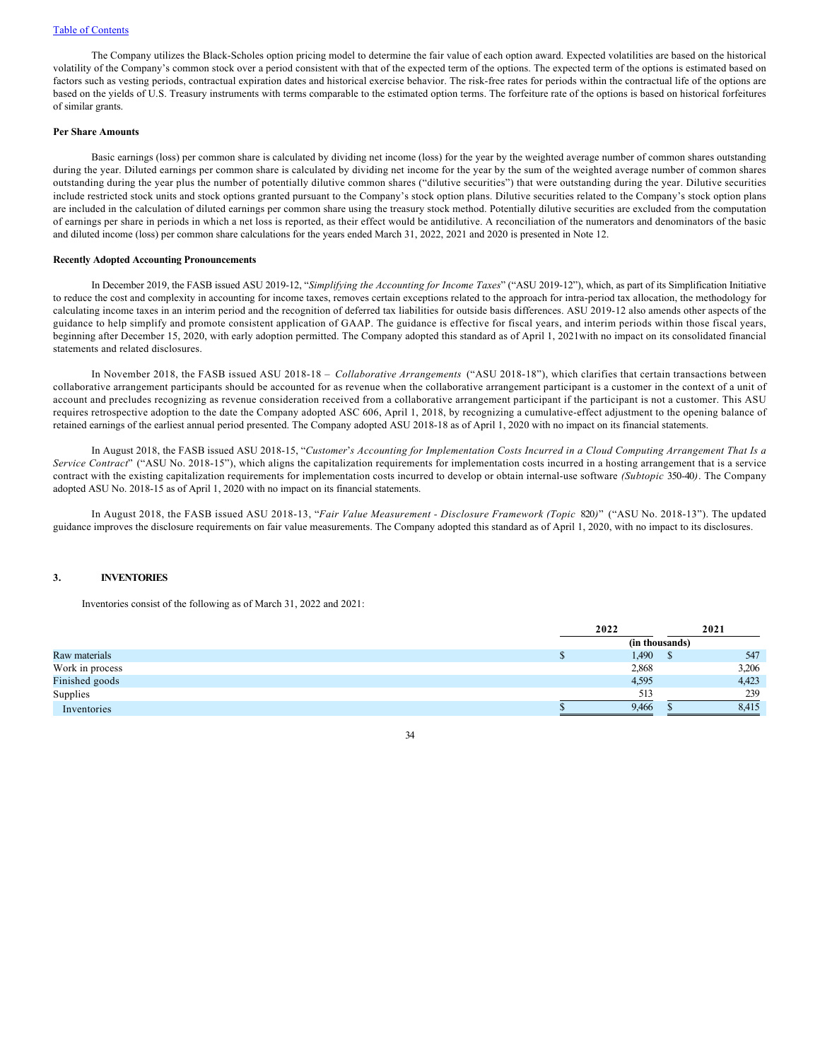The Company utilizes the Black-Scholes option pricing model to determine the fair value of each option award. Expected volatilities are based on the historical volatility of the Company's common stock over a period consistent with that of the expected term of the options. The expected term of the options is estimated based on factors such as vesting periods, contractual expiration dates and historical exercise behavior. The risk-free rates for periods within the contractual life of the options are based on the yields of U.S. Treasury instruments with terms comparable to the estimated option terms. The forfeiture rate of the options is based on historical forfeitures of similar grants.

**Per Share Amounts**

Basic earnings (loss) per common share is calculated by dividing net income (loss) for the year by the weighted average number of common shares outstanding during the year. Diluted earnings per common share is calculated by dividing net income for the year by the sum of the weighted average number of common shares outstanding during the year plus the number of potentially dilutive common shares ("dilutive securities") that were outstanding during the year. Dilutive securities include restricted stock units and stock options granted pursuant to the Company's stock option plans. Dilutive securities related to the Company's stock option plans are included in the calculation of diluted earnings per common share using the treasury stock method. Potentially dilutive securities are excluded from the computation of earnings per share in periods in which a net loss is reported, as their effect would be antidilutive. A reconciliation of the numerators and denominators of the basic and diluted income (loss) per common share calculations for the years ended March 31, 2022, 2021 and 2020 is presented in Note 12.

**Recently Adopted Accounting Pronouncements**

In December 2019, the FASB issued ASU 2019-12, "*Simplifying the Accounting for Income Taxes*" ("ASU 2019-12"), which, as part of its Simplification Initiative to reduce the cost and complexity in accounting for income taxes, removes certain exceptions related to the approach for intra-period tax allocation, the methodology for calculating income taxes in an interim period and the recognition of deferred tax liabilities for outside basis differences. ASU 2019-12 also amends other aspects of the guidance to help simplify and promote consistent application of GAAP. The guidance is effective for fiscal years, and interim periods within those fiscal years, beginning after December 15, 2020, with early adoption permitted. The Company adopted this standard as of April 1, 2021with no impact on its consolidated financial statements and related disclosures.

In November 2018, the FASB issued ASU 2018-18 – *Collaborative Arrangements* ("ASU 2018-18"), which clarifies that certain transactions between collaborative arrangement participants should be accounted for as revenue when the collaborative arrangement participant is a customer in the context of a unit of account and precludes recognizing as revenue consideration received from a collaborative arrangement participant if the participant is not a customer. This ASU requires retrospective adoption to the date the Company adopted ASC 606, April 1, 2018, by recognizing a cumulative-effect adjustment to the opening balance of retained earnings of the earliest annual period presented. The Company adopted ASU 2018-18 as of April 1, 2020 with no impact on its financial statements.

In August 2018, the FASB issued ASU 2018-15, "*Customer's Accounting for Implementation Costs Incurred in a Cloud Computing Arrangement That Is a Service Contract*" ("ASU No. 2018-15"), which aligns the capitalization requirements for implementation costs incurred in a hosting arrangement that is a service contract with the existing capitalization requirements for implementation costs incurred to develop or obtain internal-use software *(Subtopic* 350-40*)*. The Company adopted ASU No. 2018-15 as of April 1, 2020 with no impact on its financial statements.

In August 2018, the FASB issued ASU 2018-13, "*Fair Value Measurement - Disclosure Framework (Topic* 820*)*" ("ASU No. 2018-13"). The updated guidance improves the disclosure requirements on fair value measurements. The Company adopted this standard as of April 1, 2020, with no impact to its disclosures.

## 3. INVENTORIES

Inventories consist of the following as of March 31, 2022 and 2021:

| | 2022 | 2021 |
|---|---|---|
| | (in thousands) | |
| Raw materials | $ 1,490 | $ 547 |
| Work in process | 2,868 | 3,206 |
| Finished goods | 4,595 | 4,423 |
| Supplies | 513 | 239 |
| Inventories | $ 9,466 | $ 8,415 |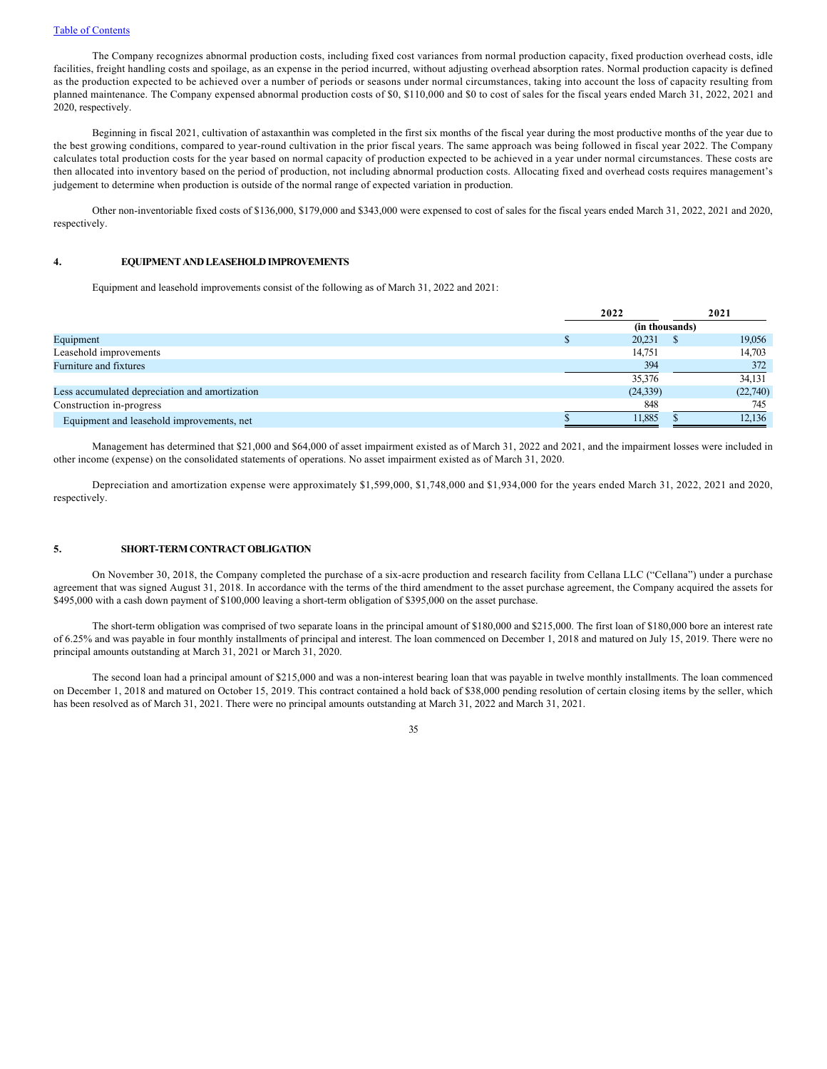The Company recognizes abnormal production costs, including fixed cost variances from normal production capacity, fixed production overhead costs, idle facilities, freight handling costs and spoilage, as an expense in the period incurred, without adjusting overhead absorption rates. Normal production capacity is defined as the production expected to be achieved over a number of periods or seasons under normal circumstances, taking into account the loss of capacity resulting from planned maintenance. The Company expensed abnormal production costs of $0, $110,000 and $0 to cost of sales for the fiscal years ended March 31, 2022, 2021 and 2020, respectively.

Beginning in fiscal 2021, cultivation of astaxanthin was completed in the first six months of the fiscal year during the most productive months of the year due to the best growing conditions, compared to year-round cultivation in the prior fiscal years. The same approach was being followed in fiscal year 2022. The Company calculates total production costs for the year based on normal capacity of production expected to be achieved in a year under normal circumstances. These costs are then allocated into inventory based on the period of production, not including abnormal production costs. Allocating fixed and overhead costs requires management's judgement to determine when production is outside of the normal range of expected variation in production.

Other non-inventoriable fixed costs of $136,000, $179,000 and $343,000 were expensed to cost of sales for the fiscal years ended March 31, 2022, 2021 and 2020, respectively.

## 4. EQUIPMENT AND LEASEHOLD IMPROVEMENTS

Equipment and leasehold improvements consist of the following as of March 31, 2022 and 2021:

| | 2022 | 2021 |
|---|---|---|
| | (in thousands) | |
| Equipment | $ 20,231 | $ 19,056 |
| Leasehold improvements | 14,751 | 14,703 |
| Furniture and fixtures | 394 | 372 |
| | 35,376 | 34,131 |
| Less accumulated depreciation and amortization | (24,339) | (22,740) |
| Construction in-progress | 848 | 745 |
| Equipment and leasehold improvements, net | $ 11,885 | $ 12,136 |

Management has determined that $21,000 and $64,000 of asset impairment existed as of March 31, 2022 and 2021, and the impairment losses were included in other income (expense) on the consolidated statements of operations. No asset impairment existed as of March 31, 2020.

Depreciation and amortization expense were approximately $1,599,000, $1,748,000 and $1,934,000 for the years ended March 31, 2022, 2021 and 2020, respectively.

## 5. SHORT-TERM CONTRACT OBLIGATION

On November 30, 2018, the Company completed the purchase of a six-acre production and research facility from Cellana LLC ("Cellana") under a purchase agreement that was signed August 31, 2018. In accordance with the terms of the third amendment to the asset purchase agreement, the Company acquired the assets for $495,000 with a cash down payment of $100,000 leaving a short-term obligation of $395,000 on the asset purchase.

The short-term obligation was comprised of two separate loans in the principal amount of $180,000 and $215,000. The first loan of $180,000 bore an interest rate of 6.25% and was payable in four monthly installments of principal and interest. The loan commenced on December 1, 2018 and matured on July 15, 2019. There were no principal amounts outstanding at March 31, 2021 or March 31, 2020.

The second loan had a principal amount of $215,000 and was a non-interest bearing loan that was payable in twelve monthly installments. The loan commenced on December 1, 2018 and matured on October 15, 2019. This contract contained a hold back of $38,000 pending resolution of certain closing items by the seller, which has been resolved as of March 31, 2021. There were no principal amounts outstanding at March 31, 2022 and March 31, 2021.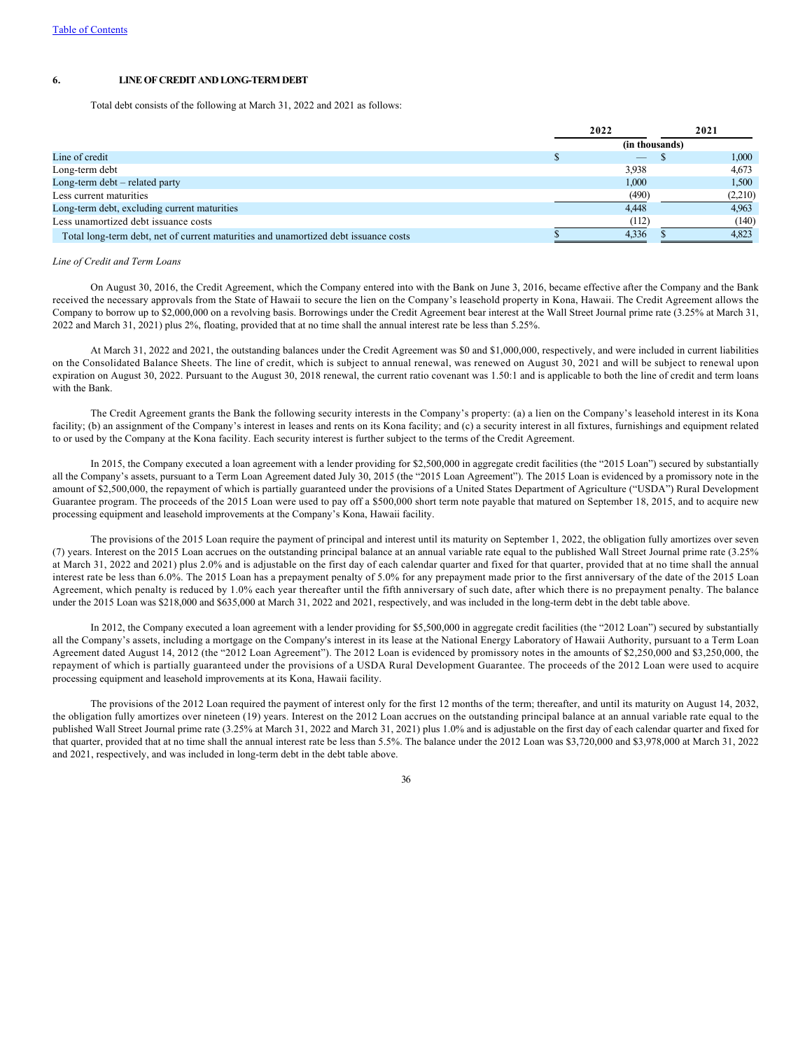[Table of Contents](#)

## 6. LINE OF CREDIT AND LONG-TERM DEBT

Total debt consists of the following at March 31, 2022 and 2021 as follows:

| | 2022 | 2021 |
|---|---|---|
| | (in thousands) | |
| Line of credit | $ — | $ 1,000 |
| Long-term debt | 3,938 | 4,673 |
| Long-term debt – related party | 1,000 | 1,500 |
| Less current maturities | (490) | (2,210) |
| Long-term debt, excluding current maturities | 4,448 | 4,963 |
| Less unamortized debt issuance costs | (112) | (140) |
| Total long-term debt, net of current maturities and unamortized debt issuance costs | $ 4,336 | $ 4,823 |

*Line of Credit and Term Loans*

On August 30, 2016, the Credit Agreement, which the Company entered into with the Bank on June 3, 2016, became effective after the Company and the Bank received the necessary approvals from the State of Hawaii to secure the lien on the Company's leasehold property in Kona, Hawaii. The Credit Agreement allows the Company to borrow up to $2,000,000 on a revolving basis. Borrowings under the Credit Agreement bear interest at the Wall Street Journal prime rate (3.25% at March 31, 2022 and March 31, 2021) plus 2%, floating, provided that at no time shall the annual interest rate be less than 5.25%.

At March 31, 2022 and 2021, the outstanding balances under the Credit Agreement was $0 and $1,000,000, respectively, and were included in current liabilities on the Consolidated Balance Sheets. The line of credit, which is subject to annual renewal, was renewed on August 30, 2021 and will be subject to renewal upon expiration on August 30, 2022. Pursuant to the August 30, 2018 renewal, the current ratio covenant was 1.50:1 and is applicable to both the line of credit and term loans with the Bank.

The Credit Agreement grants the Bank the following security interests in the Company's property: (a) a lien on the Company's leasehold interest in its Kona facility; (b) an assignment of the Company's interest in leases and rents on its Kona facility; and (c) a security interest in all fixtures, furnishings and equipment related to or used by the Company at the Kona facility. Each security interest is further subject to the terms of the Credit Agreement.

In 2015, the Company executed a loan agreement with a lender providing for $2,500,000 in aggregate credit facilities (the "2015 Loan") secured by substantially all the Company's assets, pursuant to a Term Loan Agreement dated July 30, 2015 (the "2015 Loan Agreement"). The 2015 Loan is evidenced by a promissory note in the amount of $2,500,000, the repayment of which is partially guaranteed under the provisions of a United States Department of Agriculture ("USDA") Rural Development Guarantee program. The proceeds of the 2015 Loan were used to pay off a $500,000 short term note payable that matured on September 18, 2015, and to acquire new processing equipment and leasehold improvements at the Company's Kona, Hawaii facility.

The provisions of the 2015 Loan require the payment of principal and interest until its maturity on September 1, 2022, the obligation fully amortizes over seven (7) years. Interest on the 2015 Loan accrues on the outstanding principal balance at an annual variable rate equal to the published Wall Street Journal prime rate (3.25% at March 31, 2022 and 2021) plus 2.0% and is adjustable on the first day of each calendar quarter and fixed for that quarter, provided that at no time shall the annual interest rate be less than 6.0%. The 2015 Loan has a prepayment penalty of 5.0% for any prepayment made prior to the first anniversary of the date of the 2015 Loan Agreement, which penalty is reduced by 1.0% each year thereafter until the fifth anniversary of such date, after which there is no prepayment penalty. The balance under the 2015 Loan was $218,000 and $635,000 at March 31, 2022 and 2021, respectively, and was included in the long-term debt in the debt table above.

In 2012, the Company executed a loan agreement with a lender providing for $5,500,000 in aggregate credit facilities (the "2012 Loan") secured by substantially all the Company's assets, including a mortgage on the Company's interest in its lease at the National Energy Laboratory of Hawaii Authority, pursuant to a Term Loan Agreement dated August 14, 2012 (the "2012 Loan Agreement"). The 2012 Loan is evidenced by promissory notes in the amounts of $2,250,000 and $3,250,000, the repayment of which is partially guaranteed under the provisions of a USDA Rural Development Guarantee. The proceeds of the 2012 Loan were used to acquire processing equipment and leasehold improvements at its Kona, Hawaii facility.

The provisions of the 2012 Loan required the payment of interest only for the first 12 months of the term; thereafter, and until its maturity on August 14, 2032, the obligation fully amortizes over nineteen (19) years. Interest on the 2012 Loan accrues on the outstanding principal balance at an annual variable rate equal to the published Wall Street Journal prime rate (3.25% at March 31, 2022 and March 31, 2021) plus 1.0% and is adjustable on the first day of each calendar quarter and fixed for that quarter, provided that at no time shall the annual interest rate be less than 5.5%. The balance under the 2012 Loan was $3,720,000 and $3,978,000 at March 31, 2022 and 2021, respectively, and was included in long-term debt in the debt table above.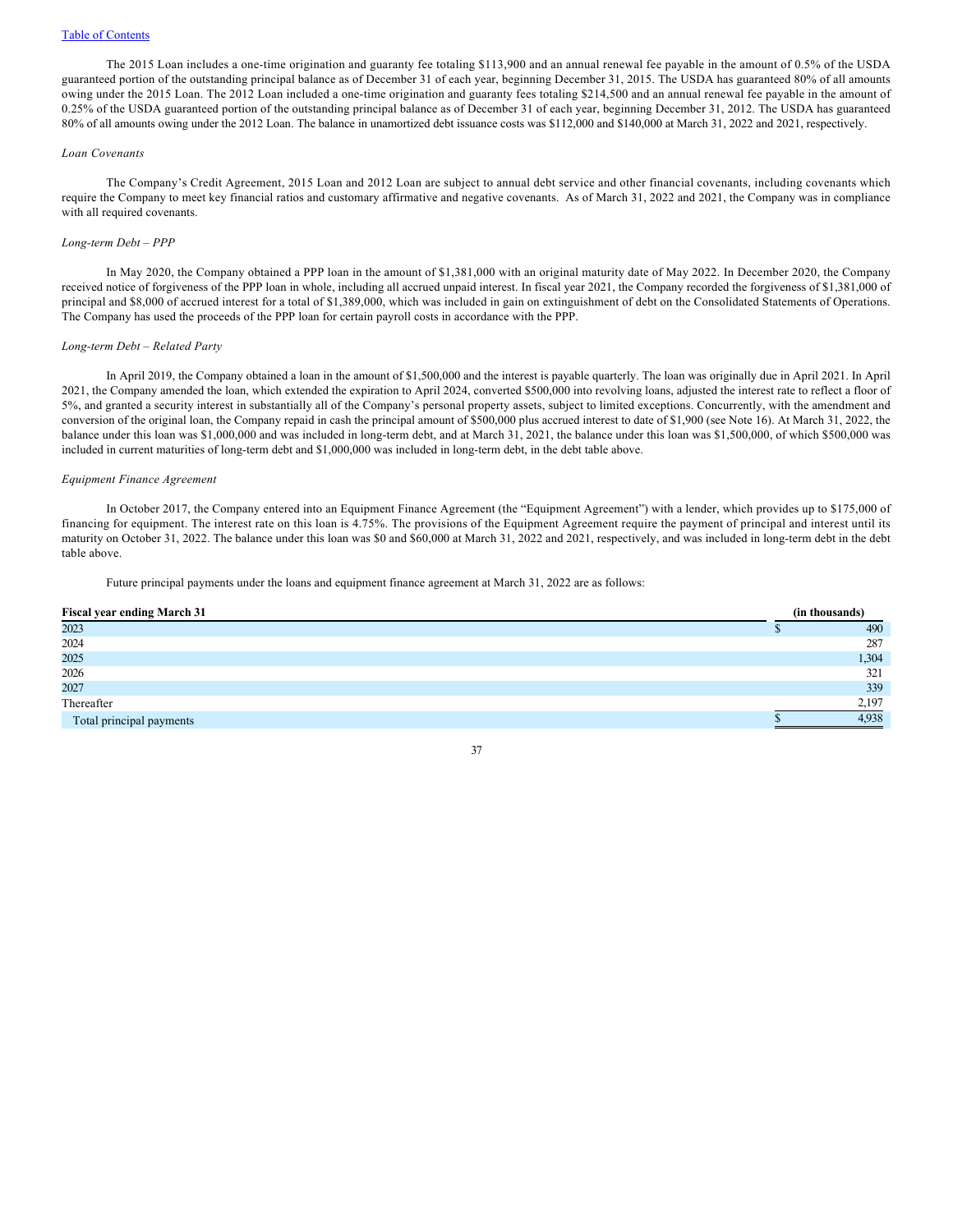The 2015 Loan includes a one-time origination and guaranty fee totaling $113,900 and an annual renewal fee payable in the amount of 0.5% of the USDA guaranteed portion of the outstanding principal balance as of December 31 of each year, beginning December 31, 2015. The USDA has guaranteed 80% of all amounts owing under the 2015 Loan. The 2012 Loan included a one-time origination and guaranty fees totaling $214,500 and an annual renewal fee payable in the amount of 0.25% of the USDA guaranteed portion of the outstanding principal balance as of December 31 of each year, beginning December 31, 2012. The USDA has guaranteed 80% of all amounts owing under the 2012 Loan. The balance in unamortized debt issuance costs was $112,000 and $140,000 at March 31, 2022 and 2021, respectively.

*Loan Covenants*

The Company's Credit Agreement, 2015 Loan and 2012 Loan are subject to annual debt service and other financial covenants, including covenants which require the Company to meet key financial ratios and customary affirmative and negative covenants. As of March 31, 2022 and 2021, the Company was in compliance with all required covenants.

*Long-term Debt – PPP*

In May 2020, the Company obtained a PPP loan in the amount of $1,381,000 with an original maturity date of May 2022. In December 2020, the Company received notice of forgiveness of the PPP loan in whole, including all accrued unpaid interest. In fiscal year 2021, the Company recorded the forgiveness of $1,381,000 of principal and $8,000 of accrued interest for a total of $1,389,000, which was included in gain on extinguishment of debt on the Consolidated Statements of Operations. The Company has used the proceeds of the PPP loan for certain payroll costs in accordance with the PPP.

*Long-term Debt – Related Party*

In April 2019, the Company obtained a loan in the amount of $1,500,000 and the interest is payable quarterly. The loan was originally due in April 2021. In April 2021, the Company amended the loan, which extended the expiration to April 2024, converted $500,000 into revolving loans, adjusted the interest rate to reflect a floor of 5%, and granted a security interest in substantially all of the Company's personal property assets, subject to limited exceptions. Concurrently, with the amendment and conversion of the original loan, the Company repaid in cash the principal amount of $500,000 plus accrued interest to date of $1,900 (see Note 16). At March 31, 2022, the balance under this loan was $1,000,000 and was included in long-term debt, and at March 31, 2021, the balance under this loan was $1,500,000, of which $500,000 was included in current maturities of long-term debt and $1,000,000 was included in long-term debt, in the debt table above.

*Equipment Finance Agreement*

In October 2017, the Company entered into an Equipment Finance Agreement (the "Equipment Agreement") with a lender, which provides up to $175,000 of financing for equipment. The interest rate on this loan is 4.75%. The provisions of the Equipment Agreement require the payment of principal and interest until its maturity on October 31, 2022. The balance under this loan was $0 and $60,000 at March 31, 2022 and 2021, respectively, and was included in long-term debt in the debt table above.

Future principal payments under the loans and equipment finance agreement at March 31, 2022 are as follows:

| **Fiscal year ending March 31** | **(in thousands)** |
|---|---|
| 2023 | $ 490 |
| 2024 | 287 |
| 2025 | 1,304 |
| 2026 | 321 |
| 2027 | 339 |
| Thereafter | 2,197 |
| Total principal payments | $ 4,938 |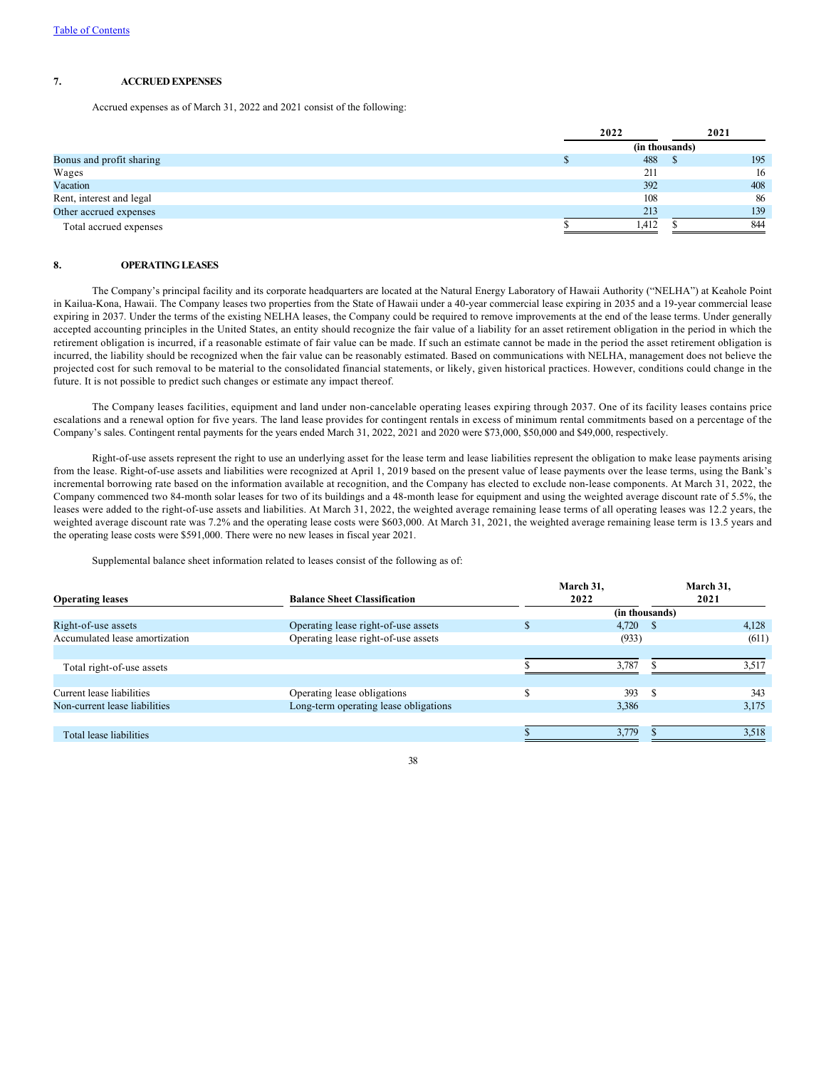[Table of Contents](#)

## 7. ACCRUED EXPENSES

Accrued expenses as of March 31, 2022 and 2021 consist of the following:

| | 2022 | 2021 |
|---|---|---|
| | (in thousands) | |
| Bonus and profit sharing | $ 488 | $ 195 |
| Wages | 211 | 16 |
| Vacation | 392 | 408 |
| Rent, interest and legal | 108 | 86 |
| Other accrued expenses | 213 | 139 |
| Total accrued expenses | $ 1,412 | $ 844 |

## 8. OPERATING LEASES

The Company's principal facility and its corporate headquarters are located at the Natural Energy Laboratory of Hawaii Authority ("NELHA") at Keahole Point in Kailua-Kona, Hawaii. The Company leases two properties from the State of Hawaii under a 40-year commercial lease expiring in 2035 and a 19-year commercial lease expiring in 2037. Under the terms of the existing NELHA leases, the Company could be required to remove improvements at the end of the lease terms. Under generally accepted accounting principles in the United States, an entity should recognize the fair value of a liability for an asset retirement obligation in the period in which the retirement obligation is incurred, if a reasonable estimate of fair value can be made. If such an estimate cannot be made in the period the asset retirement obligation is incurred, the liability should be recognized when the fair value can be reasonably estimated. Based on communications with NELHA, management does not believe the projected cost for such removal to be material to the consolidated financial statements, or likely, given historical practices. However, conditions could change in the future. It is not possible to predict such changes or estimate any impact thereof.

The Company leases facilities, equipment and land under non-cancelable operating leases expiring through 2037. One of its facility leases contains price escalations and a renewal option for five years. The land lease provides for contingent rentals in excess of minimum rental commitments based on a percentage of the Company's sales. Contingent rental payments for the years ended March 31, 2022, 2021 and 2020 were $73,000, $50,000 and $49,000, respectively.

Right-of-use assets represent the right to use an underlying asset for the lease term and lease liabilities represent the obligation to make lease payments arising from the lease. Right-of-use assets and liabilities were recognized at April 1, 2019 based on the present value of lease payments over the lease terms, using the Bank's incremental borrowing rate based on the information available at recognition, and the Company has elected to exclude non-lease components. At March 31, 2022, the Company commenced two 84-month solar leases for two of its buildings and a 48-month lease for equipment and using the weighted average discount rate of 5.5%, the leases were added to the right-of-use assets and liabilities. At March 31, 2022, the weighted average remaining lease terms of all operating leases was 12.2 years, the weighted average discount rate was 7.2% and the operating lease costs were $603,000. At March 31, 2021, the weighted average remaining lease term is 13.5 years and the operating lease costs were $591,000. There were no new leases in fiscal year 2021.

Supplemental balance sheet information related to leases consist of the following as of:

| Operating leases | Balance Sheet Classification | March 31, 2022 | March 31, 2021 |
|---|---|---|---|
| | | (in thousands) | |
| Right-of-use assets | Operating lease right-of-use assets | $ 4,720 | $ 4,128 |
| Accumulated lease amortization | Operating lease right-of-use assets | (933) | (611) |
| Total right-of-use assets | | $ 3,787 | $ 3,517 |
| Current lease liabilities | Operating lease obligations | $ 393 | $ 343 |
| Non-current lease liabilities | Long-term operating lease obligations | 3,386 | 3,175 |
| Total lease liabilities | | $ 3,779 | $ 3,518 |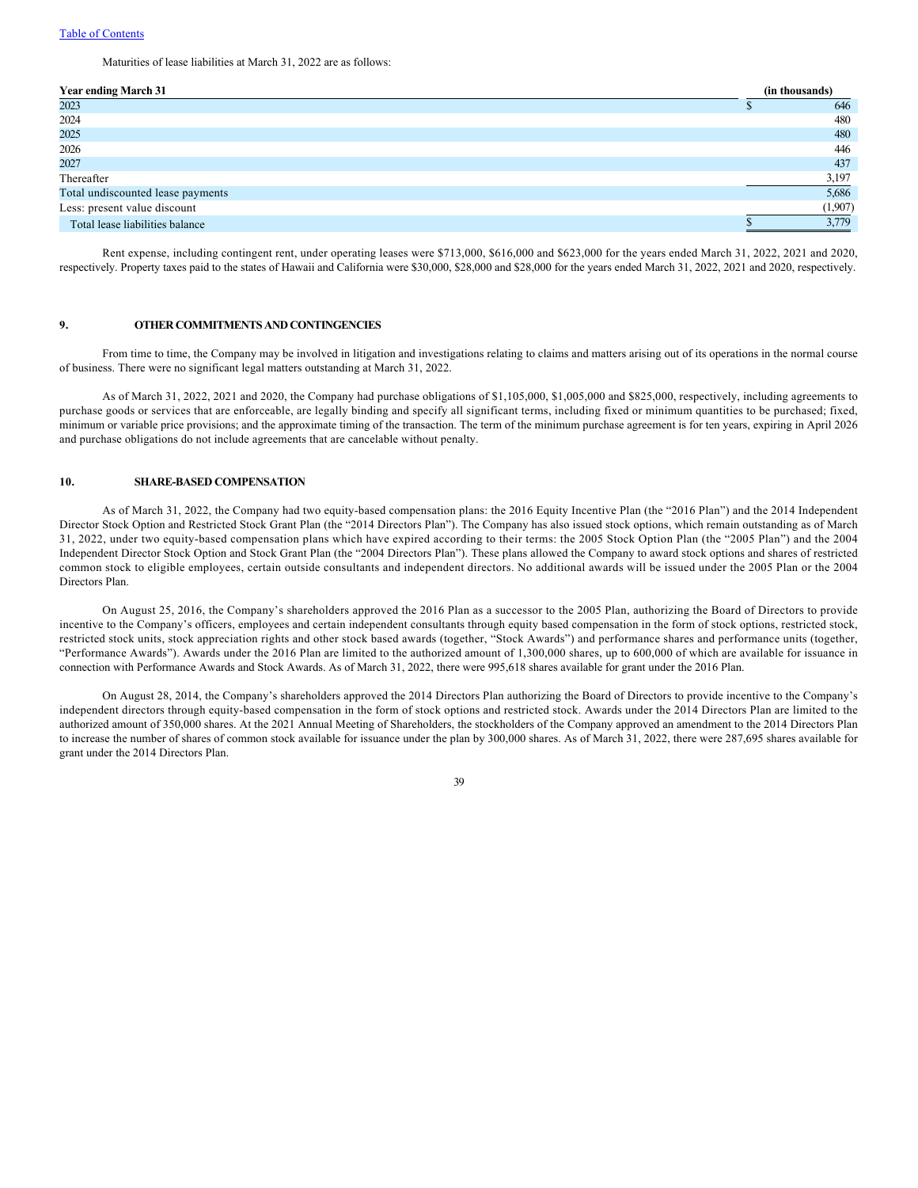Maturities of lease liabilities at March 31, 2022 are as follows:

| Year ending March 31 | (in thousands) |
|---|---|
| 2023 | $ 646 |
| 2024 | 480 |
| 2025 | 480 |
| 2026 | 446 |
| 2027 | 437 |
| Thereafter | 3,197 |
| Total undiscounted lease payments | 5,686 |
| Less: present value discount | (1,907) |
| Total lease liabilities balance | $ 3,779 |

Rent expense, including contingent rent, under operating leases were $713,000, $616,000 and $623,000 for the years ended March 31, 2022, 2021 and 2020, respectively. Property taxes paid to the states of Hawaii and California were $30,000, $28,000 and $28,000 for the years ended March 31, 2022, 2021 and 2020, respectively.

## 9. OTHER COMMITMENTS AND CONTINGENCIES

From time to time, the Company may be involved in litigation and investigations relating to claims and matters arising out of its operations in the normal course of business. There were no significant legal matters outstanding at March 31, 2022.

As of March 31, 2022, 2021 and 2020, the Company had purchase obligations of $1,105,000, $1,005,000 and $825,000, respectively, including agreements to purchase goods or services that are enforceable, are legally binding and specify all significant terms, including fixed or minimum quantities to be purchased; fixed, minimum or variable price provisions; and the approximate timing of the transaction. The term of the minimum purchase agreement is for ten years, expiring in April 2026 and purchase obligations do not include agreements that are cancelable without penalty.

## 10. SHARE-BASED COMPENSATION

As of March 31, 2022, the Company had two equity-based compensation plans: the 2016 Equity Incentive Plan (the "2016 Plan") and the 2014 Independent Director Stock Option and Restricted Stock Grant Plan (the "2014 Directors Plan"). The Company has also issued stock options, which remain outstanding as of March 31, 2022, under two equity-based compensation plans which have expired according to their terms: the 2005 Stock Option Plan (the "2005 Plan") and the 2004 Independent Director Stock Option and Stock Grant Plan (the "2004 Directors Plan"). These plans allowed the Company to award stock options and shares of restricted common stock to eligible employees, certain outside consultants and independent directors. No additional awards will be issued under the 2005 Plan or the 2004 Directors Plan.

On August 25, 2016, the Company's shareholders approved the 2016 Plan as a successor to the 2005 Plan, authorizing the Board of Directors to provide incentive to the Company's officers, employees and certain independent consultants through equity based compensation in the form of stock options, restricted stock, restricted stock units, stock appreciation rights and other stock based awards (together, "Stock Awards") and performance shares and performance units (together, "Performance Awards"). Awards under the 2016 Plan are limited to the authorized amount of 1,300,000 shares, up to 600,000 of which are available for issuance in connection with Performance Awards and Stock Awards. As of March 31, 2022, there were 995,618 shares available for grant under the 2016 Plan.

On August 28, 2014, the Company's shareholders approved the 2014 Directors Plan authorizing the Board of Directors to provide incentive to the Company's independent directors through equity-based compensation in the form of stock options and restricted stock. Awards under the 2014 Directors Plan are limited to the authorized amount of 350,000 shares. At the 2021 Annual Meeting of Shareholders, the stockholders of the Company approved an amendment to the 2014 Directors Plan to increase the number of shares of common stock available for issuance under the plan by 300,000 shares. As of March 31, 2022, there were 287,695 shares available for grant under the 2014 Directors Plan.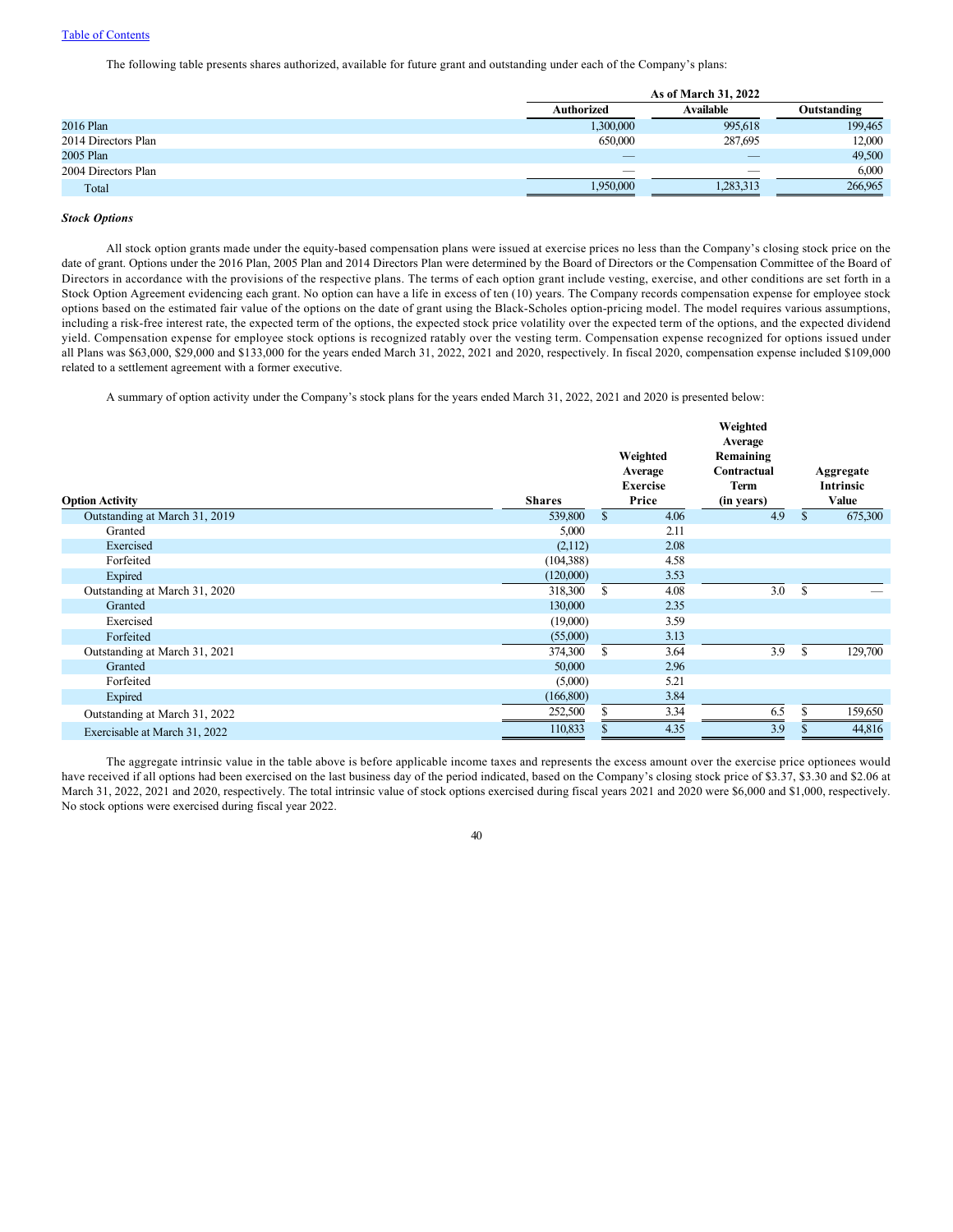The following table presents shares authorized, available for future grant and outstanding under each of the Company's plans:

| | As of March 31, 2022 | | |
|---|---|---|---|
| | Authorized | Available | Outstanding |
| 2016 Plan | 1,300,000 | 995,618 | 199,465 |
| 2014 Directors Plan | 650,000 | 287,695 | 12,000 |
| 2005 Plan | — | — | 49,500 |
| 2004 Directors Plan | — | — | 6,000 |
| Total | 1,950,000 | 1,283,313 | 266,965 |

***Stock Options***

All stock option grants made under the equity-based compensation plans were issued at exercise prices no less than the Company's closing stock price on the date of grant. Options under the 2016 Plan, 2005 Plan and 2014 Directors Plan were determined by the Board of Directors or the Compensation Committee of the Board of Directors in accordance with the provisions of the respective plans. The terms of each option grant include vesting, exercise, and other conditions are set forth in a Stock Option Agreement evidencing each grant. No option can have a life in excess of ten (10) years. The Company records compensation expense for employee stock options based on the estimated fair value of the options on the date of grant using the Black-Scholes option-pricing model. The model requires various assumptions, including a risk-free interest rate, the expected term of the options, the expected stock price volatility over the expected term of the options, and the expected dividend yield. Compensation expense for employee stock options is recognized ratably over the vesting term. Compensation expense recognized for options issued under all Plans was $63,000, $29,000 and $133,000 for the years ended March 31, 2022, 2021 and 2020, respectively. In fiscal 2020, compensation expense included $109,000 related to a settlement agreement with a former executive.

A summary of option activity under the Company's stock plans for the years ended March 31, 2022, 2021 and 2020 is presented below:

| Option Activity | Shares | Weighted Average Exercise Price | Weighted Average Remaining Contractual Term (in years) | Aggregate Intrinsic Value |
|---|---|---|---|---|
| Outstanding at March 31, 2019 | 539,800 | $ 4.06 | 4.9 | $ 675,300 |
| Granted | 5,000 | 2.11 | | |
| Exercised | (2,112) | 2.08 | | |
| Forfeited | (104,388) | 4.58 | | |
| Expired | (120,000) | 3.53 | | |
| Outstanding at March 31, 2020 | 318,300 | $ 4.08 | 3.0 | $ — |
| Granted | 130,000 | 2.35 | | |
| Exercised | (19,000) | 3.59 | | |
| Forfeited | (55,000) | 3.13 | | |
| Outstanding at March 31, 2021 | 374,300 | $ 3.64 | 3.9 | $ 129,700 |
| Granted | 50,000 | 2.96 | | |
| Forfeited | (5,000) | 5.21 | | |
| Expired | (166,800) | 3.84 | | |
| Outstanding at March 31, 2022 | 252,500 | $ 3.34 | 6.5 | $ 159,650 |
| Exercisable at March 31, 2022 | 110,833 | $ 4.35 | 3.9 | $ 44,816 |

The aggregate intrinsic value in the table above is before applicable income taxes and represents the excess amount over the exercise price optionees would have received if all options had been exercised on the last business day of the period indicated, based on the Company's closing stock price of $3.37, $3.30 and $2.06 at March 31, 2022, 2021 and 2020, respectively. The total intrinsic value of stock options exercised during fiscal years 2021 and 2020 were $6,000 and $1,000, respectively. No stock options were exercised during fiscal year 2022.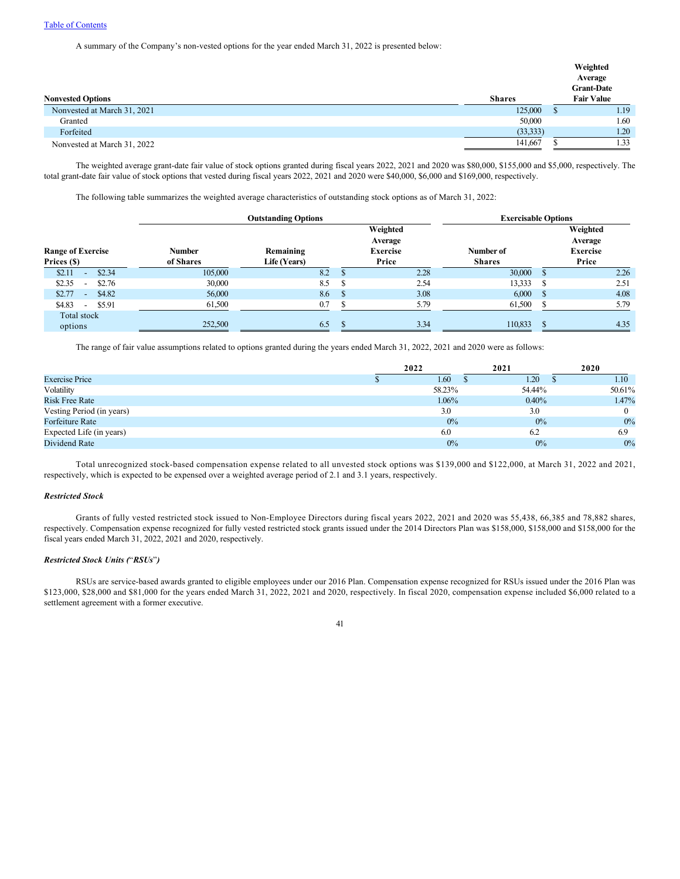A summary of the Company's non-vested options for the year ended March 31, 2022 is presented below:

| Nonvested Options | Shares | Weighted Average Grant-Date Fair Value |
|---|---|---|
| Nonvested at March 31, 2021 | 125,000 | $ 1.19 |
| Granted | 50,000 | 1.60 |
| Forfeited | (33,333) | 1.20 |
| Nonvested at March 31, 2022 | 141,667 | $ 1.33 |

The weighted average grant-date fair value of stock options granted during fiscal years 2022, 2021 and 2020 was $80,000, $155,000 and $5,000, respectively. The total grant-date fair value of stock options that vested during fiscal years 2022, 2021 and 2020 were $40,000, $6,000 and $169,000, respectively.

The following table summarizes the weighted average characteristics of outstanding stock options as of March 31, 2022:

| | Outstanding Options | | | Exercisable Options | |
|---|---|---|---|---|---|
| Range of Exercise Prices ($) | Number of Shares | Remaining Life (Years) | Weighted Average Exercise Price | Number of Shares | Weighted Average Exercise Price |
| $2.11 - $2.34 | 105,000 | 8.2 | $ 2.28 | 30,000 | $ 2.26 |
| $2.35 - $2.76 | 30,000 | 8.5 | $ 2.54 | 13,333 | $ 2.51 |
| $2.77 - $4.82 | 56,000 | 8.6 | $ 3.08 | 6,000 | $ 4.08 |
| $4.83 - $5.91 | 61,500 | 0.7 | $ 5.79 | 61,500 | $ 5.79 |
| Total stock options | 252,500 | 6.5 | $ 3.34 | 110,833 | $ 4.35 |

The range of fair value assumptions related to options granted during the years ended March 31, 2022, 2021 and 2020 were as follows:

| | 2022 | 2021 | 2020 |
|---|---|---|---|
| Exercise Price | $ 1.60 | $ 1.20 | $ 1.10 |
| Volatility | 58.23% | 54.44% | 50.61% |
| Risk Free Rate | 1.06% | 0.40% | 1.47% |
| Vesting Period (in years) | 3.0 | 3.0 | 0 |
| Forfeiture Rate | 0% | 0% | 0% |
| Expected Life (in years) | 6.0 | 6.2 | 6.9 |
| Dividend Rate | 0% | 0% | 0% |

Total unrecognized stock-based compensation expense related to all unvested stock options was $139,000 and $122,000, at March 31, 2022 and 2021, respectively, which is expected to be expensed over a weighted average period of 2.1 and 3.1 years, respectively.

***Restricted Stock***

Grants of fully vested restricted stock issued to Non-Employee Directors during fiscal years 2022, 2021 and 2020 was 55,438, 66,385 and 78,882 shares, respectively. Compensation expense recognized for fully vested restricted stock grants issued under the 2014 Directors Plan was $158,000, $158,000 and $158,000 for the fiscal years ended March 31, 2022, 2021 and 2020, respectively.

***Restricted Stock Units ("RSUs")***

RSUs are service-based awards granted to eligible employees under our 2016 Plan. Compensation expense recognized for RSUs issued under the 2016 Plan was $123,000, $28,000 and $81,000 for the years ended March 31, 2022, 2021 and 2020, respectively. In fiscal 2020, compensation expense included $6,000 related to a settlement agreement with a former executive.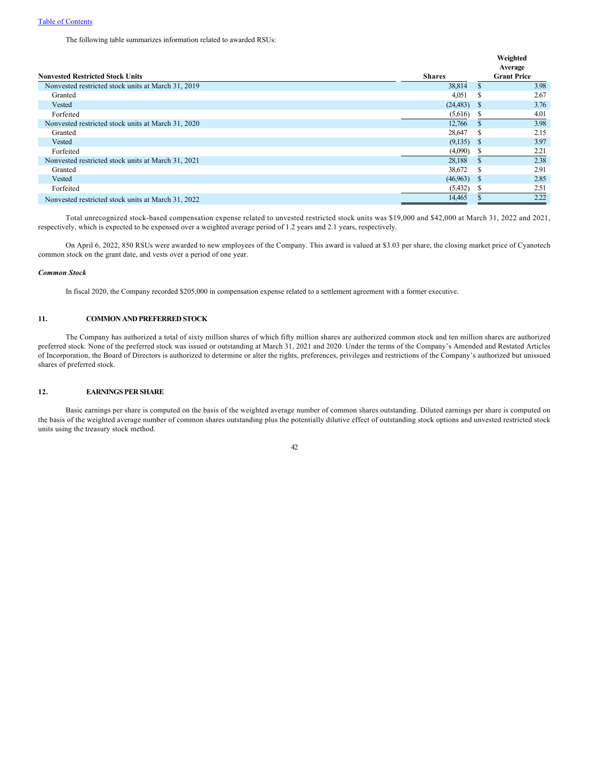The following table summarizes information related to awarded RSUs:

| Nonvested Restricted Stock Units | Shares | Weighted Average Grant Price |
|---|---|---|
| Nonvested restricted stock units at March 31, 2019 | 38,814 | $ 3.98 |
| Granted | 4,051 | $ 2.67 |
| Vested | (24,483) | $ 3.76 |
| Forfeited | (5,616) | $ 4.01 |
| Nonvested restricted stock units at March 31, 2020 | 12,766 | $ 3.98 |
| Granted | 28,647 | $ 2.15 |
| Vested | (9,135) | $ 3.97 |
| Forfeited | (4,090) | $ 2.21 |
| Nonvested restricted stock units at March 31, 2021 | 28,188 | $ 2.38 |
| Granted | 38,672 | $ 2.91 |
| Vested | (46,963) | $ 2.85 |
| Forfeited | (5,432) | $ 2.51 |
| Nonvested restricted stock units at March 31, 2022 | 14,465 | $ 2.22 |

Total unrecognized stock-based compensation expense related to unvested restricted stock units was $19,000 and $42,000 at March 31, 2022 and 2021, respectively, which is expected to be expensed over a weighted average period of 1.2 years and 2.1 years, respectively.

On April 6, 2022, 850 RSUs were awarded to new employees of the Company. This award is valued at $3.03 per share, the closing market price of Cyanotech common stock on the grant date, and vests over a period of one year.

***Common Stock***

In fiscal 2020, the Company recorded $205,000 in compensation expense related to a settlement agreement with a former executive.

## 11. COMMON AND PREFERRED STOCK

The Company has authorized a total of sixty million shares of which fifty million shares are authorized common stock and ten million shares are authorized preferred stock. None of the preferred stock was issued or outstanding at March 31, 2021 and 2020. Under the terms of the Company's Amended and Restated Articles of Incorporation, the Board of Directors is authorized to determine or alter the rights, preferences, privileges and restrictions of the Company's authorized but unissued shares of preferred stock.

## 12. EARNINGS PER SHARE

Basic earnings per share is computed on the basis of the weighted average number of common shares outstanding. Diluted earnings per share is computed on the basis of the weighted average number of common shares outstanding plus the potentially dilutive effect of outstanding stock options and unvested restricted stock units using the treasury stock method.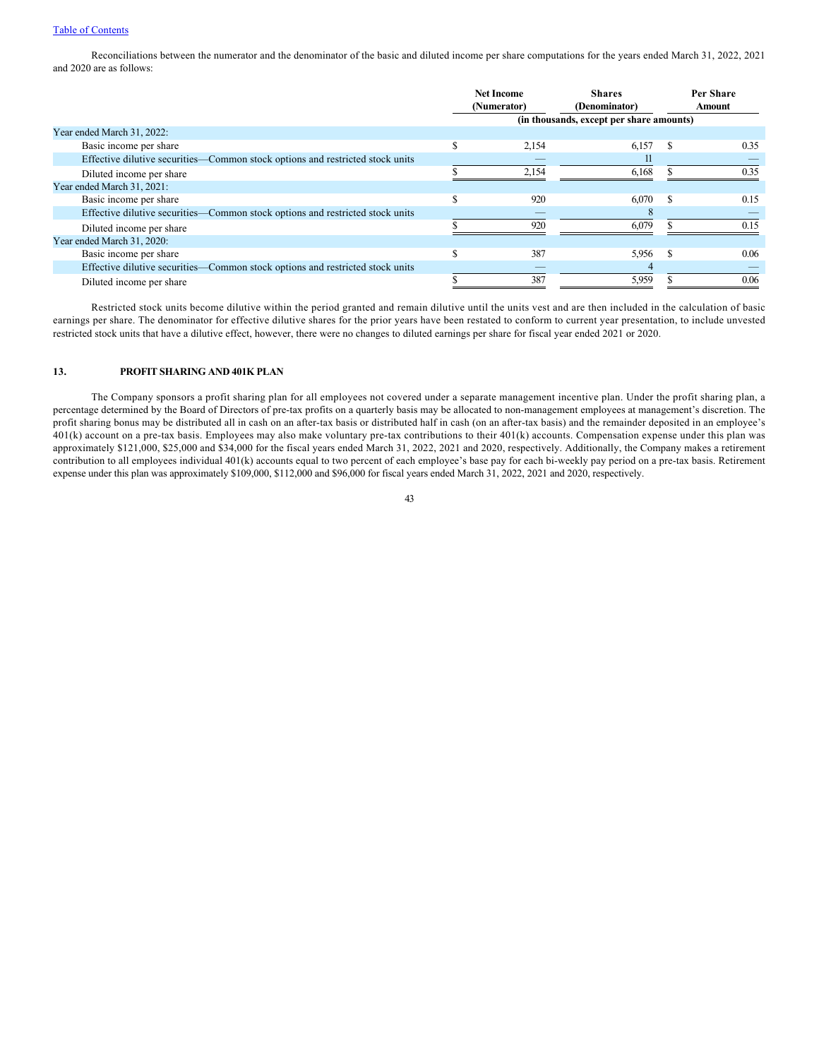Reconciliations between the numerator and the denominator of the basic and diluted income per share computations for the years ended March 31, 2022, 2021 and 2020 are as follows:

| | Net Income (Numerator) | Shares (Denominator) | Per Share Amount |
|---|---|---|---|
| | (in thousands, except per share amounts) | | |
| Year ended March 31, 2022: | | | |
| Basic income per share | $ 2,154 | 6,157 | $ 0.35 |
| Effective dilutive securities—Common stock options and restricted stock units | — | 11 | — |
| Diluted income per share | $ 2,154 | 6,168 | $ 0.35 |
| Year ended March 31, 2021: | | | |
| Basic income per share | $ 920 | 6,070 | $ 0.15 |
| Effective dilutive securities—Common stock options and restricted stock units | — | 8 | — |
| Diluted income per share | $ 920 | 6,079 | $ 0.15 |
| Year ended March 31, 2020: | | | |
| Basic income per share | $ 387 | 5,956 | $ 0.06 |
| Effective dilutive securities—Common stock options and restricted stock units | — | 4 | — |
| Diluted income per share | $ 387 | 5,959 | $ 0.06 |

Restricted stock units become dilutive within the period granted and remain dilutive until the units vest and are then included in the calculation of basic earnings per share. The denominator for effective dilutive shares for the prior years have been restated to conform to current year presentation, to include unvested restricted stock units that have a dilutive effect, however, there were no changes to diluted earnings per share for fiscal year ended 2021 or 2020.

## 13. PROFIT SHARING AND 401K PLAN

The Company sponsors a profit sharing plan for all employees not covered under a separate management incentive plan. Under the profit sharing plan, a percentage determined by the Board of Directors of pre-tax profits on a quarterly basis may be allocated to non-management employees at management's discretion. The profit sharing bonus may be distributed all in cash on an after-tax basis or distributed half in cash (on an after-tax basis) and the remainder deposited in an employee's 401(k) account on a pre-tax basis. Employees may also make voluntary pre-tax contributions to their 401(k) accounts. Compensation expense under this plan was approximately $121,000, $25,000 and $34,000 for the fiscal years ended March 31, 2022, 2021 and 2020, respectively. Additionally, the Company makes a retirement contribution to all employees individual 401(k) accounts equal to two percent of each employee's base pay for each bi-weekly pay period on a pre-tax basis. Retirement expense under this plan was approximately $109,000, $112,000 and $96,000 for fiscal years ended March 31, 2022, 2021 and 2020, respectively.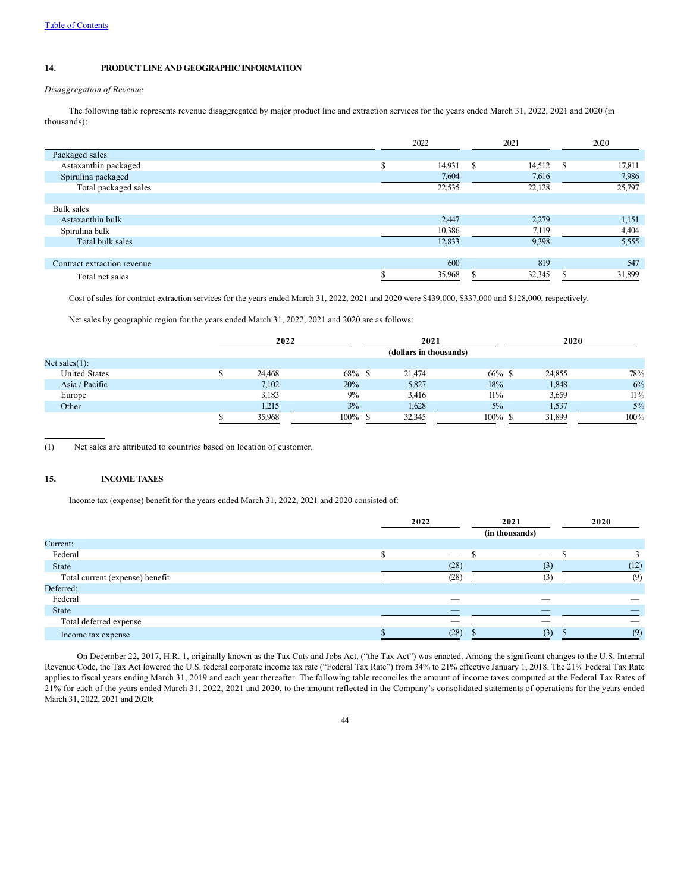Table of Contents

## 14. PRODUCT LINE AND GEOGRAPHIC INFORMATION

*Disaggregation of Revenue*

The following table represents revenue disaggregated by major product line and extraction services for the years ended March 31, 2022, 2021 and 2020 (in thousands):

| | 2022 | 2021 | 2020 |
|---|---|---|---|
| Packaged sales | | | |
| Astaxanthin packaged | $ 14,931 | $ 14,512 | $ 17,811 |
| Spirulina packaged | 7,604 | 7,616 | 7,986 |
| Total packaged sales | 22,535 | 22,128 | 25,797 |
| | | | |
| Bulk sales | | | |
| Astaxanthin bulk | 2,447 | 2,279 | 1,151 |
| Spirulina bulk | 10,386 | 7,119 | 4,404 |
| Total bulk sales | 12,833 | 9,398 | 5,555 |
| | | | |
| Contract extraction revenue | 600 | 819 | 547 |
| Total net sales | $ 35,968 | $ 32,345 | $ 31,899 |

Cost of sales for contract extraction services for the years ended March 31, 2022, 2021 and 2020 were $439,000, $337,000 and $128,000, respectively.

Net sales by geographic region for the years ended March 31, 2022, 2021 and 2020 are as follows:

| | 2022 | | 2021 | | 2020 | |
|---|---|---|---|---|---|---|
| | | | (dollars in thousands) | | | |
| Net sales(1): | | | | | | |
| United States | $ 24,468 | 68% | $ 21,474 | 66% | $ 24,855 | 78% |
| Asia / Pacific | 7,102 | 20% | 5,827 | 18% | 1,848 | 6% |
| Europe | 3,183 | 9% | 3,416 | 11% | 3,659 | 11% |
| Other | 1,215 | 3% | 1,628 | 5% | 1,537 | 5% |
| | $ 35,968 | 100% | $ 32,345 | 100% | $ 31,899 | 100% |

(1) Net sales are attributed to countries based on location of customer.

## 15. INCOME TAXES

Income tax (expense) benefit for the years ended March 31, 2022, 2021 and 2020 consisted of:

| | 2022 | 2021 | 2020 |
|---|---|---|---|
| | | (in thousands) | |
| Current: | | | |
| Federal | $ — | $ — | $ 3 |
| State | (28) | (3) | (12) |
| Total current (expense) benefit | (28) | (3) | (9) |
| Deferred: | | | |
| Federal | — | — | — |
| State | — | — | — |
| Total deferred expense | — | — | — |
| Income tax expense | $ (28) | $ (3) | $ (9) |

On December 22, 2017, H.R. 1, originally known as the Tax Cuts and Jobs Act, ("the Tax Act") was enacted. Among the significant changes to the U.S. Internal Revenue Code, the Tax Act lowered the U.S. federal corporate income tax rate ("Federal Tax Rate") from 34% to 21% effective January 1, 2018. The 21% Federal Tax Rate applies to fiscal years ending March 31, 2019 and each year thereafter. The following table reconciles the amount of income taxes computed at the Federal Tax Rates of 21% for each of the years ended March 31, 2022, 2021 and 2020, to the amount reflected in the Company's consolidated statements of operations for the years ended March 31, 2022, 2021 and 2020: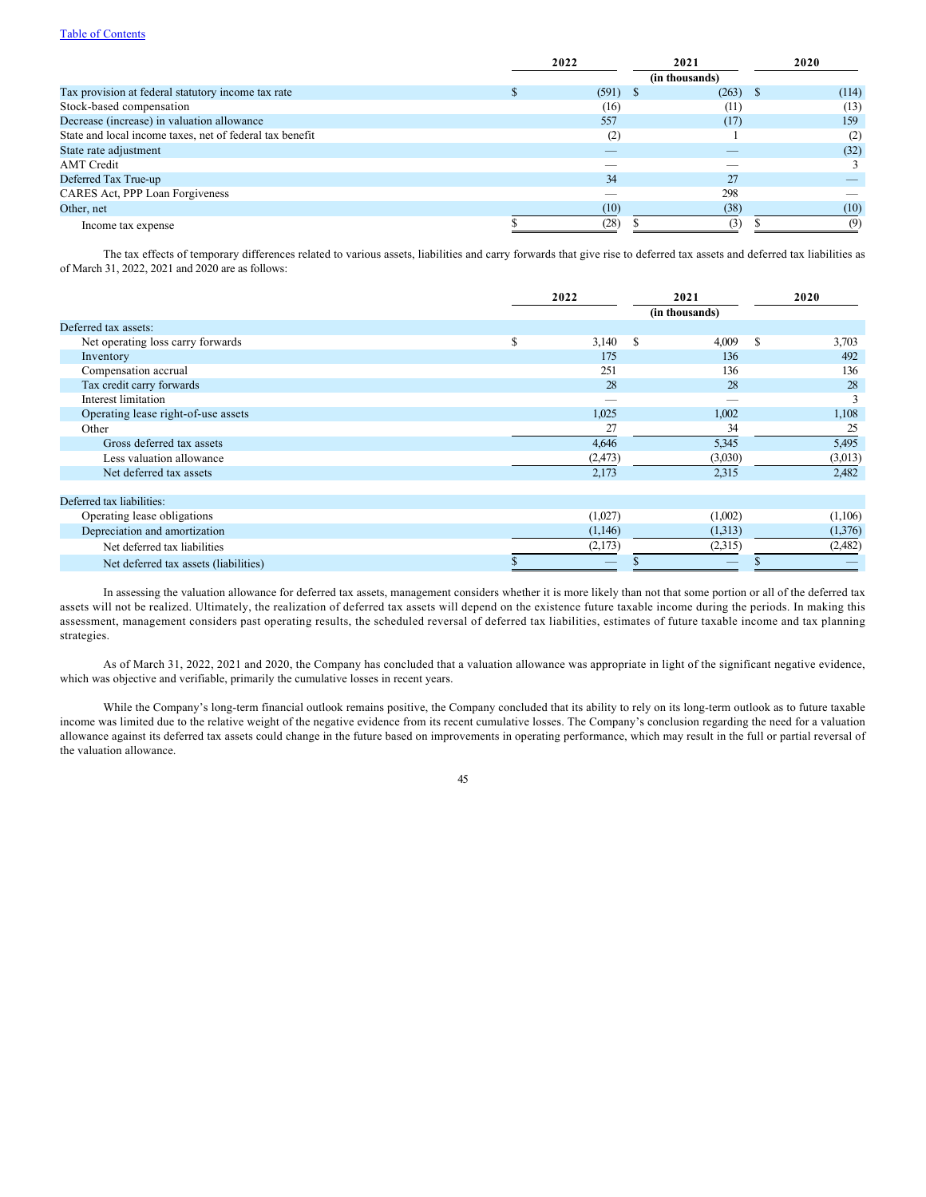Table of Contents

| | 2022 | 2021 | 2020 |
|---|---|---|---|
| | | (in thousands) | |
| Tax provision at federal statutory income tax rate | $ (591) | $ (263) | $ (114) |
| Stock-based compensation | (16) | (11) | (13) |
| Decrease (increase) in valuation allowance | 557 | (17) | 159 |
| State and local income taxes, net of federal tax benefit | (2) | 1 | (2) |
| State rate adjustment | — | — | (32) |
| AMT Credit | — | — | 3 |
| Deferred Tax True-up | 34 | 27 | — |
| CARES Act, PPP Loan Forgiveness | — | 298 | — |
| Other, net | (10) | (38) | (10) |
| Income tax expense | $ (28) | $ (3) | $ (9) |

The tax effects of temporary differences related to various assets, liabilities and carry forwards that give rise to deferred tax assets and deferred tax liabilities as of March 31, 2022, 2021 and 2020 are as follows:

| | 2022 | 2021 | 2020 |
|---|---|---|---|
| | | (in thousands) | |
| Deferred tax assets: | | | |
| Net operating loss carry forwards | $ 3,140 | $ 4,009 | $ 3,703 |
| Inventory | 175 | 136 | 492 |
| Compensation accrual | 251 | 136 | 136 |
| Tax credit carry forwards | 28 | 28 | 28 |
| Interest limitation | — | — | 3 |
| Operating lease right-of-use assets | 1,025 | 1,002 | 1,108 |
| Other | 27 | 34 | 25 |
| Gross deferred tax assets | 4,646 | 5,345 | 5,495 |
| Less valuation allowance | (2,473) | (3,030) | (3,013) |
| Net deferred tax assets | 2,173 | 2,315 | 2,482 |
| | | | |
| Deferred tax liabilities: | | | |
| Operating lease obligations | (1,027) | (1,002) | (1,106) |
| Depreciation and amortization | (1,146) | (1,313) | (1,376) |
| Net deferred tax liabilities | (2,173) | (2,315) | (2,482) |
| Net deferred tax assets (liabilities) | $ — | $ — | $ — |

In assessing the valuation allowance for deferred tax assets, management considers whether it is more likely than not that some portion or all of the deferred tax assets will not be realized. Ultimately, the realization of deferred tax assets will depend on the existence future taxable income during the periods. In making this assessment, management considers past operating results, the scheduled reversal of deferred tax liabilities, estimates of future taxable income and tax planning strategies.

As of March 31, 2022, 2021 and 2020, the Company has concluded that a valuation allowance was appropriate in light of the significant negative evidence, which was objective and verifiable, primarily the cumulative losses in recent years.

While the Company's long-term financial outlook remains positive, the Company concluded that its ability to rely on its long-term outlook as to future taxable income was limited due to the relative weight of the negative evidence from its recent cumulative losses. The Company's conclusion regarding the need for a valuation allowance against its deferred tax assets could change in the future based on improvements in operating performance, which may result in the full or partial reversal of the valuation allowance.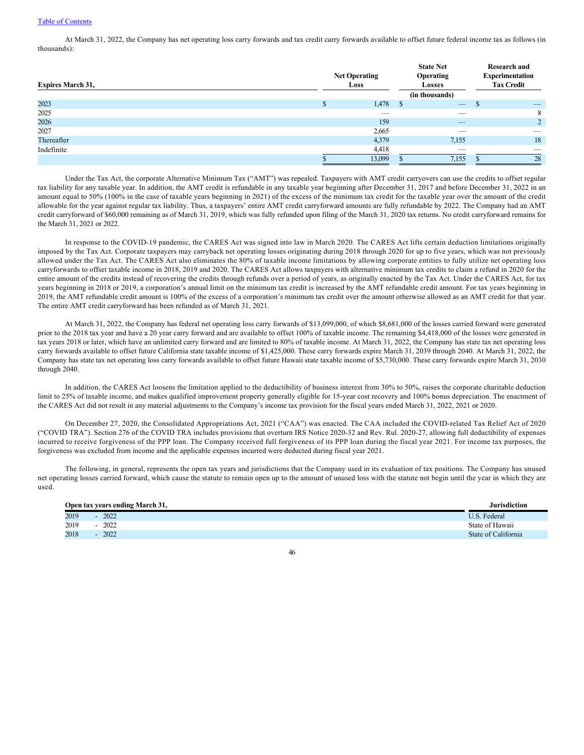At March 31, 2022, the Company has net operating loss carry forwards and tax credit carry forwards available to offset future federal income tax as follows (in thousands):

| Expires March 31, | Net Operating Loss | State Net Operating Losses | Research and Experimentation Tax Credit |
|---|---|---|---|
| | | (in thousands) | |
| 2023 | $ 1,478 | $ — | $ — |
| 2025 | — | — | 8 |
| 2026 | 159 | — | 2 |
| 2027 | 2,665 | — | — |
| Thereafter | 4,379 | 7,155 | 18 |
| Indefinite | 4,418 | — | — |
| | $ 13,099 | $ 7,155 | $ 28 |

Under the Tax Act, the corporate Alternative Minimum Tax ("AMT") was repealed. Taxpayers with AMT credit carryovers can use the credits to offset regular tax liability for any taxable year. In addition, the AMT credit is refundable in any taxable year beginning after December 31, 2017 and before December 31, 2022 in an amount equal to 50% (100% in the case of taxable years beginning in 2021) of the excess of the minimum tax credit for the taxable year over the amount of the credit allowable for the year against regular tax liability. Thus, a taxpayers' entire AMT credit carryforward amounts are fully refundable by 2022. The Company had an AMT credit carryforward of $60,000 remaining as of March 31, 2019, which was fully refunded upon filing of the March 31, 2020 tax returns. No credit carryforward remains for the March 31, 2021 or 2022.

In response to the COVID-19 pandemic, the CARES Act was signed into law in March 2020. The CARES Act lifts certain deduction limitations originally imposed by the Tax Act. Corporate taxpayers may carryback net operating losses originating during 2018 through 2020 for up to five years, which was not previously allowed under the Tax Act. The CARES Act also eliminates the 80% of taxable income limitations by allowing corporate entities to fully utilize net operating loss carryforwards to offset taxable income in 2018, 2019 and 2020. The CARES Act allows taxpayers with alternative minimum tax credits to claim a refund in 2020 for the entire amount of the credits instead of recovering the credits through refunds over a period of years, as originally enacted by the Tax Act. Under the CARES Act, for tax years beginning in 2018 or 2019, a corporation's annual limit on the minimum tax credit is increased by the AMT refundable credit amount. For tax years beginning in 2019, the AMT refundable credit amount is 100% of the excess of a corporation's minimum tax credit over the amount otherwise allowed as an AMT credit for that year. The entire AMT credit carryforward has been refunded as of March 31, 2021.

At March 31, 2022, the Company has federal net operating loss carry forwards of $13,099,000, of which $8,681,000 of the losses carried forward were generated prior to the 2018 tax year and have a 20 year carry forward and are available to offset 100% of taxable income. The remaining $4,418,000 of the losses were generated in tax years 2018 or later, which have an unlimited carry forward and are limited to 80% of taxable income. At March 31, 2022, the Company has state tax net operating loss carry forwards available to offset future California state taxable income of $1,425,000. These carry forwards expire March 31, 2039 through 2040. At March 31, 2022, the Company has state tax net operating loss carry forwards available to offset future Hawaii state taxable income of $5,730,000. These carry forwards expire March 31, 2030 through 2040.

In addition, the CARES Act loosens the limitation applied to the deductibility of business interest from 30% to 50%, raises the corporate charitable deduction limit to 25% of taxable income, and makes qualified improvement property generally eligible for 15-year cost recovery and 100% bonus depreciation. The enactment of the CARES Act did not result in any material adjustments to the Company's income tax provision for the fiscal years ended March 31, 2022, 2021 or 2020.

On December 27, 2020, the Consolidated Appropriations Act, 2021 ("CAA") was enacted. The CAA included the COVID-related Tax Relief Act of 2020 ("COVID TRA"). Section 276 of the COVID TRA includes provisions that overturn IRS Notice 2020-32 and Rev. Rul. 2020-27, allowing full deductibility of expenses incurred to receive forgiveness of the PPP loan. The Company received full forgiveness of its PPP loan during the fiscal year 2021. For income tax purposes, the forgiveness was excluded from income and the applicable expenses incurred were deducted during fiscal year 2021.

The following, in general, represents the open tax years and jurisdictions that the Company used in its evaluation of tax positions. The Company has unused net operating losses carried forward, which cause the statute to remain open up to the amount of unused loss with the statute not begin until the year in which they are used.

| Open tax years ending March 31, | Jurisdiction |
|---|---|
| 2019 - 2022 | U.S. Federal |
| 2019 - 2022 | State of Hawaii |
| 2018 - 2022 | State of California |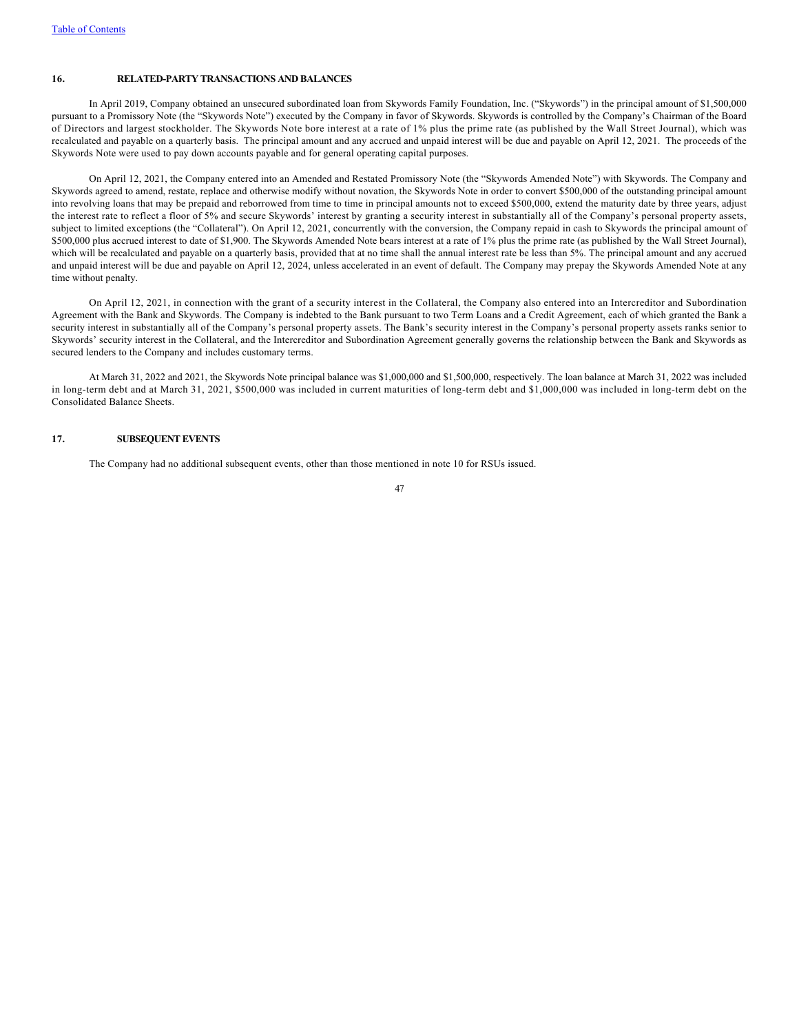## 16. RELATED-PARTY TRANSACTIONS AND BALANCES

In April 2019, Company obtained an unsecured subordinated loan from Skywords Family Foundation, Inc. ("Skywords") in the principal amount of $1,500,000 pursuant to a Promissory Note (the "Skywords Note") executed by the Company in favor of Skywords. Skywords is controlled by the Company's Chairman of the Board of Directors and largest stockholder. The Skywords Note bore interest at a rate of 1% plus the prime rate (as published by the Wall Street Journal), which was recalculated and payable on a quarterly basis. The principal amount and any accrued and unpaid interest will be due and payable on April 12, 2021. The proceeds of the Skywords Note were used to pay down accounts payable and for general operating capital purposes.

On April 12, 2021, the Company entered into an Amended and Restated Promissory Note (the "Skywords Amended Note") with Skywords. The Company and Skywords agreed to amend, restate, replace and otherwise modify without novation, the Skywords Note in order to convert $500,000 of the outstanding principal amount into revolving loans that may be prepaid and reborrowed from time to time in principal amounts not to exceed $500,000, extend the maturity date by three years, adjust the interest rate to reflect a floor of 5% and secure Skywords' interest by granting a security interest in substantially all of the Company's personal property assets, subject to limited exceptions (the "Collateral"). On April 12, 2021, concurrently with the conversion, the Company repaid in cash to Skywords the principal amount of $500,000 plus accrued interest to date of $1,900. The Skywords Amended Note bears interest at a rate of 1% plus the prime rate (as published by the Wall Street Journal), which will be recalculated and payable on a quarterly basis, provided that at no time shall the annual interest rate be less than 5%. The principal amount and any accrued and unpaid interest will be due and payable on April 12, 2024, unless accelerated in an event of default. The Company may prepay the Skywords Amended Note at any time without penalty.

On April 12, 2021, in connection with the grant of a security interest in the Collateral, the Company also entered into an Intercreditor and Subordination Agreement with the Bank and Skywords. The Company is indebted to the Bank pursuant to two Term Loans and a Credit Agreement, each of which granted the Bank a security interest in substantially all of the Company's personal property assets. The Bank's security interest in the Company's personal property assets ranks senior to Skywords' security interest in the Collateral, and the Intercreditor and Subordination Agreement generally governs the relationship between the Bank and Skywords as secured lenders to the Company and includes customary terms.

At March 31, 2022 and 2021, the Skywords Note principal balance was $1,000,000 and $1,500,000, respectively. The loan balance at March 31, 2022 was included in long-term debt and at March 31, 2021, $500,000 was included in current maturities of long-term debt and $1,000,000 was included in long-term debt on the Consolidated Balance Sheets.

## 17. SUBSEQUENT EVENTS

The Company had no additional subsequent events, other than those mentioned in note 10 for RSUs issued.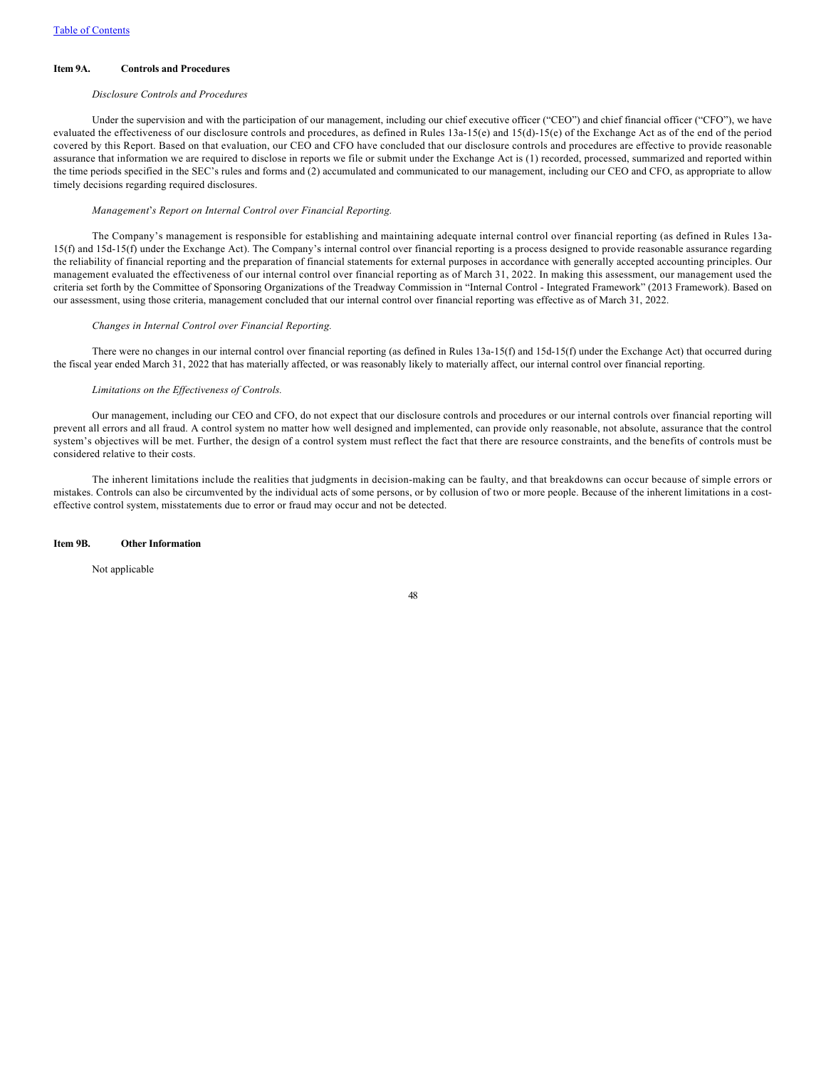## Item 9A. Controls and Procedures

*Disclosure Controls and Procedures*

Under the supervision and with the participation of our management, including our chief executive officer ("CEO") and chief financial officer ("CFO"), we have evaluated the effectiveness of our disclosure controls and procedures, as defined in Rules 13a-15(e) and 15(d)-15(e) of the Exchange Act as of the end of the period covered by this Report. Based on that evaluation, our CEO and CFO have concluded that our disclosure controls and procedures are effective to provide reasonable assurance that information we are required to disclose in reports we file or submit under the Exchange Act is (1) recorded, processed, summarized and reported within the time periods specified in the SEC's rules and forms and (2) accumulated and communicated to our management, including our CEO and CFO, as appropriate to allow timely decisions regarding required disclosures.

*Management's Report on Internal Control over Financial Reporting.*

The Company's management is responsible for establishing and maintaining adequate internal control over financial reporting (as defined in Rules 13a-15(f) and 15d-15(f) under the Exchange Act). The Company's internal control over financial reporting is a process designed to provide reasonable assurance regarding the reliability of financial reporting and the preparation of financial statements for external purposes in accordance with generally accepted accounting principles. Our management evaluated the effectiveness of our internal control over financial reporting as of March 31, 2022. In making this assessment, our management used the criteria set forth by the Committee of Sponsoring Organizations of the Treadway Commission in "Internal Control - Integrated Framework" (2013 Framework). Based on our assessment, using those criteria, management concluded that our internal control over financial reporting was effective as of March 31, 2022.

*Changes in Internal Control over Financial Reporting.*

There were no changes in our internal control over financial reporting (as defined in Rules 13a-15(f) and 15d-15(f) under the Exchange Act) that occurred during the fiscal year ended March 31, 2022 that has materially affected, or was reasonably likely to materially affect, our internal control over financial reporting.

*Limitations on the Effectiveness of Controls.*

Our management, including our CEO and CFO, do not expect that our disclosure controls and procedures or our internal controls over financial reporting will prevent all errors and all fraud. A control system no matter how well designed and implemented, can provide only reasonable, not absolute, assurance that the control system's objectives will be met. Further, the design of a control system must reflect the fact that there are resource constraints, and the benefits of controls must be considered relative to their costs.

The inherent limitations include the realities that judgments in decision-making can be faulty, and that breakdowns can occur because of simple errors or mistakes. Controls can also be circumvented by the individual acts of some persons, or by collusion of two or more people. Because of the inherent limitations in a cost-effective control system, misstatements due to error or fraud may occur and not be detected.

## Item 9B. Other Information

Not applicable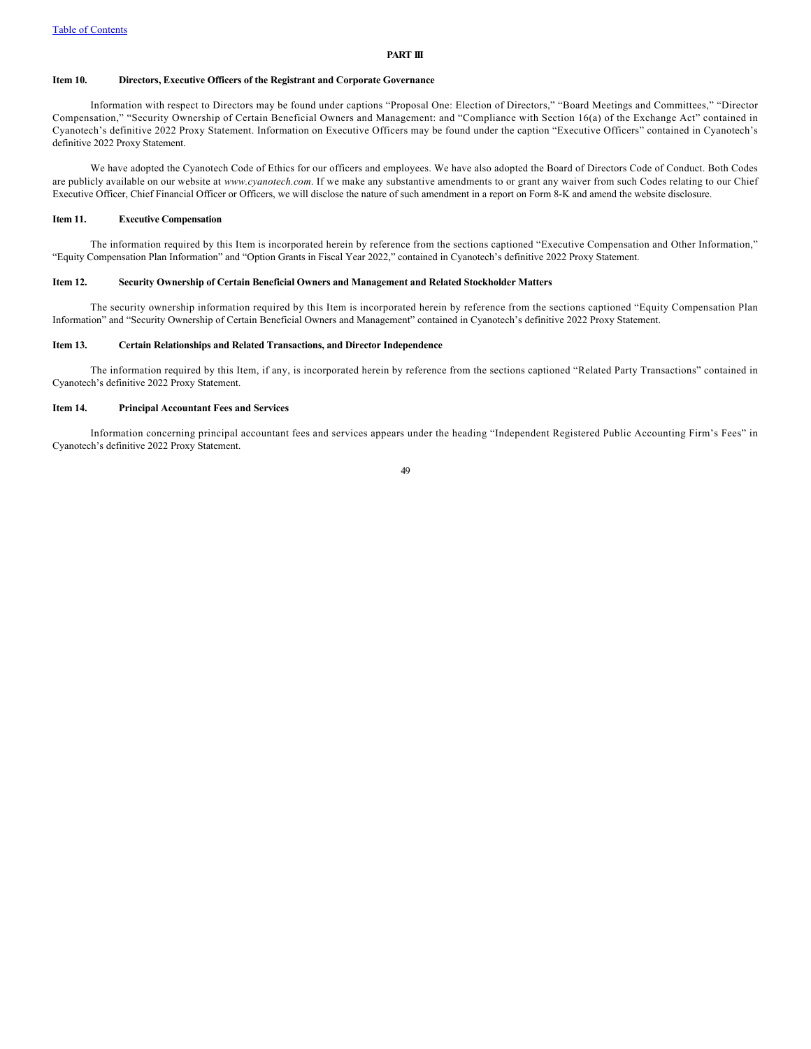## PART III

### Item 10. Directors, Executive Officers of the Registrant and Corporate Governance

Information with respect to Directors may be found under captions "Proposal One: Election of Directors," "Board Meetings and Committees," "Director Compensation," "Security Ownership of Certain Beneficial Owners and Management: and "Compliance with Section 16(a) of the Exchange Act" contained in Cyanotech's definitive 2022 Proxy Statement. Information on Executive Officers may be found under the caption "Executive Officers" contained in Cyanotech's definitive 2022 Proxy Statement.

We have adopted the Cyanotech Code of Ethics for our officers and employees. We have also adopted the Board of Directors Code of Conduct. Both Codes are publicly available on our website at *www.cyanotech.com*. If we make any substantive amendments to or grant any waiver from such Codes relating to our Chief Executive Officer, Chief Financial Officer or Officers, we will disclose the nature of such amendment in a report on Form 8-K and amend the website disclosure.

### Item 11. Executive Compensation

The information required by this Item is incorporated herein by reference from the sections captioned "Executive Compensation and Other Information," "Equity Compensation Plan Information" and "Option Grants in Fiscal Year 2022," contained in Cyanotech's definitive 2022 Proxy Statement.

### Item 12. Security Ownership of Certain Beneficial Owners and Management and Related Stockholder Matters

The security ownership information required by this Item is incorporated herein by reference from the sections captioned "Equity Compensation Plan Information" and "Security Ownership of Certain Beneficial Owners and Management" contained in Cyanotech's definitive 2022 Proxy Statement.

### Item 13. Certain Relationships and Related Transactions, and Director Independence

The information required by this Item, if any, is incorporated herein by reference from the sections captioned "Related Party Transactions" contained in Cyanotech's definitive 2022 Proxy Statement.

### Item 14. Principal Accountant Fees and Services

Information concerning principal accountant fees and services appears under the heading "Independent Registered Public Accounting Firm's Fees" in Cyanotech's definitive 2022 Proxy Statement.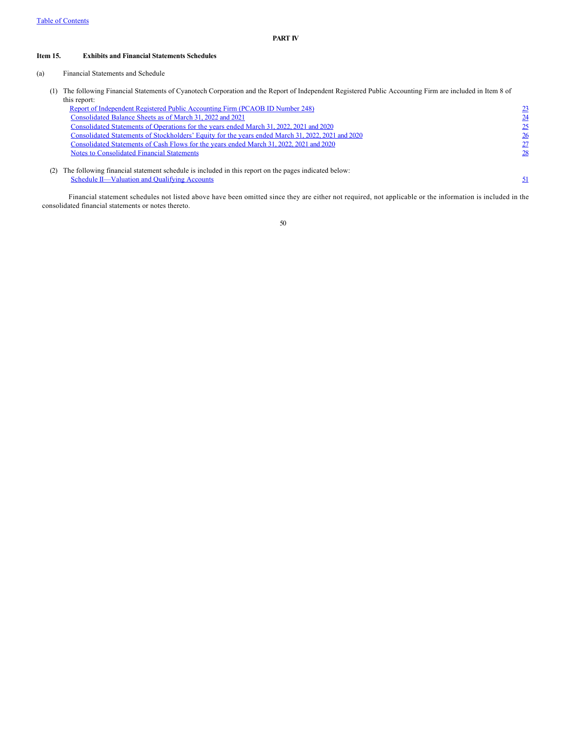## PART IV

**Item 15. Exhibits and Financial Statements Schedules**

(a) Financial Statements and Schedule

(1) The following Financial Statements of Cyanotech Corporation and the Report of Independent Registered Public Accounting Firm are included in Item 8 of this report:

| | |
|---|---|
| Report of Independent Registered Public Accounting Firm (PCAOB ID Number 248) | 23 |
| Consolidated Balance Sheets as of March 31, 2022 and 2021 | 24 |
| Consolidated Statements of Operations for the years ended March 31, 2022, 2021 and 2020 | 25 |
| Consolidated Statements of Stockholders' Equity for the years ended March 31, 2022, 2021 and 2020 | 26 |
| Consolidated Statements of Cash Flows for the years ended March 31, 2022, 2021 and 2020 | 27 |
| Notes to Consolidated Financial Statements | 28 |

(2) The following financial statement schedule is included in this report on the pages indicated below:

| | |
|---|---|
| Schedule II—Valuation and Qualifying Accounts | 51 |

Financial statement schedules not listed above have been omitted since they are either not required, not applicable or the information is included in the consolidated financial statements or notes thereto.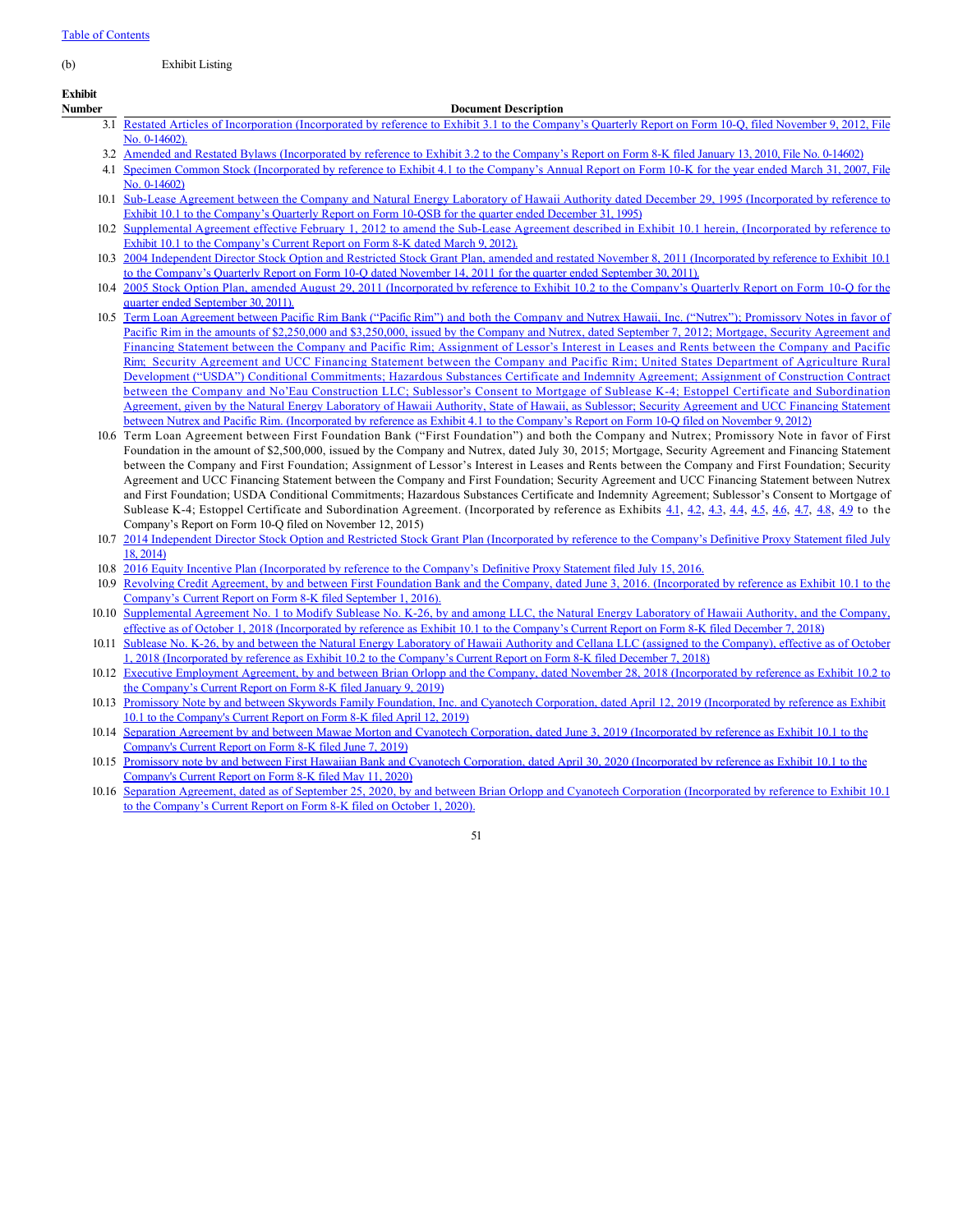(b) Exhibit Listing

| Exhibit Number | Document Description |
|---|---|
| 3.1 | Restated Articles of Incorporation (Incorporated by reference to Exhibit 3.1 to the Company's Quarterly Report on Form 10-Q, filed November 9, 2012, File No. 0-14602). |
| 3.2 | Amended and Restated Bylaws (Incorporated by reference to Exhibit 3.2 to the Company's Report on Form 8-K filed January 13, 2010, File No. 0-14602) |
| 4.1 | Specimen Common Stock (Incorporated by reference to Exhibit 4.1 to the Company's Annual Report on Form 10-K for the year ended March 31, 2007, File No. 0-14602) |
| 10.1 | Sub-Lease Agreement between the Company and Natural Energy Laboratory of Hawaii Authority dated December 29, 1995 (Incorporated by reference to Exhibit 10.1 to the Company's Quarterly Report on Form 10-QSB for the quarter ended December 31, 1995) |
| 10.2 | Supplemental Agreement effective February 1, 2012 to amend the Sub-Lease Agreement described in Exhibit 10.1 herein, (Incorporated by reference to Exhibit 10.1 to the Company's Current Report on Form 8-K dated March 9, 2012). |
| 10.3 | 2004 Independent Director Stock Option and Restricted Stock Grant Plan, amended and restated November 8, 2011 (Incorporated by reference to Exhibit 10.1 to the Company's Quarterly Report on Form 10-Q dated November 14, 2011 for the quarter ended September 30, 2011). |
| 10.4 | 2005 Stock Option Plan, amended August 29, 2011 (Incorporated by reference to Exhibit 10.2 to the Company's Quarterly Report on Form 10-Q for the quarter ended September 30, 2011). |
| 10.5 | Term Loan Agreement between Pacific Rim Bank ("Pacific Rim") and both the Company and Nutrex Hawaii, Inc. ("Nutrex"); Promissory Notes in favor of Pacific Rim in the amounts of $2,250,000 and $3,250,000, issued by the Company and Nutrex, dated September 7, 2012; Mortgage, Security Agreement and Financing Statement between the Company and Pacific Rim; Assignment of Lessor's Interest in Leases and Rents between the Company and Pacific Rim; Security Agreement and UCC Financing Statement between the Company and Pacific Rim; United States Department of Agriculture Rural Development ("USDA") Conditional Commitments; Hazardous Substances Certificate and Indemnity Agreement; Assignment of Construction Contract between the Company and No'Eau Construction LLC; Sublessor's Consent to Mortgage of Sublease K-4; Estoppel Certificate and Subordination Agreement, given by the Natural Energy Laboratory of Hawaii Authority, State of Hawaii, as Sublessor; Security Agreement and UCC Financing Statement between Nutrex and Pacific Rim. (Incorporated by reference as Exhibit 4.1 to the Company's Report on Form 10-Q filed on November 9, 2012) |
| 10.6 | Term Loan Agreement between First Foundation Bank ("First Foundation") and both the Company and Nutrex; Promissory Note in favor of First Foundation in the amount of $2,500,000, issued by the Company and Nutrex, dated July 30, 2015; Mortgage, Security Agreement and Financing Statement between the Company and First Foundation; Assignment of Lessor's Interest in Leases and Rents between the Company and First Foundation; Security Agreement and UCC Financing Statement between the Company and First Foundation; Security Agreement and UCC Financing Statement between Nutrex and First Foundation; USDA Conditional Commitments; Hazardous Substances Certificate and Indemnity Agreement; Sublessor's Consent to Mortgage of Sublease K-4; Estoppel Certificate and Subordination Agreement. (Incorporated by reference as Exhibits 4.1, 4.2, 4.3, 4.4, 4.5, 4.6, 4.7, 4.8, 4.9 to the Company's Report on Form 10-Q filed on November 12, 2015) |
| 10.7 | 2014 Independent Director Stock Option and Restricted Stock Grant Plan (Incorporated by reference to the Company's Definitive Proxy Statement filed July 18, 2014) |
| 10.8 | 2016 Equity Incentive Plan (Incorporated by reference to the Company's Definitive Proxy Statement filed July 15, 2016. |
| 10.9 | Revolving Credit Agreement, by and between First Foundation Bank and the Company, dated June 3, 2016. (Incorporated by reference as Exhibit 10.1 to the Company's Current Report on Form 8-K filed September 1, 2016). |
| 10.10 | Supplemental Agreement No. 1 to Modify Sublease No. K-26, by and among LLC, the Natural Energy Laboratory of Hawaii Authority, and the Company, effective as of October 1, 2018 (Incorporated by reference as Exhibit 10.1 to the Company's Current Report on Form 8-K filed December 7, 2018) |
| 10.11 | Sublease No. K-26, by and between the Natural Energy Laboratory of Hawaii Authority and Cellana LLC (assigned to the Company), effective as of October 1, 2018 (Incorporated by reference as Exhibit 10.2 to the Company's Current Report on Form 8-K filed December 7, 2018) |
| 10.12 | Executive Employment Agreement, by and between Brian Orlopp and the Company, dated November 28, 2018 (Incorporated by reference as Exhibit 10.2 to the Company's Current Report on Form 8-K filed January 9, 2019) |
| 10.13 | Promissory Note by and between Skywords Family Foundation, Inc. and Cyanotech Corporation, dated April 12, 2019 (Incorporated by reference as Exhibit 10.1 to the Company's Current Report on Form 8-K filed April 12, 2019) |
| 10.14 | Separation Agreement by and between Mawae Morton and Cyanotech Corporation, dated June 3, 2019 (Incorporated by reference as Exhibit 10.1 to the Company's Current Report on Form 8-K filed June 7, 2019) |
| 10.15 | Promissory note by and between First Hawaiian Bank and Cyanotech Corporation, dated April 30, 2020 (Incorporated by reference as Exhibit 10.1 to the Company's Current Report on Form 8-K filed May 11, 2020) |
| 10.16 | Separation Agreement, dated as of September 25, 2020, by and between Brian Orlopp and Cyanotech Corporation (Incorporated by reference to Exhibit 10.1 to the Company's Current Report on Form 8-K filed on October 1, 2020). |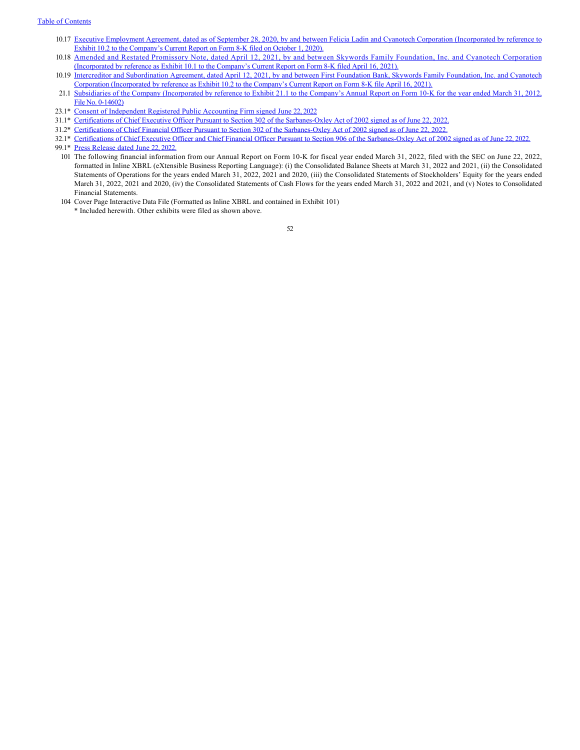10.17 Executive Employment Agreement, dated as of September 28, 2020, by and between Felicia Ladin and Cyanotech Corporation (Incorporated by reference to Exhibit 10.2 to the Company's Current Report on Form 8-K filed on October 1, 2020).

10.18 Amended and Restated Promissory Note, dated April 12, 2021, by and between Skywords Family Foundation, Inc. and Cyanotech Corporation (Incorporated by reference as Exhibit 10.1 to the Company's Current Report on Form 8-K filed April 16, 2021).

10.19 Intercreditor and Subordination Agreement, dated April 12, 2021, by and between First Foundation Bank, Skywords Family Foundation, Inc. and Cyanotech Corporation (Incorporated by reference as Exhibit 10.2 to the Company's Current Report on Form 8-K file April 16, 2021).

21.1 Subsidiaries of the Company (Incorporated by reference to Exhibit 21.1 to the Company's Annual Report on Form 10-K for the year ended March 31, 2012, File No. 0-14602)

23.1* Consent of Independent Registered Public Accounting Firm signed June 22, 2022

31.1* Certifications of Chief Executive Officer Pursuant to Section 302 of the Sarbanes-Oxley Act of 2002 signed as of June 22, 2022.

31.2* Certifications of Chief Financial Officer Pursuant to Section 302 of the Sarbanes-Oxley Act of 2002 signed as of June 22, 2022.

32.1* Certifications of Chief Executive Officer and Chief Financial Officer Pursuant to Section 906 of the Sarbanes-Oxley Act of 2002 signed as of June 22, 2022.

99.1* Press Release dated June 22, 2022.

101 The following financial information from our Annual Report on Form 10-K for fiscal year ended March 31, 2022, filed with the SEC on June 22, 2022, formatted in Inline XBRL (eXtensible Business Reporting Language): (i) the Consolidated Balance Sheets at March 31, 2022 and 2021, (ii) the Consolidated Statements of Operations for the years ended March 31, 2022, 2021 and 2020, (iii) the Consolidated Statements of Stockholders' Equity for the years ended March 31, 2022, 2021 and 2020, (iv) the Consolidated Statements of Cash Flows for the years ended March 31, 2022 and 2021, and (v) Notes to Consolidated Financial Statements.

104 Cover Page Interactive Data File (Formatted as Inline XBRL and contained in Exhibit 101)

\* Included herewith. Other exhibits were filed as shown above.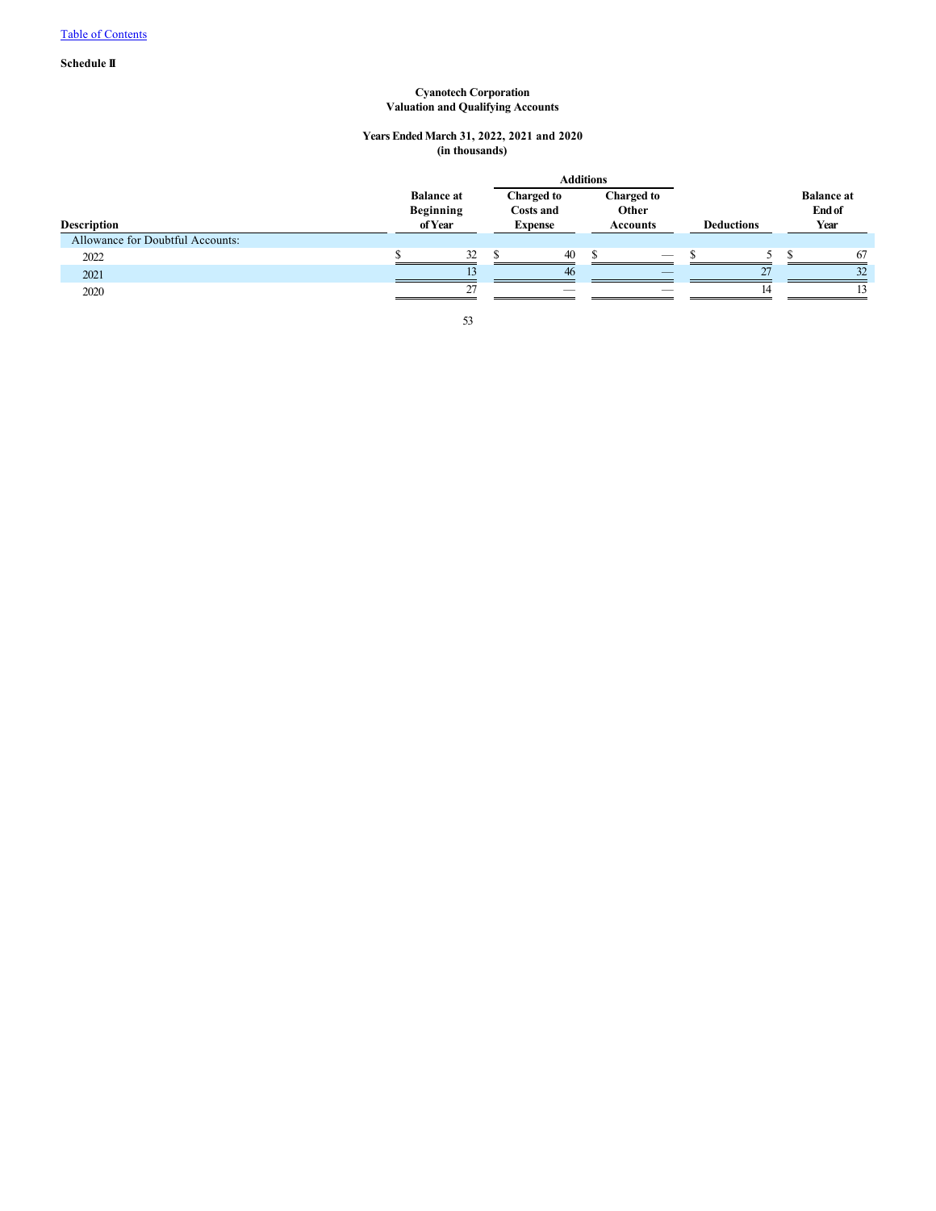Table of Contents

**Schedule II**

**Cyanotech Corporation**
**Valuation and Qualifying Accounts**

**Years Ended March 31, 2022, 2021 and 2020**
**(in thousands)**

| Description | Balance at Beginning of Year | Additions | | Deductions | Balance at End of Year |
|---|---|---|---|---|---|
| | | Charged to Costs and Expense | Charged to Other Accounts | | |
| Allowance for Doubtful Accounts: | | | | | |
| 2022 | $ 32 | $ 40 | $ — | $ 5 | $ 67 |
| 2021 | 13 | 46 | — | 27 | 32 |
| 2020 | 27 | — | — | 14 | 13 |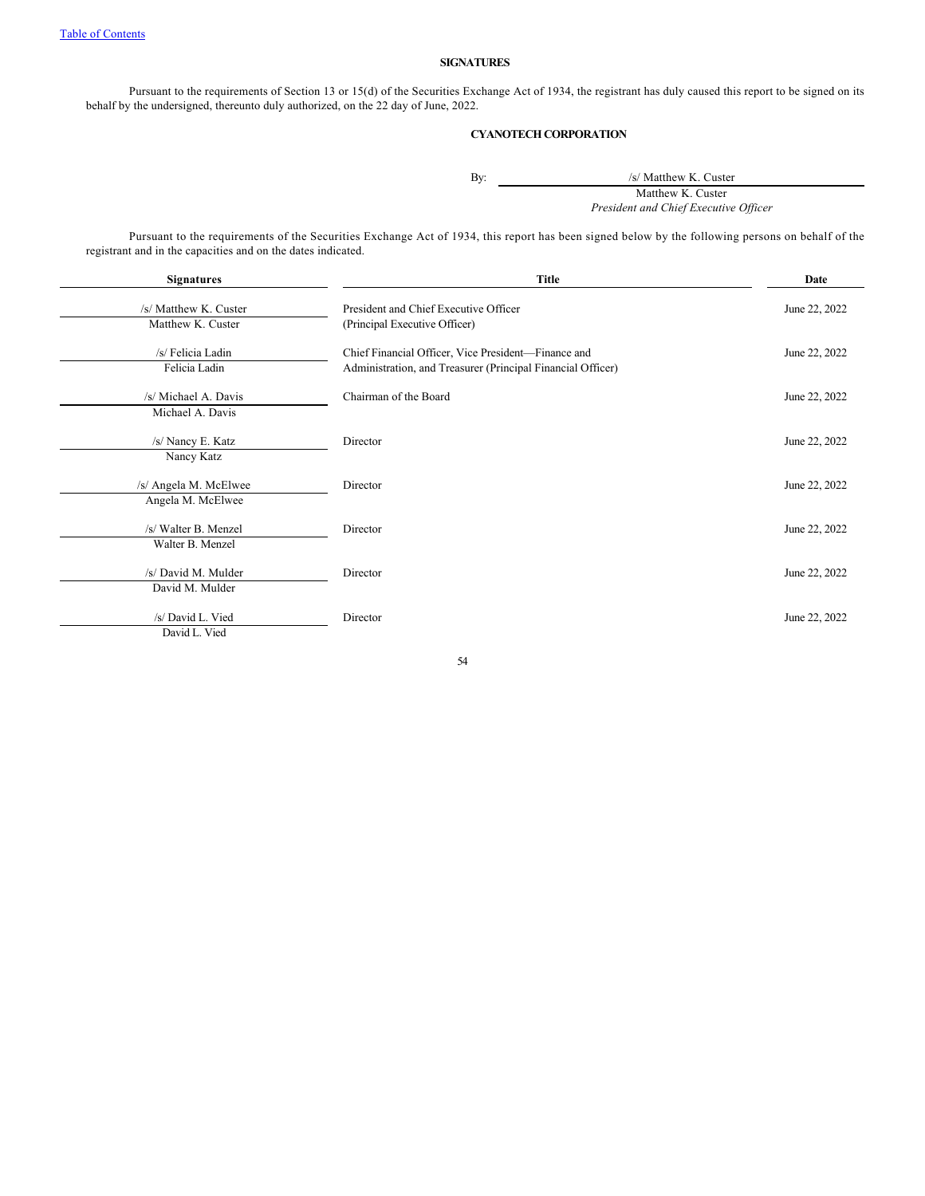[Table of Contents](#)

## SIGNATURES

Pursuant to the requirements of Section 13 or 15(d) of the Securities Exchange Act of 1934, the registrant has duly caused this report to be signed on its behalf by the undersigned, thereunto duly authorized, on the 22 day of June, 2022.

**CYANOTECH CORPORATION**

By: /s/ Matthew K. Custer
Matthew K. Custer
*President and Chief Executive Officer*

Pursuant to the requirements of the Securities Exchange Act of 1934, this report has been signed below by the following persons on behalf of the registrant and in the capacities and on the dates indicated.

| Signatures | Title | Date |
|---|---|---|
| /s/ Matthew K. Custer<br>Matthew K. Custer | President and Chief Executive Officer<br>(Principal Executive Officer) | June 22, 2022 |
| /s/ Felicia Ladin<br>Felicia Ladin | Chief Financial Officer, Vice President—Finance and Administration, and Treasurer (Principal Financial Officer) | June 22, 2022 |
| /s/ Michael A. Davis<br>Michael A. Davis | Chairman of the Board | June 22, 2022 |
| /s/ Nancy E. Katz<br>Nancy Katz | Director | June 22, 2022 |
| /s/ Angela M. McElwee<br>Angela M. McElwee | Director | June 22, 2022 |
| /s/ Walter B. Menzel<br>Walter B. Menzel | Director | June 22, 2022 |
| /s/ David M. Mulder<br>David M. Mulder | Director | June 22, 2022 |
| /s/ David L. Vied<br>David L. Vied | Director | June 22, 2022 |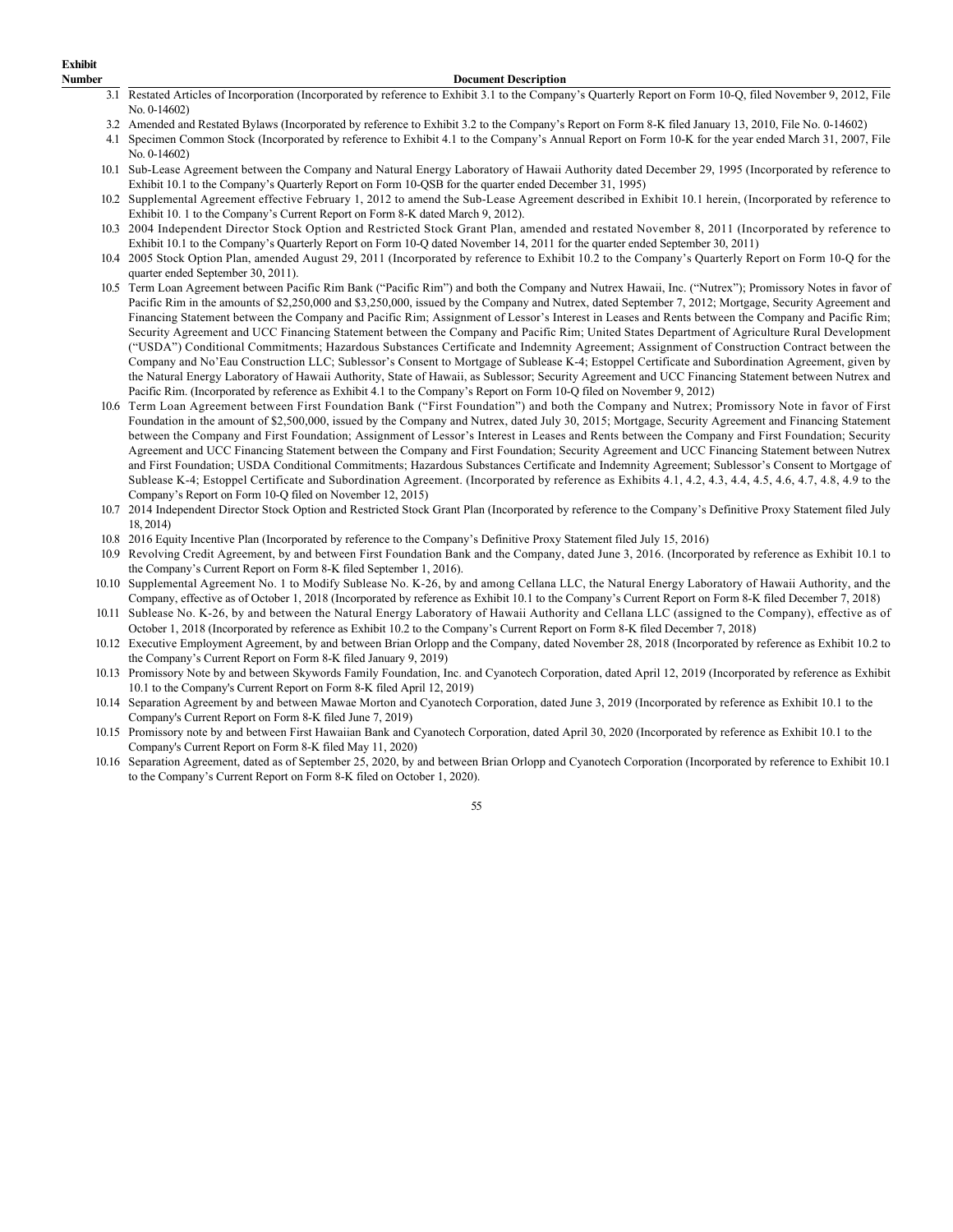| Exhibit Number | Document Description |
|---|---|
| 3.1 | Restated Articles of Incorporation (Incorporated by reference to Exhibit 3.1 to the Company's Quarterly Report on Form 10-Q, filed November 9, 2012, File No. 0-14602) |
| 3.2 | Amended and Restated Bylaws (Incorporated by reference to Exhibit 3.2 to the Company's Report on Form 8-K filed January 13, 2010, File No. 0-14602) |
| 4.1 | Specimen Common Stock (Incorporated by reference to Exhibit 4.1 to the Company's Annual Report on Form 10-K for the year ended March 31, 2007, File No. 0-14602) |
| 10.1 | Sub-Lease Agreement between the Company and Natural Energy Laboratory of Hawaii Authority dated December 29, 1995 (Incorporated by reference to Exhibit 10.1 to the Company's Quarterly Report on Form 10-QSB for the quarter ended December 31, 1995) |
| 10.2 | Supplemental Agreement effective February 1, 2012 to amend the Sub-Lease Agreement described in Exhibit 10.1 herein, (Incorporated by reference to Exhibit 10. 1 to the Company's Current Report on Form 8-K dated March 9, 2012). |
| 10.3 | 2004 Independent Director Stock Option and Restricted Stock Grant Plan, amended and restated November 8, 2011 (Incorporated by reference to Exhibit 10.1 to the Company's Quarterly Report on Form 10-Q dated November 14, 2011 for the quarter ended September 30, 2011) |
| 10.4 | 2005 Stock Option Plan, amended August 29, 2011 (Incorporated by reference to Exhibit 10.2 to the Company's Quarterly Report on Form 10-Q for the quarter ended September 30, 2011). |
| 10.5 | Term Loan Agreement between Pacific Rim Bank ("Pacific Rim") and both the Company and Nutrex Hawaii, Inc. ("Nutrex"); Promissory Notes in favor of Pacific Rim in the amounts of $2,250,000 and $3,250,000, issued by the Company and Nutrex, dated September 7, 2012; Mortgage, Security Agreement and Financing Statement between the Company and Pacific Rim; Assignment of Lessor's Interest in Leases and Rents between the Company and Pacific Rim; Security Agreement and UCC Financing Statement between the Company and Pacific Rim; United States Department of Agriculture Rural Development ("USDA") Conditional Commitments; Hazardous Substances Certificate and Indemnity Agreement; Assignment of Construction Contract between the Company and No'Eau Construction LLC; Sublessor's Consent to Mortgage of Sublease K-4; Estoppel Certificate and Subordination Agreement, given by the Natural Energy Laboratory of Hawaii Authority, State of Hawaii, as Sublessor; Security Agreement and UCC Financing Statement between Nutrex and Pacific Rim. (Incorporated by reference as Exhibit 4.1 to the Company's Report on Form 10-Q filed on November 9, 2012) |
| 10.6 | Term Loan Agreement between First Foundation Bank ("First Foundation") and both the Company and Nutrex; Promissory Note in favor of First Foundation in the amount of $2,500,000, issued by the Company and Nutrex, dated July 30, 2015; Mortgage, Security Agreement and Financing Statement between the Company and First Foundation; Assignment of Lessor's Interest in Leases and Rents between the Company and First Foundation; Security Agreement and UCC Financing Statement between the Company and First Foundation; Security Agreement and UCC Financing Statement between Nutrex and First Foundation; USDA Conditional Commitments; Hazardous Substances Certificate and Indemnity Agreement; Sublessor's Consent to Mortgage of Sublease K-4; Estoppel Certificate and Subordination Agreement. (Incorporated by reference as Exhibits 4.1, 4.2, 4.3, 4.4, 4.5, 4.6, 4.7, 4.8, 4.9 to the Company's Report on Form 10-Q filed on November 12, 2015) |
| 10.7 | 2014 Independent Director Stock Option and Restricted Stock Grant Plan (Incorporated by reference to the Company's Definitive Proxy Statement filed July 18, 2014) |
| 10.8 | 2016 Equity Incentive Plan (Incorporated by reference to the Company's Definitive Proxy Statement filed July 15, 2016) |
| 10.9 | Revolving Credit Agreement, by and between First Foundation Bank and the Company, dated June 3, 2016. (Incorporated by reference as Exhibit 10.1 to the Company's Current Report on Form 8-K filed September 1, 2016). |
| 10.10 | Supplemental Agreement No. 1 to Modify Sublease No. K-26, by and among Cellana LLC, the Natural Energy Laboratory of Hawaii Authority, and the Company, effective as of October 1, 2018 (Incorporated by reference as Exhibit 10.1 to the Company's Current Report on Form 8-K filed December 7, 2018) |
| 10.11 | Sublease No. K-26, by and between the Natural Energy Laboratory of Hawaii Authority and Cellana LLC (assigned to the Company), effective as of October 1, 2018 (Incorporated by reference as Exhibit 10.2 to the Company's Current Report on Form 8-K filed December 7, 2018) |
| 10.12 | Executive Employment Agreement, by and between Brian Orlopp and the Company, dated November 28, 2018 (Incorporated by reference as Exhibit 10.2 to the Company's Current Report on Form 8-K filed January 9, 2019) |
| 10.13 | Promissory Note by and between Skywords Family Foundation, Inc. and Cyanotech Corporation, dated April 12, 2019 (Incorporated by reference as Exhibit 10.1 to the Company's Current Report on Form 8-K filed April 12, 2019) |
| 10.14 | Separation Agreement by and between Mawae Morton and Cyanotech Corporation, dated June 3, 2019 (Incorporated by reference as Exhibit 10.1 to the Company's Current Report on Form 8-K filed June 7, 2019) |
| 10.15 | Promissory note by and between First Hawaiian Bank and Cyanotech Corporation, dated April 30, 2020 (Incorporated by reference as Exhibit 10.1 to the Company's Current Report on Form 8-K filed May 11, 2020) |
| 10.16 | Separation Agreement, dated as of September 25, 2020, by and between Brian Orlopp and Cyanotech Corporation (Incorporated by reference to Exhibit 10.1 to the Company's Current Report on Form 8-K filed on October 1, 2020). |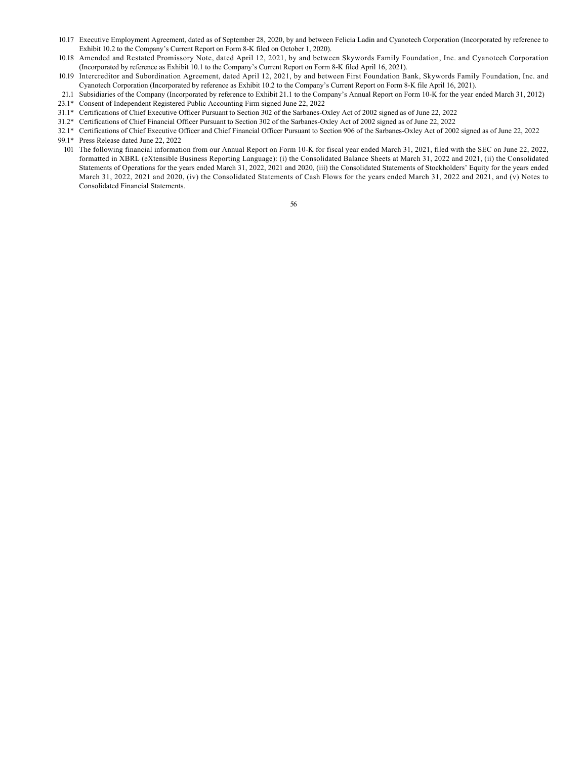10.17 Executive Employment Agreement, dated as of September 28, 2020, by and between Felicia Ladin and Cyanotech Corporation (Incorporated by reference to Exhibit 10.2 to the Company's Current Report on Form 8-K filed on October 1, 2020).

10.18 Amended and Restated Promissory Note, dated April 12, 2021, by and between Skywords Family Foundation, Inc. and Cyanotech Corporation (Incorporated by reference as Exhibit 10.1 to the Company's Current Report on Form 8-K filed April 16, 2021).

10.19 Intercreditor and Subordination Agreement, dated April 12, 2021, by and between First Foundation Bank, Skywords Family Foundation, Inc. and Cyanotech Corporation (Incorporated by reference as Exhibit 10.2 to the Company's Current Report on Form 8-K file April 16, 2021).

21.1 Subsidiaries of the Company (Incorporated by reference to Exhibit 21.1 to the Company's Annual Report on Form 10-K for the year ended March 31, 2012)

23.1* Consent of Independent Registered Public Accounting Firm signed June 22, 2022

31.1* Certifications of Chief Executive Officer Pursuant to Section 302 of the Sarbanes-Oxley Act of 2002 signed as of June 22, 2022

31.2* Certifications of Chief Financial Officer Pursuant to Section 302 of the Sarbanes-Oxley Act of 2002 signed as of June 22, 2022

32.1* Certifications of Chief Executive Officer and Chief Financial Officer Pursuant to Section 906 of the Sarbanes-Oxley Act of 2002 signed as of June 22, 2022

99.1* Press Release dated June 22, 2022

101 The following financial information from our Annual Report on Form 10-K for fiscal year ended March 31, 2021, filed with the SEC on June 22, 2022, formatted in XBRL (eXtensible Business Reporting Language): (i) the Consolidated Balance Sheets at March 31, 2022 and 2021, (ii) the Consolidated Statements of Operations for the years ended March 31, 2022, 2021 and 2020, (iii) the Consolidated Statements of Stockholders' Equity for the years ended March 31, 2022, 2021 and 2020, (iv) the Consolidated Statements of Cash Flows for the years ended March 31, 2022 and 2021, and (v) Notes to Consolidated Financial Statements.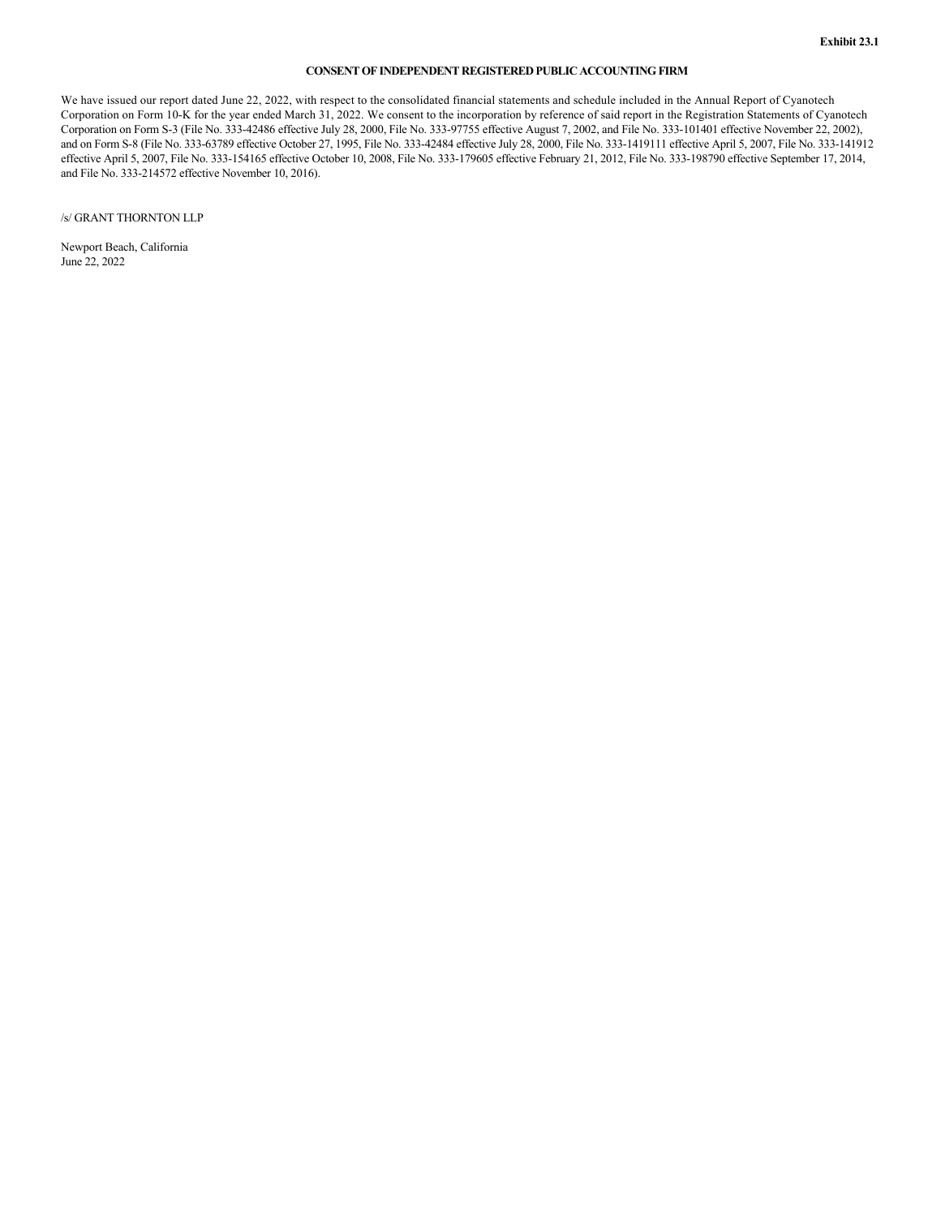**Exhibit 23.1**

**CONSENT OF INDEPENDENT REGISTERED PUBLIC ACCOUNTING FIRM**

We have issued our report dated June 22, 2022, with respect to the consolidated financial statements and schedule included in the Annual Report of Cyanotech Corporation on Form 10-K for the year ended March 31, 2022. We consent to the incorporation by reference of said report in the Registration Statements of Cyanotech Corporation on Form S-3 (File No. 333-42486 effective July 28, 2000, File No. 333-97755 effective August 7, 2002, and File No. 333-101401 effective November 22, 2002), and on Form S-8 (File No. 333-63789 effective October 27, 1995, File No. 333-42484 effective July 28, 2000, File No. 333-1419111 effective April 5, 2007, File No. 333-141912 effective April 5, 2007, File No. 333-154165 effective October 10, 2008, File No. 333-179605 effective February 21, 2012, File No. 333-198790 effective September 17, 2014, and File No. 333-214572 effective November 10, 2016).

/s/ GRANT THORNTON LLP

Newport Beach, California
June 22, 2022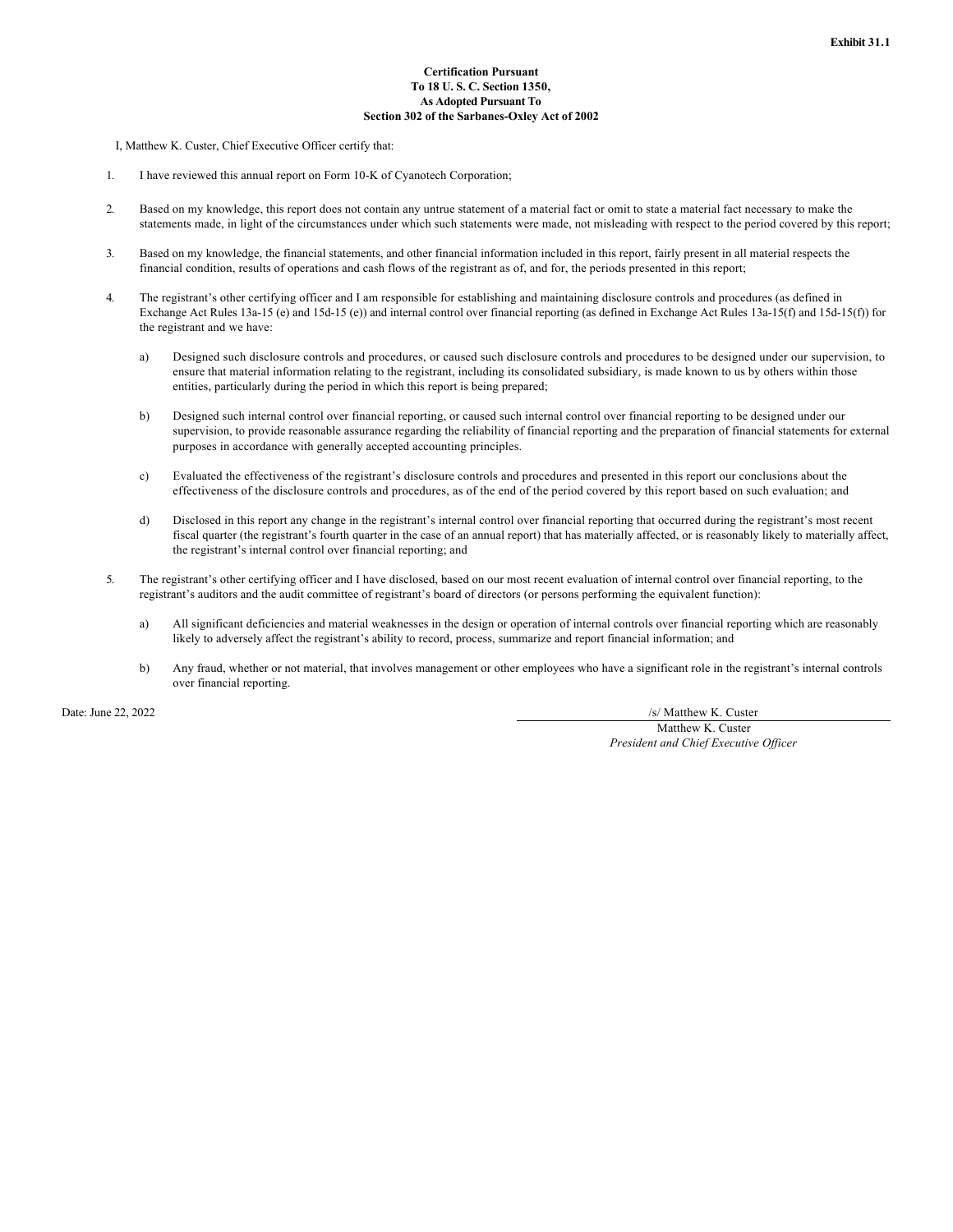**Exhibit 31.1**

**Certification Pursuant**
**To 18 U. S. C. Section 1350,**
**As Adopted Pursuant To**
**Section 302 of the Sarbanes-Oxley Act of 2002**

I, Matthew K. Custer, Chief Executive Officer certify that:

1. I have reviewed this annual report on Form 10-K of Cyanotech Corporation;

2. Based on my knowledge, this report does not contain any untrue statement of a material fact or omit to state a material fact necessary to make the statements made, in light of the circumstances under which such statements were made, not misleading with respect to the period covered by this report;

3. Based on my knowledge, the financial statements, and other financial information included in this report, fairly present in all material respects the financial condition, results of operations and cash flows of the registrant as of, and for, the periods presented in this report;

4. The registrant's other certifying officer and I am responsible for establishing and maintaining disclosure controls and procedures (as defined in Exchange Act Rules 13a-15 (e) and 15d-15 (e)) and internal control over financial reporting (as defined in Exchange Act Rules 13a-15(f) and 15d-15(f)) for the registrant and we have:

   a) Designed such disclosure controls and procedures, or caused such disclosure controls and procedures to be designed under our supervision, to ensure that material information relating to the registrant, including its consolidated subsidiary, is made known to us by others within those entities, particularly during the period in which this report is being prepared;

   b) Designed such internal control over financial reporting, or caused such internal control over financial reporting to be designed under our supervision, to provide reasonable assurance regarding the reliability of financial reporting and the preparation of financial statements for external purposes in accordance with generally accepted accounting principles.

   c) Evaluated the effectiveness of the registrant's disclosure controls and procedures and presented in this report our conclusions about the effectiveness of the disclosure controls and procedures, as of the end of the period covered by this report based on such evaluation; and

   d) Disclosed in this report any change in the registrant's internal control over financial reporting that occurred during the registrant's most recent fiscal quarter (the registrant's fourth quarter in the case of an annual report) that has materially affected, or is reasonably likely to materially affect, the registrant's internal control over financial reporting; and

5. The registrant's other certifying officer and I have disclosed, based on our most recent evaluation of internal control over financial reporting, to the registrant's auditors and the audit committee of registrant's board of directors (or persons performing the equivalent function):

   a) All significant deficiencies and material weaknesses in the design or operation of internal controls over financial reporting which are reasonably likely to adversely affect the registrant's ability to record, process, summarize and report financial information; and

   b) Any fraud, whether or not material, that involves management or other employees who have a significant role in the registrant's internal controls over financial reporting.

Date: June 22, 2022

/s/ Matthew K. Custer
Matthew K. Custer
*President and Chief Executive Officer*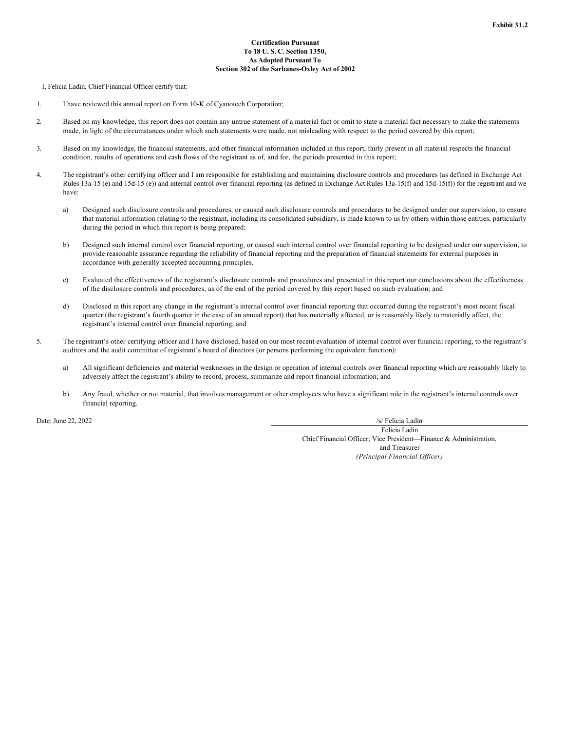**Exhibit 31.2**

**Certification Pursuant**
**To 18 U. S. C. Section 1350,**
**As Adopted Pursuant To**
**Section 302 of the Sarbanes-Oxley Act of 2002**

I, Felicia Ladin, Chief Financial Officer certify that:

1. I have reviewed this annual report on Form 10-K of Cyanotech Corporation;

2. Based on my knowledge, this report does not contain any untrue statement of a material fact or omit to state a material fact necessary to make the statements made, in light of the circumstances under which such statements were made, not misleading with respect to the period covered by this report;

3. Based on my knowledge, the financial statements, and other financial information included in this report, fairly present in all material respects the financial condition, results of operations and cash flows of the registrant as of, and for, the periods presented in this report;

4. The registrant's other certifying officer and I am responsible for establishing and maintaining disclosure controls and procedures (as defined in Exchange Act Rules 13a-15 (e) and 15d-15 (e)) and internal control over financial reporting (as defined in Exchange Act Rules 13a-15(f) and 15d-15(f)) for the registrant and we have:

   a) Designed such disclosure controls and procedures, or caused such disclosure controls and procedures to be designed under our supervision, to ensure that material information relating to the registrant, including its consolidated subsidiary, is made known to us by others within those entities, particularly during the period in which this report is being prepared;

   b) Designed such internal control over financial reporting, or caused such internal control over financial reporting to be designed under our supervision, to provide reasonable assurance regarding the reliability of financial reporting and the preparation of financial statements for external purposes in accordance with generally accepted accounting principles.

   c) Evaluated the effectiveness of the registrant's disclosure controls and procedures and presented in this report our conclusions about the effectiveness of the disclosure controls and procedures, as of the end of the period covered by this report based on such evaluation; and

   d) Disclosed in this report any change in the registrant's internal control over financial reporting that occurred during the registrant's most recent fiscal quarter (the registrant's fourth quarter in the case of an annual report) that has materially affected, or is reasonably likely to materially affect, the registrant's internal control over financial reporting; and

5. The registrant's other certifying officer and I have disclosed, based on our most recent evaluation of internal control over financial reporting, to the registrant's auditors and the audit committee of registrant's board of directors (or persons performing the equivalent function):

   a) All significant deficiencies and material weaknesses in the design or operation of internal controls over financial reporting which are reasonably likely to adversely affect the registrant's ability to record, process, summarize and report financial information; and

   b) Any fraud, whether or not material, that involves management or other employees who have a significant role in the registrant's internal controls over financial reporting.

Date: June 22, 2022

/s/ Felicia Ladin

Felicia Ladin
Chief Financial Officer; Vice President—Finance & Administration, and Treasurer
*(Principal Financial Officer)*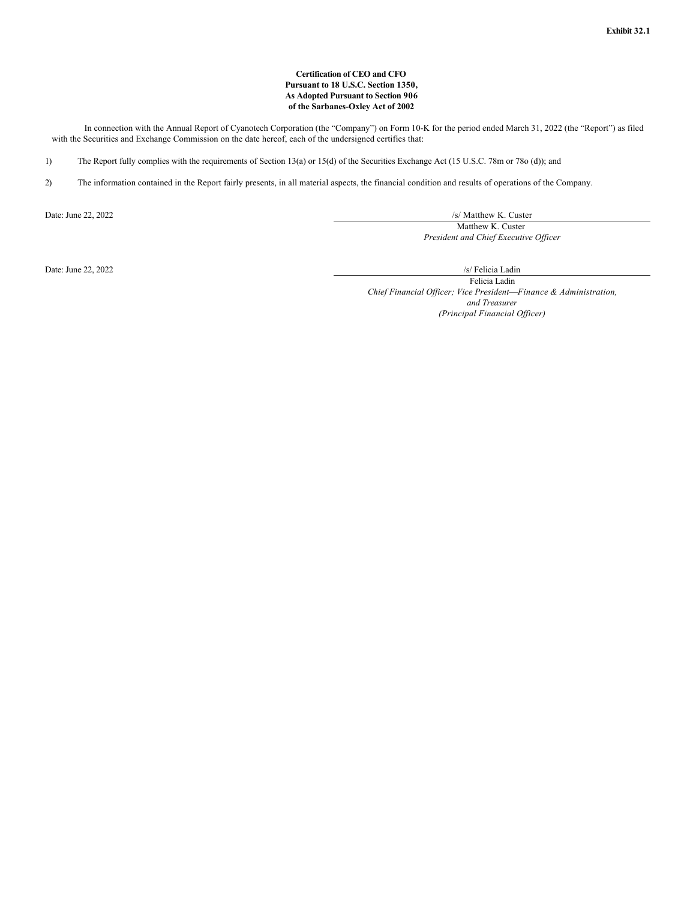**Exhibit 32.1**

**Certification of CEO and CFO**
**Pursuant to 18 U.S.C. Section 1350,**
**As Adopted Pursuant to Section 906**
**of the Sarbanes-Oxley Act of 2002**

In connection with the Annual Report of Cyanotech Corporation (the "Company") on Form 10-K for the period ended March 31, 2022 (the "Report") as filed with the Securities and Exchange Commission on the date hereof, each of the undersigned certifies that:

1) The Report fully complies with the requirements of Section 13(a) or 15(d) of the Securities Exchange Act (15 U.S.C. 78m or 78o (d)); and

2) The information contained in the Report fairly presents, in all material aspects, the financial condition and results of operations of the Company.

Date: June 22, 2022

/s/ Matthew K. Custer
Matthew K. Custer
*President and Chief Executive Officer*

Date: June 22, 2022

/s/ Felicia Ladin
Felicia Ladin
*Chief Financial Officer; Vice President—Finance & Administration, and Treasurer*
*(Principal Financial Officer)*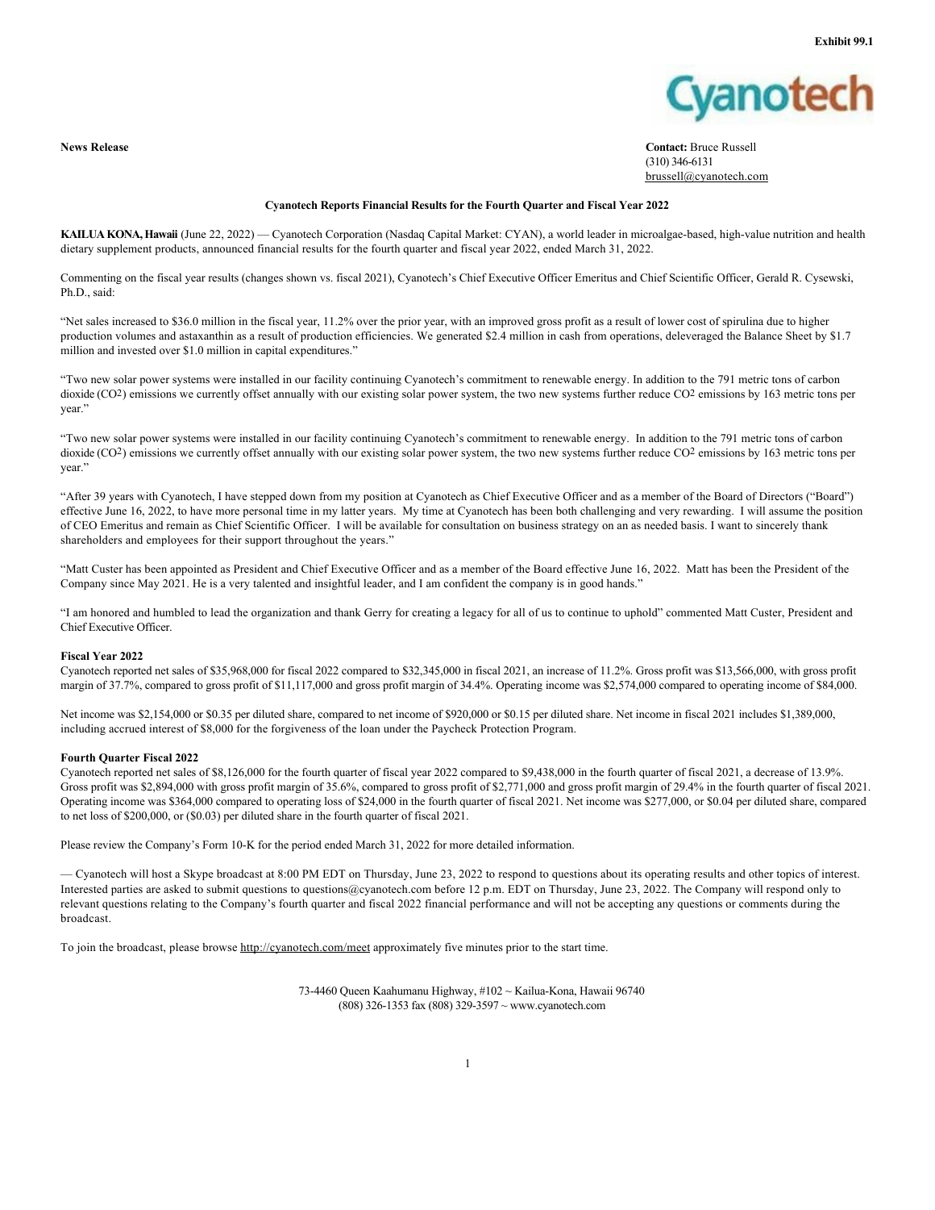**Exhibit 99.1**

Cyanotech

**News Release**

**Contact:** Bruce Russell
(310) 346-6131
brussell@cyanotech.com

**Cyanotech Reports Financial Results for the Fourth Quarter and Fiscal Year 2022**

**KAILUA KONA, Hawaii** (June 22, 2022) — Cyanotech Corporation (Nasdaq Capital Market: CYAN), a world leader in microalgae-based, high-value nutrition and health dietary supplement products, announced financial results for the fourth quarter and fiscal year 2022, ended March 31, 2022.

Commenting on the fiscal year results (changes shown vs. fiscal 2021), Cyanotech's Chief Executive Officer Emeritus and Chief Scientific Officer, Gerald R. Cysewski, Ph.D., said:

"Net sales increased to $36.0 million in the fiscal year, 11.2% over the prior year, with an improved gross profit as a result of lower cost of spirulina due to higher production volumes and astaxanthin as a result of production efficiencies. We generated $2.4 million in cash from operations, deleveraged the Balance Sheet by $1.7 million and invested over $1.0 million in capital expenditures."

"Two new solar power systems were installed in our facility continuing Cyanotech's commitment to renewable energy. In addition to the 791 metric tons of carbon dioxide ($CO^2$) emissions we currently offset annually with our existing solar power system, the two new systems further reduce $CO^2$ emissions by 163 metric tons per year."

"Two new solar power systems were installed in our facility continuing Cyanotech's commitment to renewable energy. In addition to the 791 metric tons of carbon dioxide ($CO^2$) emissions we currently offset annually with our existing solar power system, the two new systems further reduce $CO^2$ emissions by 163 metric tons per year."

"After 39 years with Cyanotech, I have stepped down from my position at Cyanotech as Chief Executive Officer and as a member of the Board of Directors ("Board") effective June 16, 2022, to have more personal time in my latter years. My time at Cyanotech has been both challenging and very rewarding. I will assume the position of CEO Emeritus and remain as Chief Scientific Officer. I will be available for consultation on business strategy on an as needed basis. I want to sincerely thank shareholders and employees for their support throughout the years."

"Matt Custer has been appointed as President and Chief Executive Officer and as a member of the Board effective June 16, 2022. Matt has been the President of the Company since May 2021. He is a very talented and insightful leader, and I am confident the company is in good hands."

"I am honored and humbled to lead the organization and thank Gerry for creating a legacy for all of us to continue to uphold" commented Matt Custer, President and Chief Executive Officer.

**Fiscal Year 2022**

Cyanotech reported net sales of $35,968,000 for fiscal 2022 compared to $32,345,000 in fiscal 2021, an increase of 11.2%. Gross profit was $13,566,000, with gross profit margin of 37.7%, compared to gross profit of $11,117,000 and gross profit margin of 34.4%. Operating income was $2,574,000 compared to operating income of $84,000.

Net income was $2,154,000 or $0.35 per diluted share, compared to net income of $920,000 or $0.15 per diluted share. Net income in fiscal 2021 includes $1,389,000, including accrued interest of $8,000 for the forgiveness of the loan under the Paycheck Protection Program.

**Fourth Quarter Fiscal 2022**

Cyanotech reported net sales of $8,126,000 for the fourth quarter of fiscal year 2022 compared to $9,438,000 in the fourth quarter of fiscal 2021, a decrease of 13.9%. Gross profit was $2,894,000 with gross profit margin of 35.6%, compared to gross profit of $2,771,000 and gross profit margin of 29.4% in the fourth quarter of fiscal 2021. Operating income was $364,000 compared to operating loss of $24,000 in the fourth quarter of fiscal 2021. Net income was $277,000, or $0.04 per diluted share, compared to net loss of $200,000, or ($0.03) per diluted share in the fourth quarter of fiscal 2021.

Please review the Company's Form 10-K for the period ended March 31, 2022 for more detailed information.

— Cyanotech will host a Skype broadcast at 8:00 PM EDT on Thursday, June 23, 2022 to respond to questions about its operating results and other topics of interest. Interested parties are asked to submit questions to questions@cyanotech.com before 12 p.m. EDT on Thursday, June 23, 2022. The Company will respond only to relevant questions relating to the Company's fourth quarter and fiscal 2022 financial performance and will not be accepting any questions or comments during the broadcast.

To join the broadcast, please browse http://cyanotech.com/meet approximately five minutes prior to the start time.

73-4460 Queen Kaahumanu Highway, #102 ~ Kailua-Kona, Hawaii 96740
(808) 326-1353 fax (808) 329-3597 ~ www.cyanotech.com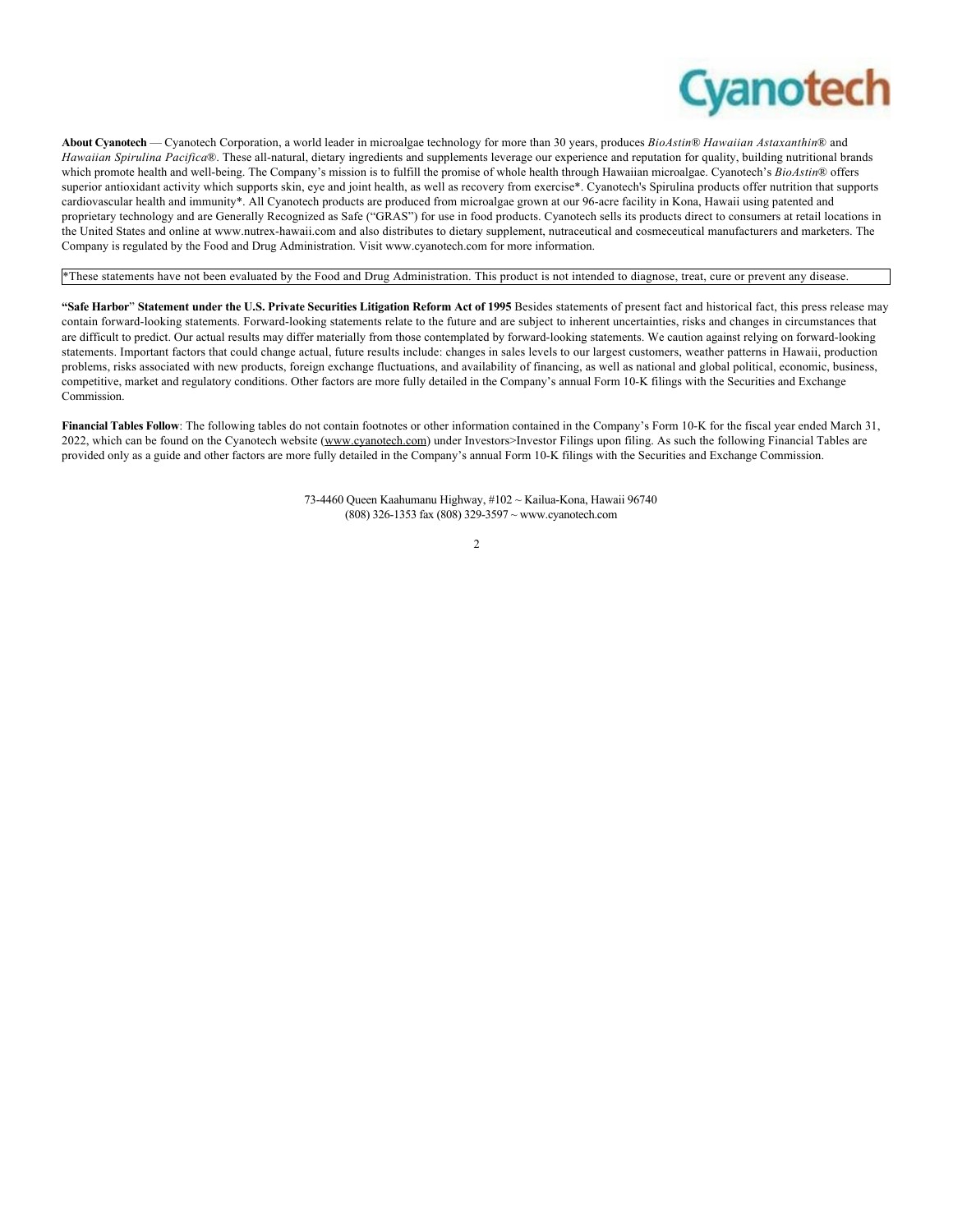**About Cyanotech** — Cyanotech Corporation, a world leader in microalgae technology for more than 30 years, produces *BioAstin® Hawaiian Astaxanthin®* and *Hawaiian Spirulina Pacifica®*. These all-natural, dietary ingredients and supplements leverage our experience and reputation for quality, building nutritional brands which promote health and well-being. The Company's mission is to fulfill the promise of whole health through Hawaiian microalgae. Cyanotech's *BioAstin®* offers superior antioxidant activity which supports skin, eye and joint health, as well as recovery from exercise*. Cyanotech's Spirulina products offer nutrition that supports cardiovascular health and immunity*. All Cyanotech products are produced from microalgae grown at our 96-acre facility in Kona, Hawaii using patented and proprietary technology and are Generally Recognized as Safe ("GRAS") for use in food products. Cyanotech sells its products direct to consumers at retail locations in the United States and online at www.nutrex-hawaii.com and also distributes to dietary supplement, nutraceutical and cosmeceutical manufacturers and marketers. The Company is regulated by the Food and Drug Administration. Visit www.cyanotech.com for more information.

*These statements have not been evaluated by the Food and Drug Administration. This product is not intended to diagnose, treat, cure or prevent any disease.

**"Safe Harbor" Statement under the U.S. Private Securities Litigation Reform Act of 1995** Besides statements of present fact and historical fact, this press release may contain forward-looking statements. Forward-looking statements relate to the future and are subject to inherent uncertainties, risks and changes in circumstances that are difficult to predict. Our actual results may differ materially from those contemplated by forward-looking statements. We caution against relying on forward-looking statements. Important factors that could change actual, future results include: changes in sales levels to our largest customers, weather patterns in Hawaii, production problems, risks associated with new products, foreign exchange fluctuations, and availability of financing, as well as national and global political, economic, business, competitive, market and regulatory conditions. Other factors are more fully detailed in the Company's annual Form 10-K filings with the Securities and Exchange Commission.

**Financial Tables Follow**: The following tables do not contain footnotes or other information contained in the Company's Form 10-K for the fiscal year ended March 31, 2022, which can be found on the Cyanotech website (www.cyanotech.com) under Investors>Investor Filings upon filing. As such the following Financial Tables are provided only as a guide and other factors are more fully detailed in the Company's annual Form 10-K filings with the Securities and Exchange Commission.

73-4460 Queen Kaahumanu Highway, #102 ~ Kailua-Kona, Hawaii 96740
(808) 326-1353 fax (808) 329-3597 ~ www.cyanotech.com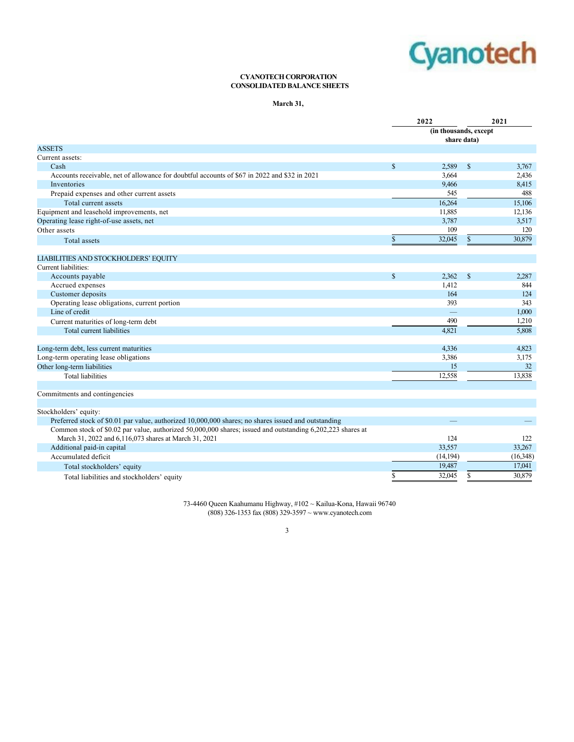Cyanotech

**CYANOTECH CORPORATION**
**CONSOLIDATED BALANCE SHEETS**

**March 31,**

| | 2022 | 2021 |
|---|---|---|
| | (in thousands, except share data) | |
| ASSETS | | |
| Current assets: | | |
| Cash | $ 2,589 | $ 3,767 |
| Accounts receivable, net of allowance for doubtful accounts of $67 in 2022 and $32 in 2021 | 3,664 | 2,436 |
| Inventories | 9,466 | 8,415 |
| Prepaid expenses and other current assets | 545 | 488 |
| Total current assets | 16,264 | 15,106 |
| Equipment and leasehold improvements, net | 11,885 | 12,136 |
| Operating lease right-of-use assets, net | 3,787 | 3,517 |
| Other assets | 109 | 120 |
| Total assets | $ 32,045 | $ 30,879 |
| | | |
| LIABILITIES AND STOCKHOLDERS' EQUITY | | |
| Current liabilities: | | |
| Accounts payable | $ 2,362 | $ 2,287 |
| Accrued expenses | 1,412 | 844 |
| Customer deposits | 164 | 124 |
| Operating lease obligations, current portion | 393 | 343 |
| Line of credit | — | 1,000 |
| Current maturities of long-term debt | 490 | 1,210 |
| Total current liabilities | 4,821 | 5,808 |
| | | |
| Long-term debt, less current maturities | 4,336 | 4,823 |
| Long-term operating lease obligations | 3,386 | 3,175 |
| Other long-term liabilities | 15 | 32 |
| Total liabilities | 12,558 | 13,838 |
| | | |
| Commitments and contingencies | | |
| | | |
| Stockholders' equity: | | |
| Preferred stock of $0.01 par value, authorized 10,000,000 shares; no shares issued and outstanding | — | — |
| Common stock of $0.02 par value, authorized 50,000,000 shares; issued and outstanding 6,202,223 shares at March 31, 2022 and 6,116,073 shares at March 31, 2021 | 124 | 122 |
| Additional paid-in capital | 33,557 | 33,267 |
| Accumulated deficit | (14,194) | (16,348) |
| Total stockholders' equity | 19,487 | 17,041 |
| Total liabilities and stockholders' equity | $ 32,045 | $ 30,879 |

73-4460 Queen Kaahumanu Highway, #102 ~ Kailua-Kona, Hawaii 96740
(808) 326-1353 fax (808) 329-3597 ~ www.cyanotech.com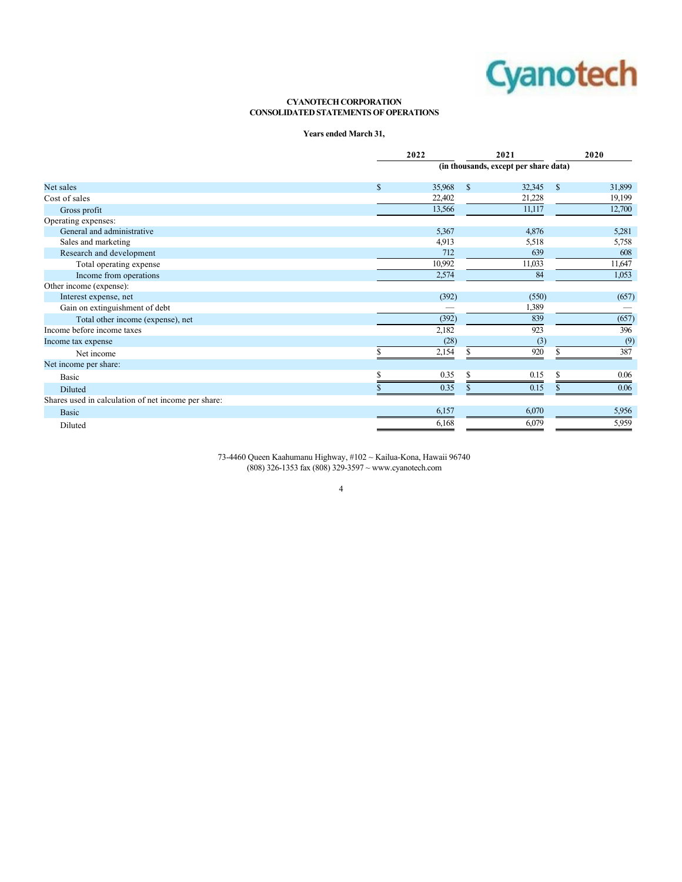**CYANOTECH CORPORATION**
**CONSOLIDATED STATEMENTS OF OPERATIONS**

**Years ended March 31,**

| | 2022 | 2021 | 2020 |
|---|---|---|---|
| | (in thousands, except per share data) | | |
| Net sales | $ 35,968 | $ 32,345 | $ 31,899 |
| Cost of sales | 22,402 | 21,228 | 19,199 |
| Gross profit | 13,566 | 11,117 | 12,700 |
| Operating expenses: | | | |
| General and administrative | 5,367 | 4,876 | 5,281 |
| Sales and marketing | 4,913 | 5,518 | 5,758 |
| Research and development | 712 | 639 | 608 |
| Total operating expense | 10,992 | 11,033 | 11,647 |
| Income from operations | 2,574 | 84 | 1,053 |
| Other income (expense): | | | |
| Interest expense, net | (392) | (550) | (657) |
| Gain on extinguishment of debt | — | 1,389 | — |
| Total other income (expense), net | (392) | 839 | (657) |
| Income before income taxes | 2,182 | 923 | 396 |
| Income tax expense | (28) | (3) | (9) |
| Net income | $ 2,154 | $ 920 | $ 387 |
| Net income per share: | | | |
| Basic | $ 0.35 | $ 0.15 | $ 0.06 |
| Diluted | $ 0.35 | $ 0.15 | $ 0.06 |
| Shares used in calculation of net income per share: | | | |
| Basic | 6,157 | 6,070 | 5,956 |
| Diluted | 6,168 | 6,079 | 5,959 |

73-4460 Queen Kaahumanu Highway, #102 ~ Kailua-Kona, Hawaii 96740
(808) 326-1353 fax (808) 329-3597 ~ www.cyanotech.com